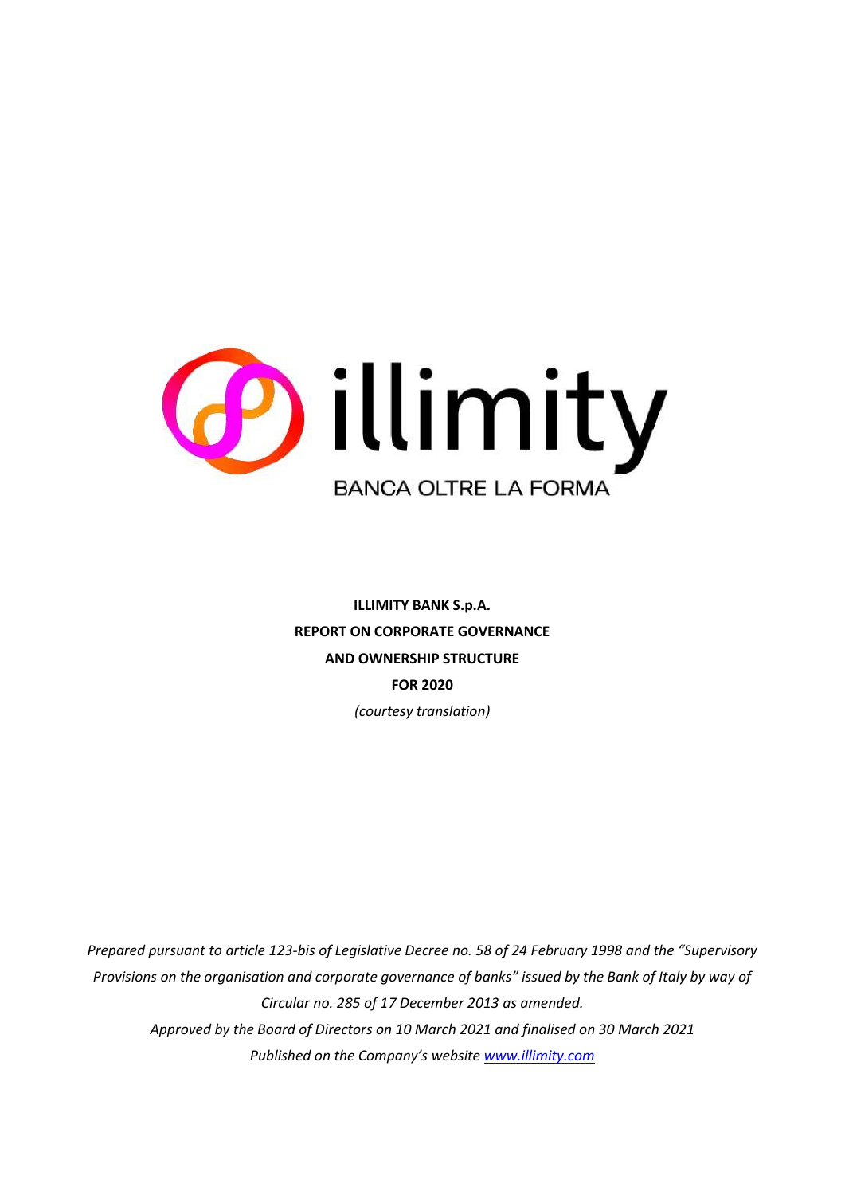illimity

BANCA OLTRE LA FORMA

**ILLIMITY BANK S.p.A.**

**REPORT ON CORPORATE GOVERNANCE**

**AND OWNERSHIP STRUCTURE**

**FOR 2020**

*(courtesy translation)*

*Prepared pursuant to article 123-bis of Legislative Decree no. 58 of 24 February 1998 and the "Supervisory Provisions on the organisation and corporate governance of banks" issued by the Bank of Italy by way of Circular no. 285 of 17 December 2013 as amended.*

*Approved by the Board of Directors on 10 March 2021 and finalised on 30 March 2021*

*Published on the Company's website [www.illimity.com](www.illimity.com)*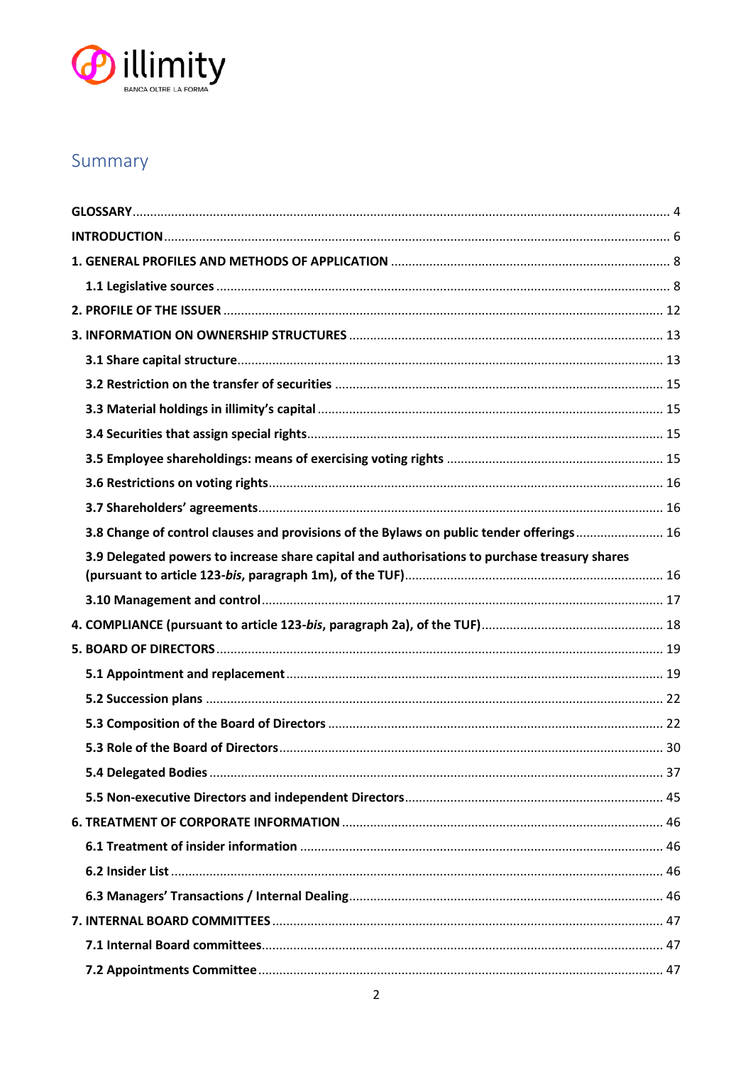## Summary

GLOSSARY ... 4

INTRODUCTION ... 6

1. GENERAL PROFILES AND METHODS OF APPLICATION ... 8

   1.1 Legislative sources ... 8

2. PROFILE OF THE ISSUER ... 12

3. INFORMATION ON OWNERSHIP STRUCTURES ... 13

   3.1 Share capital structure ... 13

   3.2 Restriction on the transfer of securities ... 15

   3.3 Material holdings in illimity's capital ... 15

   3.4 Securities that assign special rights ... 15

   3.5 Employee shareholdings: means of exercising voting rights ... 15

   3.6 Restrictions on voting rights ... 16

   3.7 Shareholders' agreements ... 16

   3.8 Change of control clauses and provisions of the Bylaws on public tender offerings ... 16

   3.9 Delegated powers to increase share capital and authorisations to purchase treasury shares (pursuant to article 123-*bis*, paragraph 1m), of the TUF) ... 16

   3.10 Management and control ... 17

4. COMPLIANCE (pursuant to article 123-*bis*, paragraph 2a), of the TUF) ... 18

5. BOARD OF DIRECTORS ... 19

   5.1 Appointment and replacement ... 19

   5.2 Succession plans ... 22

   5.3 Composition of the Board of Directors ... 22

   5.3 Role of the Board of Directors ... 30

   5.4 Delegated Bodies ... 37

   5.5 Non-executive Directors and independent Directors ... 45

6. TREATMENT OF CORPORATE INFORMATION ... 46

   6.1 Treatment of insider information ... 46

   6.2 Insider List ... 46

   6.3 Managers' Transactions / Internal Dealing ... 46

7. INTERNAL BOARD COMMITTEES ... 47

   7.1 Internal Board committees ... 47

   7.2 Appointments Committee ... 47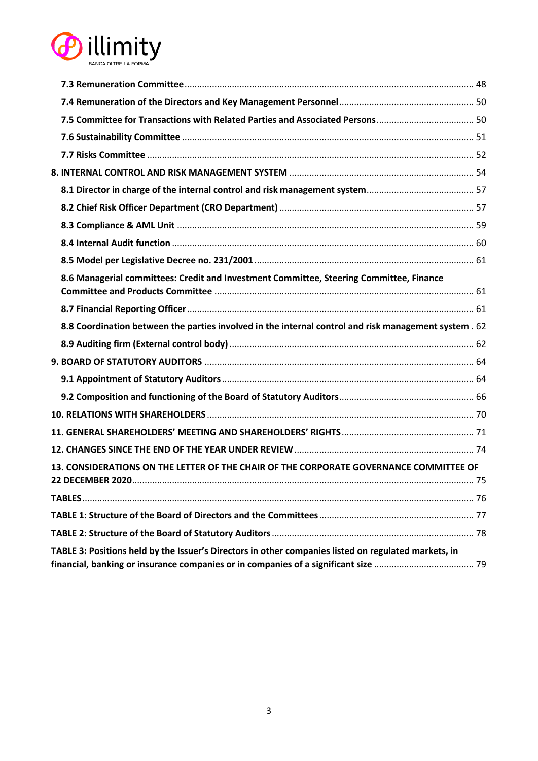**7.3 Remuneration Committee** ..... 48

**7.4 Remuneration of the Directors and Key Management Personnel** ..... 50

**7.5 Committee for Transactions with Related Parties and Associated Persons** ..... 50

**7.6 Sustainability Committee** ..... 51

**7.7 Risks Committee** ..... 52

**8. INTERNAL CONTROL AND RISK MANAGEMENT SYSTEM** ..... 54

**8.1 Director in charge of the internal control and risk management system** ..... 57

**8.2 Chief Risk Officer Department (CRO Department)** ..... 57

**8.3 Compliance & AML Unit** ..... 59

**8.4 Internal Audit function** ..... 60

**8.5 Model per Legislative Decree no. 231/2001** ..... 61

**8.6 Managerial committees: Credit and Investment Committee, Steering Committee, Finance Committee and Products Committee** ..... 61

**8.7 Financial Reporting Officer** ..... 61

**8.8 Coordination between the parties involved in the internal control and risk management system** . 62

**8.9 Auditing firm (External control body)** ..... 62

**9. BOARD OF STATUTORY AUDITORS** ..... 64

**9.1 Appointment of Statutory Auditors** ..... 64

**9.2 Composition and functioning of the Board of Statutory Auditors** ..... 66

**10. RELATIONS WITH SHAREHOLDERS** ..... 70

**11. GENERAL SHAREHOLDERS' MEETING AND SHAREHOLDERS' RIGHTS** ..... 71

**12. CHANGES SINCE THE END OF THE YEAR UNDER REVIEW** ..... 74

**13. CONSIDERATIONS ON THE LETTER OF THE CHAIR OF THE CORPORATE GOVERNANCE COMMITTEE OF 22 DECEMBER 2020** ..... 75

**TABLES** ..... 76

**TABLE 1: Structure of the Board of Directors and the Committees** ..... 77

**TABLE 2: Structure of the Board of Statutory Auditors** ..... 78

**TABLE 3: Positions held by the Issuer's Directors in other companies listed on regulated markets, in financial, banking or insurance companies or in companies of a significant size** ..... 79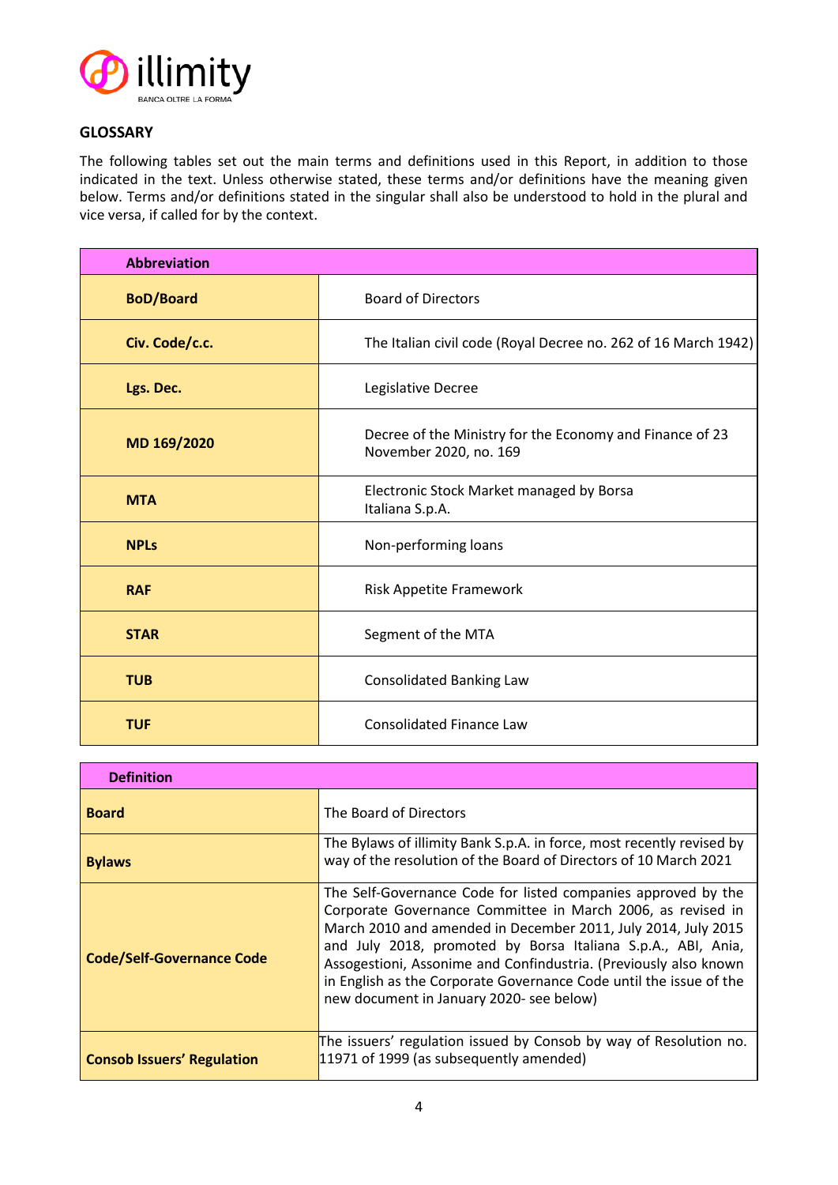## GLOSSARY

The following tables set out the main terms and definitions used in this Report, in addition to those indicated in the text. Unless otherwise stated, these terms and/or definitions have the meaning given below. Terms and/or definitions stated in the singular shall also be understood to hold in the plural and vice versa, if called for by the context.

| Abbreviation | |
|---|---|
| **BoD/Board** | Board of Directors |
| **Civ. Code/c.c.** | The Italian civil code (Royal Decree no. 262 of 16 March 1942) |
| **Lgs. Dec.** | Legislative Decree |
| **MD 169/2020** | Decree of the Ministry for the Economy and Finance of 23 November 2020, no. 169 |
| **MTA** | Electronic Stock Market managed by Borsa Italiana S.p.A. |
| **NPLs** | Non-performing loans |
| **RAF** | Risk Appetite Framework |
| **STAR** | Segment of the MTA |
| **TUB** | Consolidated Banking Law |
| **TUF** | Consolidated Finance Law |

| Definition | |
|---|---|
| **Board** | The Board of Directors |
| **Bylaws** | The Bylaws of illimity Bank S.p.A. in force, most recently revised by way of the resolution of the Board of Directors of 10 March 2021 |
| **Code/Self-Governance Code** | The Self-Governance Code for listed companies approved by the Corporate Governance Committee in March 2006, as revised in March 2010 and amended in December 2011, July 2014, July 2015 and July 2018, promoted by Borsa Italiana S.p.A., ABI, Ania, Assogestioni, Assonime and Confindustria. (Previously also known in English as the Corporate Governance Code until the issue of the new document in January 2020- see below) |
| **Consob Issuers' Regulation** | The issuers' regulation issued by Consob by way of Resolution no. 11971 of 1999 (as subsequently amended) |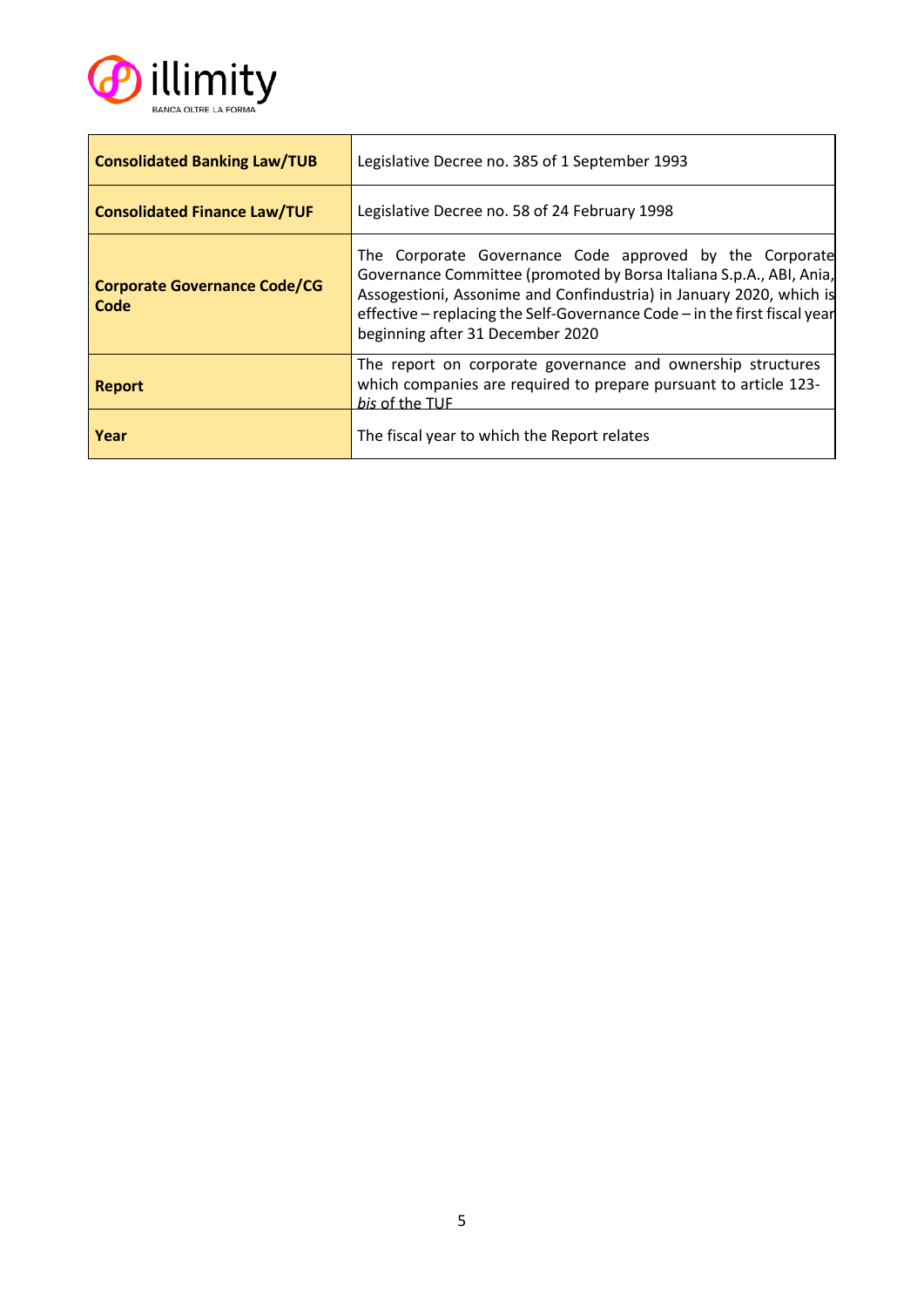| **Consolidated Banking Law/TUB** | Legislative Decree no. 385 of 1 September 1993 |
|---|---|
| **Consolidated Finance Law/TUF** | Legislative Decree no. 58 of 24 February 1998 |
| **Corporate Governance Code/CG Code** | The Corporate Governance Code approved by the Corporate Governance Committee (promoted by Borsa Italiana S.p.A., ABI, Ania, Assogestioni, Assonime and Confindustria) in January 2020, which is effective – replacing the Self-Governance Code – in the first fiscal year beginning after 31 December 2020 |
| **Report** | The report on corporate governance and ownership structures which companies are required to prepare pursuant to article 123-*bis* of the TUF |
| **Year** | The fiscal year to which the Report relates |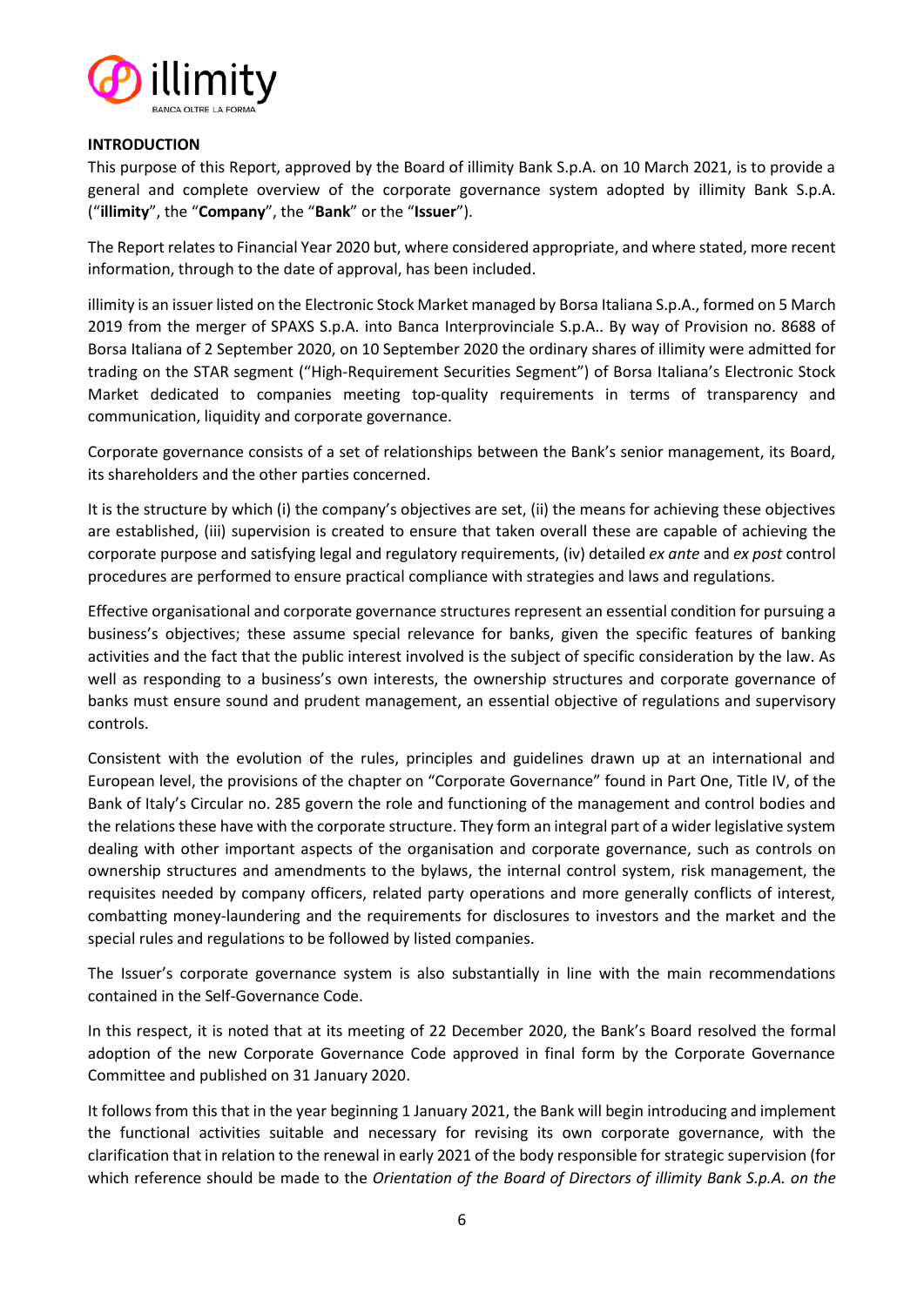## INTRODUCTION

This purpose of this Report, approved by the Board of illimity Bank S.p.A. on 10 March 2021, is to provide a general and complete overview of the corporate governance system adopted by illimity Bank S.p.A. ("**illimity**", the "**Company**", the "**Bank**" or the "**Issuer**").

The Report relates to Financial Year 2020 but, where considered appropriate, and where stated, more recent information, through to the date of approval, has been included.

illimity is an issuer listed on the Electronic Stock Market managed by Borsa Italiana S.p.A., formed on 5 March 2019 from the merger of SPAXS S.p.A. into Banca Interprovinciale S.p.A.. By way of Provision no. 8688 of Borsa Italiana of 2 September 2020, on 10 September 2020 the ordinary shares of illimity were admitted for trading on the STAR segment ("High-Requirement Securities Segment") of Borsa Italiana's Electronic Stock Market dedicated to companies meeting top-quality requirements in terms of transparency and communication, liquidity and corporate governance.

Corporate governance consists of a set of relationships between the Bank's senior management, its Board, its shareholders and the other parties concerned.

It is the structure by which (i) the company's objectives are set, (ii) the means for achieving these objectives are established, (iii) supervision is created to ensure that taken overall these are capable of achieving the corporate purpose and satisfying legal and regulatory requirements, (iv) detailed *ex ante* and *ex post* control procedures are performed to ensure practical compliance with strategies and laws and regulations.

Effective organisational and corporate governance structures represent an essential condition for pursuing a business's objectives; these assume special relevance for banks, given the specific features of banking activities and the fact that the public interest involved is the subject of specific consideration by the law. As well as responding to a business's own interests, the ownership structures and corporate governance of banks must ensure sound and prudent management, an essential objective of regulations and supervisory controls.

Consistent with the evolution of the rules, principles and guidelines drawn up at an international and European level, the provisions of the chapter on "Corporate Governance" found in Part One, Title IV, of the Bank of Italy's Circular no. 285 govern the role and functioning of the management and control bodies and the relations these have with the corporate structure. They form an integral part of a wider legislative system dealing with other important aspects of the organisation and corporate governance, such as controls on ownership structures and amendments to the bylaws, the internal control system, risk management, the requisites needed by company officers, related party operations and more generally conflicts of interest, combatting money-laundering and the requirements for disclosures to investors and the market and the special rules and regulations to be followed by listed companies.

The Issuer's corporate governance system is also substantially in line with the main recommendations contained in the Self-Governance Code.

In this respect, it is noted that at its meeting of 22 December 2020, the Bank's Board resolved the formal adoption of the new Corporate Governance Code approved in final form by the Corporate Governance Committee and published on 31 January 2020.

It follows from this that in the year beginning 1 January 2021, the Bank will begin introducing and implement the functional activities suitable and necessary for revising its own corporate governance, with the clarification that in relation to the renewal in early 2021 of the body responsible for strategic supervision (for which reference should be made to the *Orientation of the Board of Directors of illimity Bank S.p.A. on the*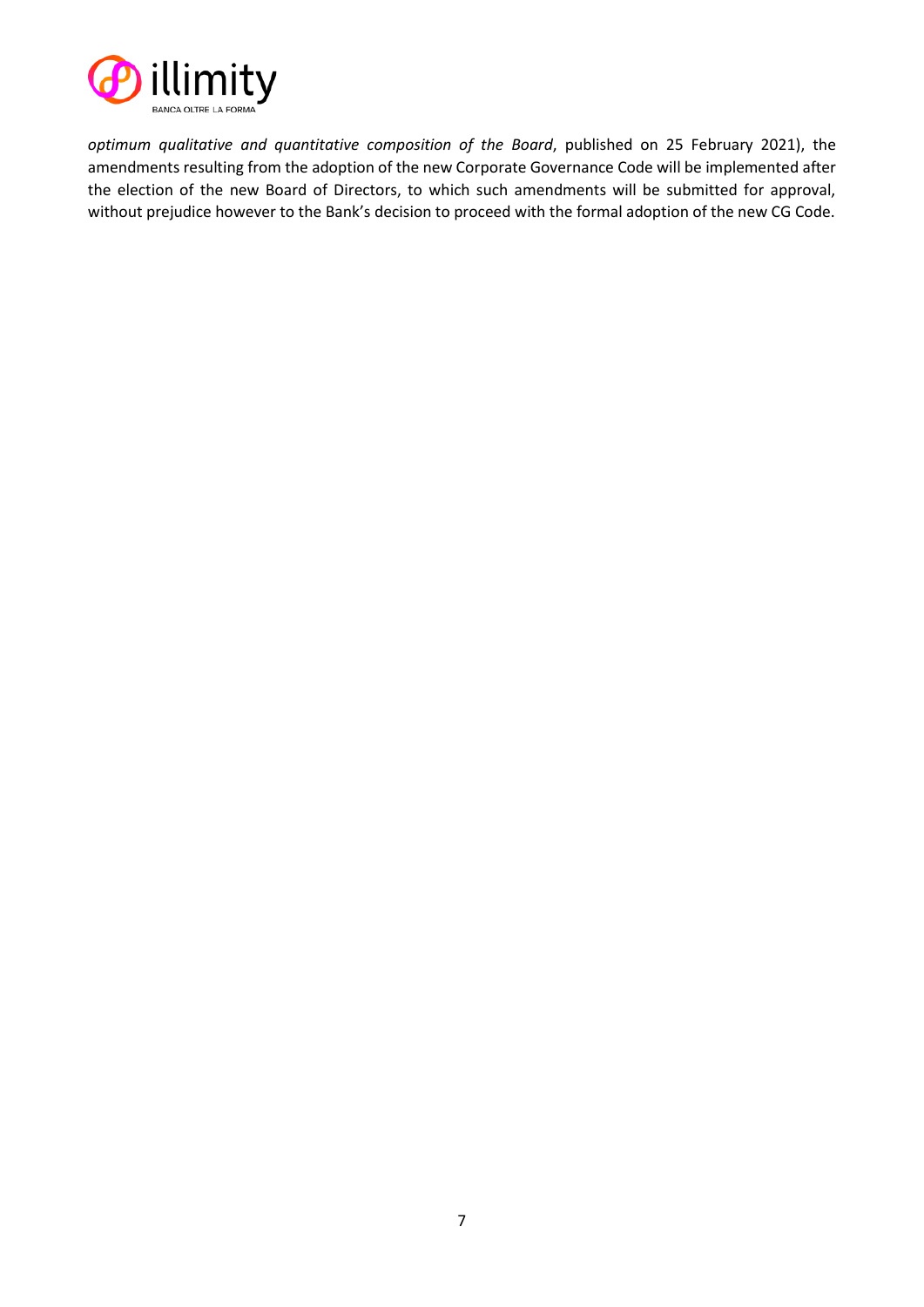*optimum qualitative and quantitative composition of the Board*, published on 25 February 2021), the amendments resulting from the adoption of the new Corporate Governance Code will be implemented after the election of the new Board of Directors, to which such amendments will be submitted for approval, without prejudice however to the Bank's decision to proceed with the formal adoption of the new CG Code.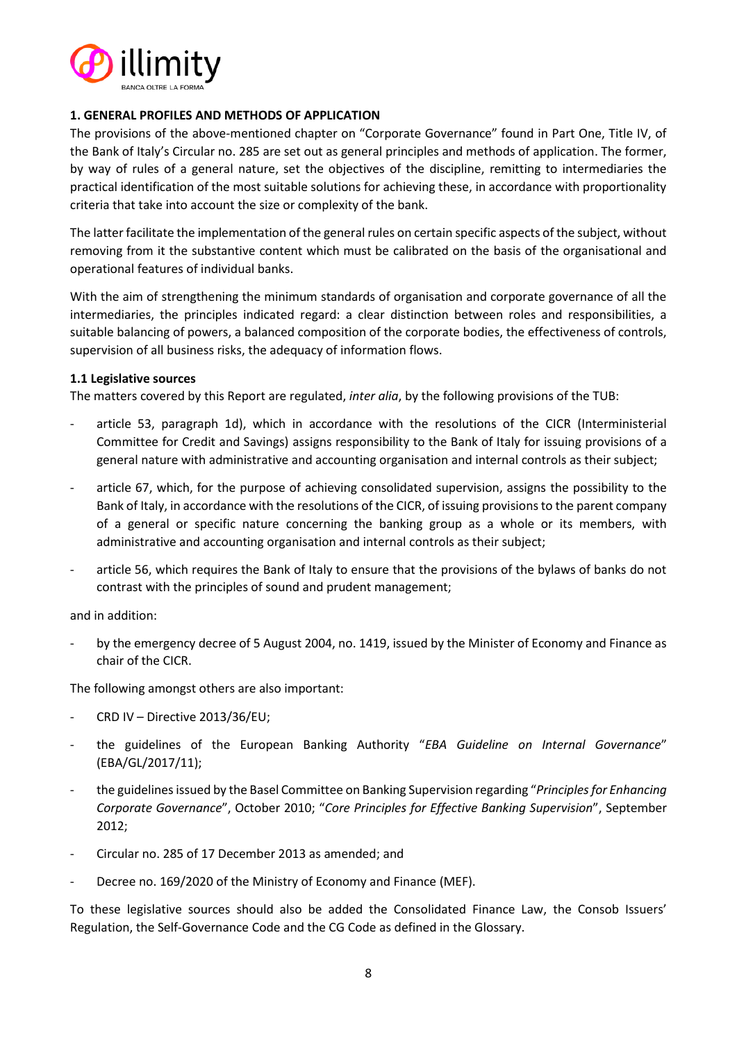## 1. GENERAL PROFILES AND METHODS OF APPLICATION

The provisions of the above-mentioned chapter on "Corporate Governance" found in Part One, Title IV, of the Bank of Italy's Circular no. 285 are set out as general principles and methods of application. The former, by way of rules of a general nature, set the objectives of the discipline, remitting to intermediaries the practical identification of the most suitable solutions for achieving these, in accordance with proportionality criteria that take into account the size or complexity of the bank.

The latter facilitate the implementation of the general rules on certain specific aspects of the subject, without removing from it the substantive content which must be calibrated on the basis of the organisational and operational features of individual banks.

With the aim of strengthening the minimum standards of organisation and corporate governance of all the intermediaries, the principles indicated regard: a clear distinction between roles and responsibilities, a suitable balancing of powers, a balanced composition of the corporate bodies, the effectiveness of controls, supervision of all business risks, the adequacy of information flows.

### 1.1 Legislative sources

The matters covered by this Report are regulated, *inter alia*, by the following provisions of the TUB:

- article 53, paragraph 1d), which in accordance with the resolutions of the CICR (Interministerial Committee for Credit and Savings) assigns responsibility to the Bank of Italy for issuing provisions of a general nature with administrative and accounting organisation and internal controls as their subject;
- article 67, which, for the purpose of achieving consolidated supervision, assigns the possibility to the Bank of Italy, in accordance with the resolutions of the CICR, of issuing provisions to the parent company of a general or specific nature concerning the banking group as a whole or its members, with administrative and accounting organisation and internal controls as their subject;
- article 56, which requires the Bank of Italy to ensure that the provisions of the bylaws of banks do not contrast with the principles of sound and prudent management;

and in addition:

- by the emergency decree of 5 August 2004, no. 1419, issued by the Minister of Economy and Finance as chair of the CICR.

The following amongst others are also important:

- CRD IV – Directive 2013/36/EU;
- the guidelines of the European Banking Authority "*EBA Guideline on Internal Governance*" (EBA/GL/2017/11);
- the guidelines issued by the Basel Committee on Banking Supervision regarding "*Principles for Enhancing Corporate Governance*", October 2010; "*Core Principles for Effective Banking Supervision*", September 2012;
- Circular no. 285 of 17 December 2013 as amended; and
- Decree no. 169/2020 of the Ministry of Economy and Finance (MEF).

To these legislative sources should also be added the Consolidated Finance Law, the Consob Issuers' Regulation, the Self-Governance Code and the CG Code as defined in the Glossary.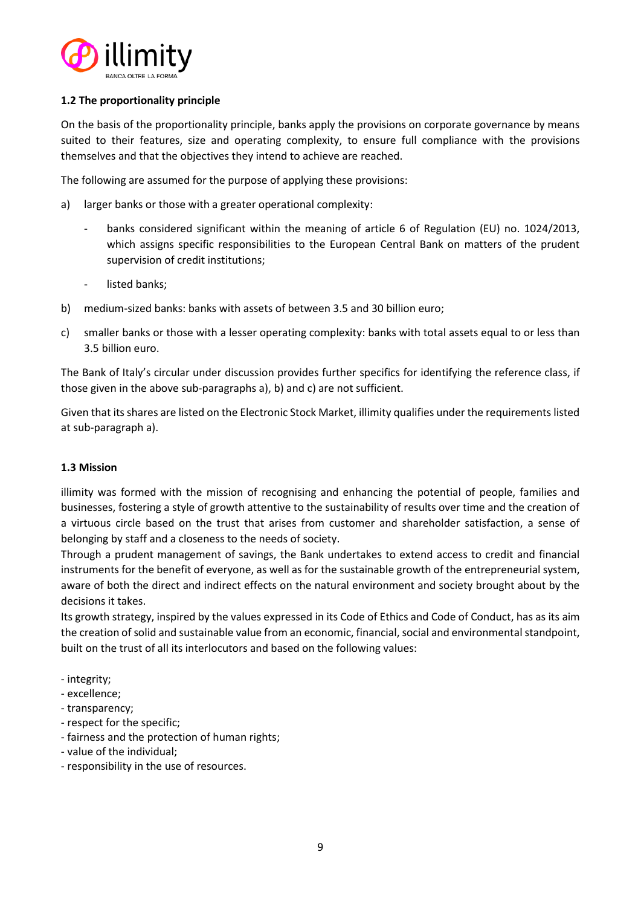### 1.2 The proportionality principle

On the basis of the proportionality principle, banks apply the provisions on corporate governance by means suited to their features, size and operating complexity, to ensure full compliance with the provisions themselves and that the objectives they intend to achieve are reached.

The following are assumed for the purpose of applying these provisions:

a) larger banks or those with a greater operational complexity:

   - banks considered significant within the meaning of article 6 of Regulation (EU) no. 1024/2013, which assigns specific responsibilities to the European Central Bank on matters of the prudent supervision of credit institutions;
   - listed banks;

b) medium-sized banks: banks with assets of between 3.5 and 30 billion euro;

c) smaller banks or those with a lesser operating complexity: banks with total assets equal to or less than 3.5 billion euro.

The Bank of Italy's circular under discussion provides further specifics for identifying the reference class, if those given in the above sub-paragraphs a), b) and c) are not sufficient.

Given that its shares are listed on the Electronic Stock Market, illimity qualifies under the requirements listed at sub-paragraph a).

### 1.3 Mission

illimity was formed with the mission of recognising and enhancing the potential of people, families and businesses, fostering a style of growth attentive to the sustainability of results over time and the creation of a virtuous circle based on the trust that arises from customer and shareholder satisfaction, a sense of belonging by staff and a closeness to the needs of society.

Through a prudent management of savings, the Bank undertakes to extend access to credit and financial instruments for the benefit of everyone, as well as for the sustainable growth of the entrepreneurial system, aware of both the direct and indirect effects on the natural environment and society brought about by the decisions it takes.

Its growth strategy, inspired by the values expressed in its Code of Ethics and Code of Conduct, has as its aim the creation of solid and sustainable value from an economic, financial, social and environmental standpoint, built on the trust of all its interlocutors and based on the following values:

- integrity;
- excellence;
- transparency;
- respect for the specific;
- fairness and the protection of human rights;
- value of the individual;
- responsibility in the use of resources.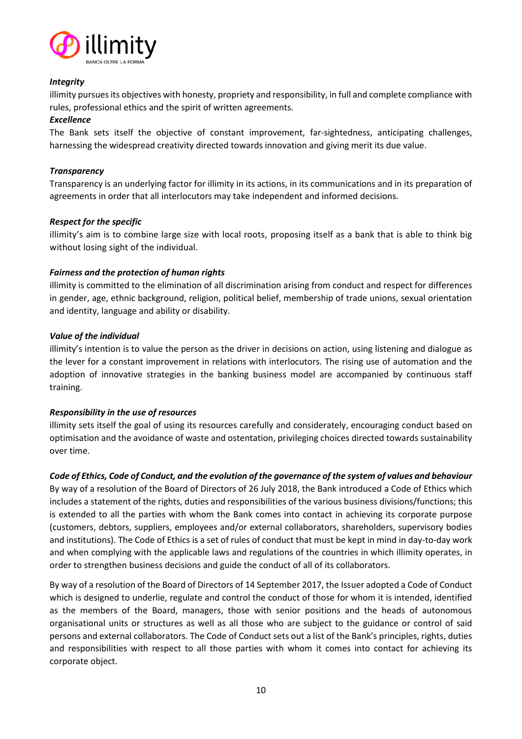***Integrity***

illimity pursues its objectives with honesty, propriety and responsibility, in full and complete compliance with rules, professional ethics and the spirit of written agreements.

***Excellence***

The Bank sets itself the objective of constant improvement, far-sightedness, anticipating challenges, harnessing the widespread creativity directed towards innovation and giving merit its due value.

***Transparency***

Transparency is an underlying factor for illimity in its actions, in its communications and in its preparation of agreements in order that all interlocutors may take independent and informed decisions.

***Respect for the specific***

illimity's aim is to combine large size with local roots, proposing itself as a bank that is able to think big without losing sight of the individual.

***Fairness and the protection of human rights***

illimity is committed to the elimination of all discrimination arising from conduct and respect for differences in gender, age, ethnic background, religion, political belief, membership of trade unions, sexual orientation and identity, language and ability or disability.

***Value of the individual***

illimity's intention is to value the person as the driver in decisions on action, using listening and dialogue as the lever for a constant improvement in relations with interlocutors. The rising use of automation and the adoption of innovative strategies in the banking business model are accompanied by continuous staff training.

***Responsibility in the use of resources***

illimity sets itself the goal of using its resources carefully and considerately, encouraging conduct based on optimisation and the avoidance of waste and ostentation, privileging choices directed towards sustainability over time.

***Code of Ethics, Code of Conduct, and the evolution of the governance of the system of values and behaviour***

By way of a resolution of the Board of Directors of 26 July 2018, the Bank introduced a Code of Ethics which includes a statement of the rights, duties and responsibilities of the various business divisions/functions; this is extended to all the parties with whom the Bank comes into contact in achieving its corporate purpose (customers, debtors, suppliers, employees and/or external collaborators, shareholders, supervisory bodies and institutions). The Code of Ethics is a set of rules of conduct that must be kept in mind in day-to-day work and when complying with the applicable laws and regulations of the countries in which illimity operates, in order to strengthen business decisions and guide the conduct of all of its collaborators.

By way of a resolution of the Board of Directors of 14 September 2017, the Issuer adopted a Code of Conduct which is designed to underlie, regulate and control the conduct of those for whom it is intended, identified as the members of the Board, managers, those with senior positions and the heads of autonomous organisational units or structures as well as all those who are subject to the guidance or control of said persons and external collaborators. The Code of Conduct sets out a list of the Bank's principles, rights, duties and responsibilities with respect to all those parties with whom it comes into contact for achieving its corporate object.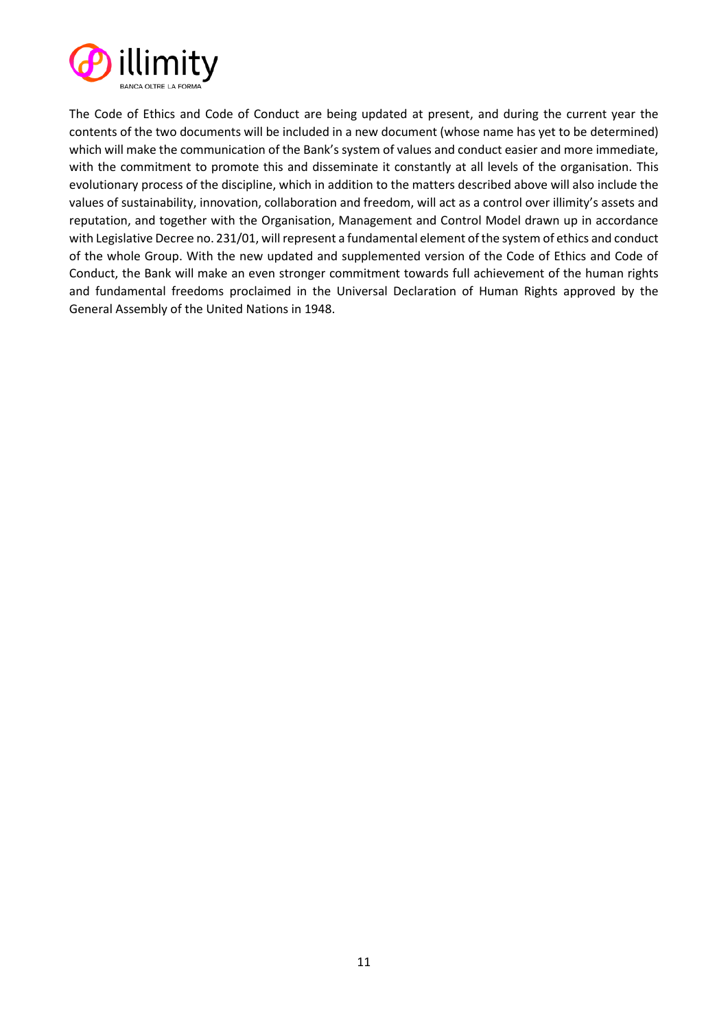The Code of Ethics and Code of Conduct are being updated at present, and during the current year the contents of the two documents will be included in a new document (whose name has yet to be determined) which will make the communication of the Bank's system of values and conduct easier and more immediate, with the commitment to promote this and disseminate it constantly at all levels of the organisation. This evolutionary process of the discipline, which in addition to the matters described above will also include the values of sustainability, innovation, collaboration and freedom, will act as a control over illimity's assets and reputation, and together with the Organisation, Management and Control Model drawn up in accordance with Legislative Decree no. 231/01, will represent a fundamental element of the system of ethics and conduct of the whole Group. With the new updated and supplemented version of the Code of Ethics and Code of Conduct, the Bank will make an even stronger commitment towards full achievement of the human rights and fundamental freedoms proclaimed in the Universal Declaration of Human Rights approved by the General Assembly of the United Nations in 1948.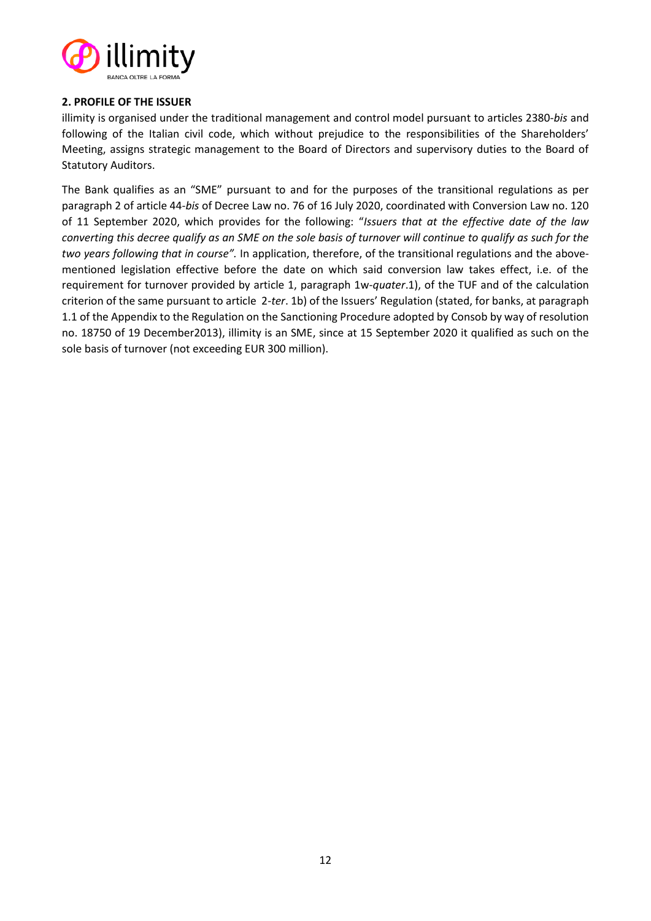## 2. PROFILE OF THE ISSUER

illimity is organised under the traditional management and control model pursuant to articles 2380-*bis* and following of the Italian civil code, which without prejudice to the responsibilities of the Shareholders' Meeting, assigns strategic management to the Board of Directors and supervisory duties to the Board of Statutory Auditors.

The Bank qualifies as an "SME" pursuant to and for the purposes of the transitional regulations as per paragraph 2 of article 44-*bis* of Decree Law no. 76 of 16 July 2020, coordinated with Conversion Law no. 120 of 11 September 2020, which provides for the following: "*Issuers that at the effective date of the law converting this decree qualify as an SME on the sole basis of turnover will continue to qualify as such for the two years following that in course".* In application, therefore, of the transitional regulations and the above-mentioned legislation effective before the date on which said conversion law takes effect, i.e. of the requirement for turnover provided by article 1, paragraph 1w-*quater*.1), of the TUF and of the calculation criterion of the same pursuant to article 2-*ter*. 1b) of the Issuers' Regulation (stated, for banks, at paragraph 1.1 of the Appendix to the Regulation on the Sanctioning Procedure adopted by Consob by way of resolution no. 18750 of 19 December2013), illimity is an SME, since at 15 September 2020 it qualified as such on the sole basis of turnover (not exceeding EUR 300 million).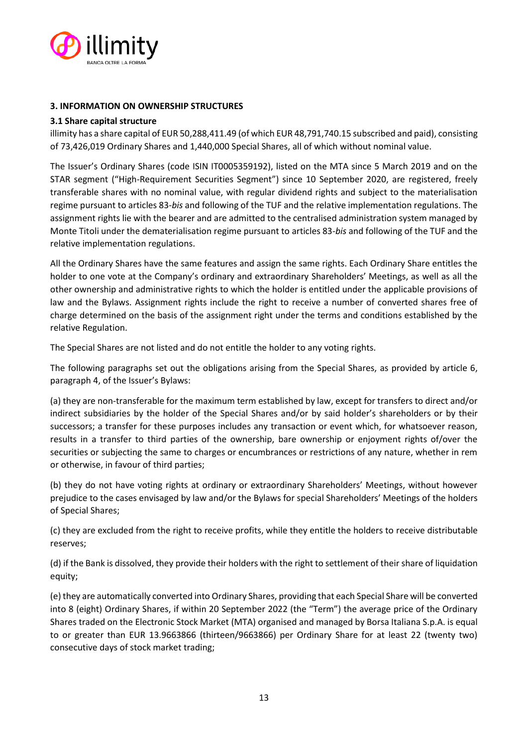## 3. INFORMATION ON OWNERSHIP STRUCTURES

### 3.1 Share capital structure

illimity has a share capital of EUR 50,288,411.49 (of which EUR 48,791,740.15 subscribed and paid), consisting of 73,426,019 Ordinary Shares and 1,440,000 Special Shares, all of which without nominal value.

The Issuer's Ordinary Shares (code ISIN IT0005359192), listed on the MTA since 5 March 2019 and on the STAR segment ("High-Requirement Securities Segment") since 10 September 2020, are registered, freely transferable shares with no nominal value, with regular dividend rights and subject to the materialisation regime pursuant to articles 83-*bis* and following of the TUF and the relative implementation regulations. The assignment rights lie with the bearer and are admitted to the centralised administration system managed by Monte Titoli under the dematerialisation regime pursuant to articles 83-*bis* and following of the TUF and the relative implementation regulations.

All the Ordinary Shares have the same features and assign the same rights. Each Ordinary Share entitles the holder to one vote at the Company's ordinary and extraordinary Shareholders' Meetings, as well as all the other ownership and administrative rights to which the holder is entitled under the applicable provisions of law and the Bylaws. Assignment rights include the right to receive a number of converted shares free of charge determined on the basis of the assignment right under the terms and conditions established by the relative Regulation.

The Special Shares are not listed and do not entitle the holder to any voting rights.

The following paragraphs set out the obligations arising from the Special Shares, as provided by article 6, paragraph 4, of the Issuer's Bylaws:

(a) they are non-transferable for the maximum term established by law, except for transfers to direct and/or indirect subsidiaries by the holder of the Special Shares and/or by said holder's shareholders or by their successors; a transfer for these purposes includes any transaction or event which, for whatsoever reason, results in a transfer to third parties of the ownership, bare ownership or enjoyment rights of/over the securities or subjecting the same to charges or encumbrances or restrictions of any nature, whether in rem or otherwise, in favour of third parties;

(b) they do not have voting rights at ordinary or extraordinary Shareholders' Meetings, without however prejudice to the cases envisaged by law and/or the Bylaws for special Shareholders' Meetings of the holders of Special Shares;

(c) they are excluded from the right to receive profits, while they entitle the holders to receive distributable reserves;

(d) if the Bank is dissolved, they provide their holders with the right to settlement of their share of liquidation equity;

(e) they are automatically converted into Ordinary Shares, providing that each Special Share will be converted into 8 (eight) Ordinary Shares, if within 20 September 2022 (the "Term") the average price of the Ordinary Shares traded on the Electronic Stock Market (MTA) organised and managed by Borsa Italiana S.p.A. is equal to or greater than EUR 13.9663866 (thirteen/9663866) per Ordinary Share for at least 22 (twenty two) consecutive days of stock market trading;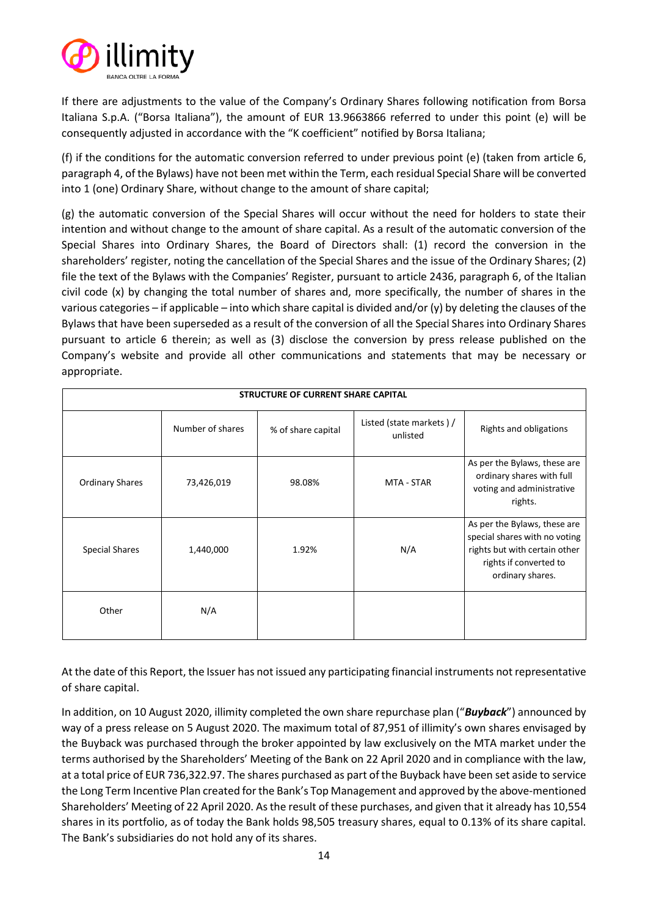If there are adjustments to the value of the Company's Ordinary Shares following notification from Borsa Italiana S.p.A. ("Borsa Italiana"), the amount of EUR 13.9663866 referred to under this point (e) will be consequently adjusted in accordance with the "K coefficient" notified by Borsa Italiana;

(f) if the conditions for the automatic conversion referred to under previous point (e) (taken from article 6, paragraph 4, of the Bylaws) have not been met within the Term, each residual Special Share will be converted into 1 (one) Ordinary Share, without change to the amount of share capital;

(g) the automatic conversion of the Special Shares will occur without the need for holders to state their intention and without change to the amount of share capital. As a result of the automatic conversion of the Special Shares into Ordinary Shares, the Board of Directors shall: (1) record the conversion in the shareholders' register, noting the cancellation of the Special Shares and the issue of the Ordinary Shares; (2) file the text of the Bylaws with the Companies' Register, pursuant to article 2436, paragraph 6, of the Italian civil code (x) by changing the total number of shares and, more specifically, the number of shares in the various categories – if applicable – into which share capital is divided and/or (y) by deleting the clauses of the Bylaws that have been superseded as a result of the conversion of all the Special Shares into Ordinary Shares pursuant to article 6 therein; as well as (3) disclose the conversion by press release published on the Company's website and provide all other communications and statements that may be necessary or appropriate.

| STRUCTURE OF CURRENT SHARE CAPITAL | | | | |
|---|---|---|---|---|
| | Number of shares | % of share capital | Listed (state markets ) / unlisted | Rights and obligations |
| Ordinary Shares | 73,426,019 | 98.08% | MTA - STAR | As per the Bylaws, these are ordinary shares with full voting and administrative rights. |
| Special Shares | 1,440,000 | 1.92% | N/A | As per the Bylaws, these are special shares with no voting rights but with certain other rights if converted to ordinary shares. |
| Other | N/A | | | |

At the date of this Report, the Issuer has not issued any participating financial instruments not representative of share capital.

In addition, on 10 August 2020, illimity completed the own share repurchase plan ("***Buyback***") announced by way of a press release on 5 August 2020. The maximum total of 87,951 of illimity's own shares envisaged by the Buyback was purchased through the broker appointed by law exclusively on the MTA market under the terms authorised by the Shareholders' Meeting of the Bank on 22 April 2020 and in compliance with the law, at a total price of EUR 736,322.97. The shares purchased as part of the Buyback have been set aside to service the Long Term Incentive Plan created for the Bank's Top Management and approved by the above-mentioned Shareholders' Meeting of 22 April 2020. As the result of these purchases, and given that it already has 10,554 shares in its portfolio, as of today the Bank holds 98,505 treasury shares, equal to 0.13% of its share capital. The Bank's subsidiaries do not hold any of its shares.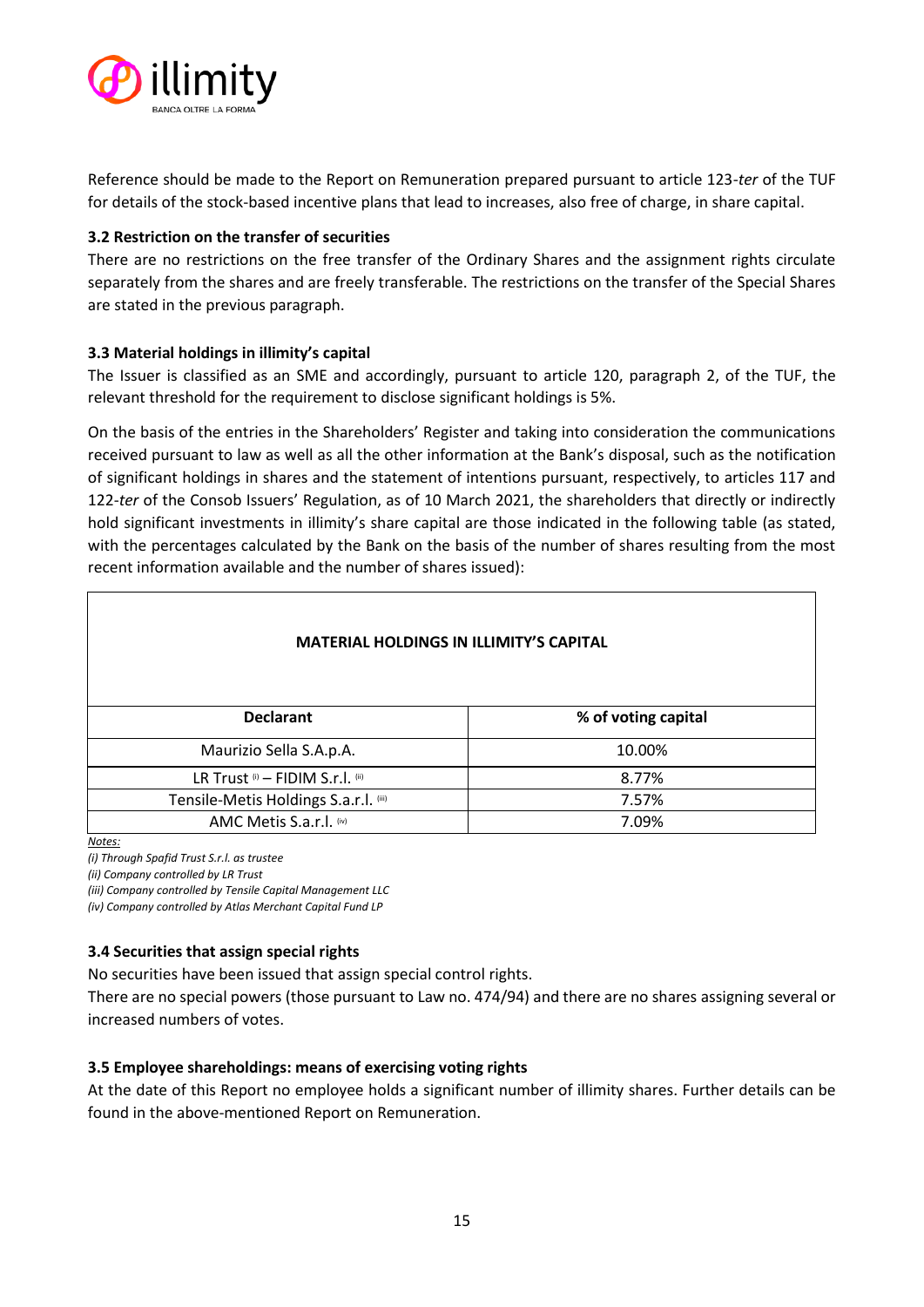Reference should be made to the Report on Remuneration prepared pursuant to article 123-*ter* of the TUF for details of the stock-based incentive plans that lead to increases, also free of charge, in share capital.

### 3.2 Restriction on the transfer of securities

There are no restrictions on the free transfer of the Ordinary Shares and the assignment rights circulate separately from the shares and are freely transferable. The restrictions on the transfer of the Special Shares are stated in the previous paragraph.

### 3.3 Material holdings in illimity's capital

The Issuer is classified as an SME and accordingly, pursuant to article 120, paragraph 2, of the TUF, the relevant threshold for the requirement to disclose significant holdings is 5%.

On the basis of the entries in the Shareholders' Register and taking into consideration the communications received pursuant to law as well as all the other information at the Bank's disposal, such as the notification of significant holdings in shares and the statement of intentions pursuant, respectively, to articles 117 and 122-*ter* of the Consob Issuers' Regulation, as of 10 March 2021, the shareholders that directly or indirectly hold significant investments in illimity's share capital are those indicated in the following table (as stated, with the percentages calculated by the Bank on the basis of the number of shares resulting from the most recent information available and the number of shares issued):

**MATERIAL HOLDINGS IN ILLIMITY'S CAPITAL**

| Declarant | % of voting capital |
|---|---|
| Maurizio Sella S.A.p.A. | 10.00% |
| LR Trust (i) – FIDIM S.r.l. (ii) | 8.77% |
| Tensile-Metis Holdings S.a.r.l. (iii) | 7.57% |
| AMC Metis S.a.r.l. (iv) | 7.09% |

*Notes:*

*(i) Through Spafid Trust S.r.l. as trustee*

*(ii) Company controlled by LR Trust*

*(iii) Company controlled by Tensile Capital Management LLC*

*(iv) Company controlled by Atlas Merchant Capital Fund LP*

### 3.4 Securities that assign special rights

No securities have been issued that assign special control rights.

There are no special powers (those pursuant to Law no. 474/94) and there are no shares assigning several or increased numbers of votes.

### 3.5 Employee shareholdings: means of exercising voting rights

At the date of this Report no employee holds a significant number of illimity shares. Further details can be found in the above-mentioned Report on Remuneration.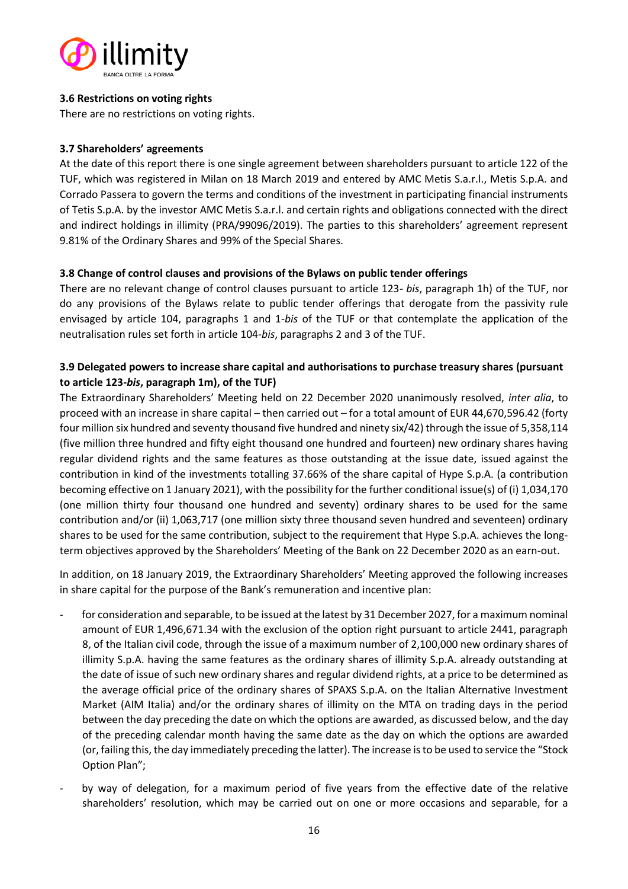### 3.6 Restrictions on voting rights

There are no restrictions on voting rights.

### 3.7 Shareholders' agreements

At the date of this report there is one single agreement between shareholders pursuant to article 122 of the TUF, which was registered in Milan on 18 March 2019 and entered by AMC Metis S.a.r.l., Metis S.p.A. and Corrado Passera to govern the terms and conditions of the investment in participating financial instruments of Tetis S.p.A. by the investor AMC Metis S.a.r.l. and certain rights and obligations connected with the direct and indirect holdings in illimity (PRA/99096/2019). The parties to this shareholders' agreement represent 9.81% of the Ordinary Shares and 99% of the Special Shares.

### 3.8 Change of control clauses and provisions of the Bylaws on public tender offerings

There are no relevant change of control clauses pursuant to article 123- *bis*, paragraph 1h) of the TUF, nor do any provisions of the Bylaws relate to public tender offerings that derogate from the passivity rule envisaged by article 104, paragraphs 1 and 1-*bis* of the TUF or that contemplate the application of the neutralisation rules set forth in article 104-*bis*, paragraphs 2 and 3 of the TUF.

### 3.9 Delegated powers to increase share capital and authorisations to purchase treasury shares (pursuant to article 123-*bis*, paragraph 1m), of the TUF)

The Extraordinary Shareholders' Meeting held on 22 December 2020 unanimously resolved, *inter alia*, to proceed with an increase in share capital – then carried out – for a total amount of EUR 44,670,596.42 (forty four million six hundred and seventy thousand five hundred and ninety six/42) through the issue of 5,358,114 (five million three hundred and fifty eight thousand one hundred and fourteen) new ordinary shares having regular dividend rights and the same features as those outstanding at the issue date, issued against the contribution in kind of the investments totalling 37.66% of the share capital of Hype S.p.A. (a contribution becoming effective on 1 January 2021), with the possibility for the further conditional issue(s) of (i) 1,034,170 (one million thirty four thousand one hundred and seventy) ordinary shares to be used for the same contribution and/or (ii) 1,063,717 (one million sixty three thousand seven hundred and seventeen) ordinary shares to be used for the same contribution, subject to the requirement that Hype S.p.A. achieves the long-term objectives approved by the Shareholders' Meeting of the Bank on 22 December 2020 as an earn-out.

In addition, on 18 January 2019, the Extraordinary Shareholders' Meeting approved the following increases in share capital for the purpose of the Bank's remuneration and incentive plan:

- for consideration and separable, to be issued at the latest by 31 December 2027, for a maximum nominal amount of EUR 1,496,671.34 with the exclusion of the option right pursuant to article 2441, paragraph 8, of the Italian civil code, through the issue of a maximum number of 2,100,000 new ordinary shares of illimity S.p.A. having the same features as the ordinary shares of illimity S.p.A. already outstanding at the date of issue of such new ordinary shares and regular dividend rights, at a price to be determined as the average official price of the ordinary shares of SPAXS S.p.A. on the Italian Alternative Investment Market (AIM Italia) and/or the ordinary shares of illimity on the MTA on trading days in the period between the day preceding the date on which the options are awarded, as discussed below, and the day of the preceding calendar month having the same date as the day on which the options are awarded (or, failing this, the day immediately preceding the latter). The increase is to be used to service the "Stock Option Plan";
- by way of delegation, for a maximum period of five years from the effective date of the relative shareholders' resolution, which may be carried out on one or more occasions and separable, for a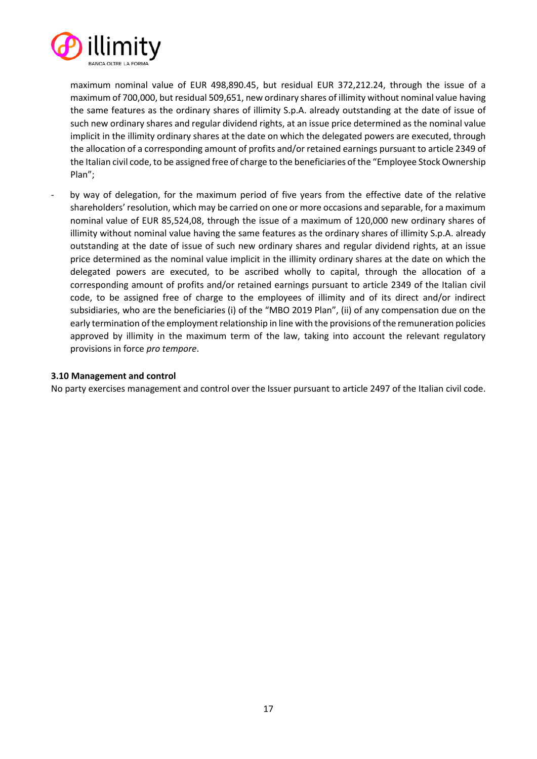maximum nominal value of EUR 498,890.45, but residual EUR 372,212.24, through the issue of a maximum of 700,000, but residual 509,651, new ordinary shares of illimity without nominal value having the same features as the ordinary shares of illimity S.p.A. already outstanding at the date of issue of such new ordinary shares and regular dividend rights, at an issue price determined as the nominal value implicit in the illimity ordinary shares at the date on which the delegated powers are executed, through the allocation of a corresponding amount of profits and/or retained earnings pursuant to article 2349 of the Italian civil code, to be assigned free of charge to the beneficiaries of the "Employee Stock Ownership Plan";

- by way of delegation, for the maximum period of five years from the effective date of the relative shareholders' resolution, which may be carried on one or more occasions and separable, for a maximum nominal value of EUR 85,524,08, through the issue of a maximum of 120,000 new ordinary shares of illimity without nominal value having the same features as the ordinary shares of illimity S.p.A. already outstanding at the date of issue of such new ordinary shares and regular dividend rights, at an issue price determined as the nominal value implicit in the illimity ordinary shares at the date on which the delegated powers are executed, to be ascribed wholly to capital, through the allocation of a corresponding amount of profits and/or retained earnings pursuant to article 2349 of the Italian civil code, to be assigned free of charge to the employees of illimity and of its direct and/or indirect subsidiaries, who are the beneficiaries (i) of the "MBO 2019 Plan", (ii) of any compensation due on the early termination of the employment relationship in line with the provisions of the remuneration policies approved by illimity in the maximum term of the law, taking into account the relevant regulatory provisions in force *pro tempore*.

### 3.10 Management and control

No party exercises management and control over the Issuer pursuant to article 2497 of the Italian civil code.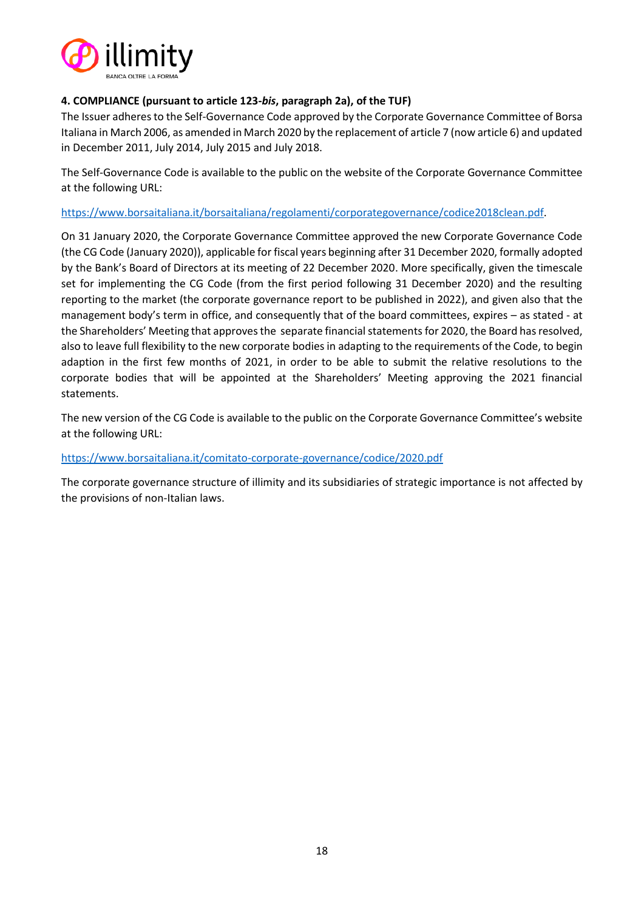## 4. COMPLIANCE (pursuant to article 123-*bis*, paragraph 2a), of the TUF)

The Issuer adheres to the Self-Governance Code approved by the Corporate Governance Committee of Borsa Italiana in March 2006, as amended in March 2020 by the replacement of article 7 (now article 6) and updated in December 2011, July 2014, July 2015 and July 2018.

The Self-Governance Code is available to the public on the website of the Corporate Governance Committee at the following URL:

https://www.borsaitaliana.it/borsaitaliana/regolamenti/corporategovernance/codice2018clean.pdf.

On 31 January 2020, the Corporate Governance Committee approved the new Corporate Governance Code (the CG Code (January 2020)), applicable for fiscal years beginning after 31 December 2020, formally adopted by the Bank's Board of Directors at its meeting of 22 December 2020. More specifically, given the timescale set for implementing the CG Code (from the first period following 31 December 2020) and the resulting reporting to the market (the corporate governance report to be published in 2022), and given also that the management body's term in office, and consequently that of the board committees, expires – as stated - at the Shareholders' Meeting that approves the separate financial statements for 2020, the Board has resolved, also to leave full flexibility to the new corporate bodies in adapting to the requirements of the Code, to begin adaption in the first few months of 2021, in order to be able to submit the relative resolutions to the corporate bodies that will be appointed at the Shareholders' Meeting approving the 2021 financial statements.

The new version of the CG Code is available to the public on the Corporate Governance Committee's website at the following URL:

https://www.borsaitaliana.it/comitato-corporate-governance/codice/2020.pdf

The corporate governance structure of illimity and its subsidiaries of strategic importance is not affected by the provisions of non-Italian laws.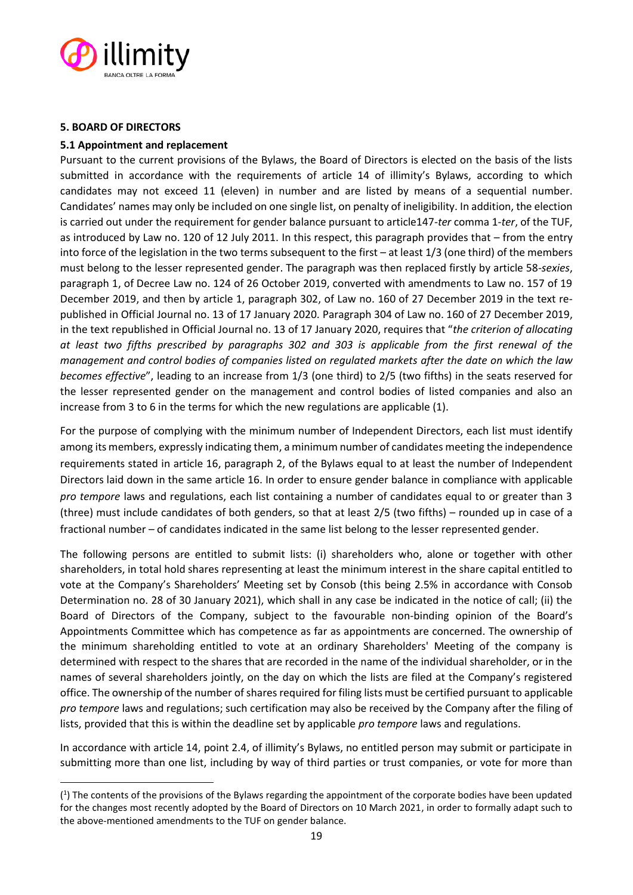## 5. BOARD OF DIRECTORS

### 5.1 Appointment and replacement

Pursuant to the current provisions of the Bylaws, the Board of Directors is elected on the basis of the lists submitted in accordance with the requirements of article 14 of illimity's Bylaws, according to which candidates may not exceed 11 (eleven) in number and are listed by means of a sequential number. Candidates' names may only be included on one single list, on penalty of ineligibility. In addition, the election is carried out under the requirement for gender balance pursuant to article147-*ter* comma 1-*ter*, of the TUF, as introduced by Law no. 120 of 12 July 2011. In this respect, this paragraph provides that – from the entry into force of the legislation in the two terms subsequent to the first – at least 1/3 (one third) of the members must belong to the lesser represented gender. The paragraph was then replaced firstly by article 58-*sexies*, paragraph 1, of Decree Law no. 124 of 26 October 2019, converted with amendments to Law no. 157 of 19 December 2019, and then by article 1, paragraph 302, of Law no. 160 of 27 December 2019 in the text re-published in Official Journal no. 13 of 17 January 2020. Paragraph 304 of Law no. 160 of 27 December 2019, in the text republished in Official Journal no. 13 of 17 January 2020, requires that "*the criterion of allocating at least two fifths prescribed by paragraphs 302 and 303 is applicable from the first renewal of the management and control bodies of companies listed on regulated markets after the date on which the law becomes effective*", leading to an increase from 1/3 (one third) to 2/5 (two fifths) in the seats reserved for the lesser represented gender on the management and control bodies of listed companies and also an increase from 3 to 6 in the terms for which the new regulations are applicable (1).

For the purpose of complying with the minimum number of Independent Directors, each list must identify among its members, expressly indicating them, a minimum number of candidates meeting the independence requirements stated in article 16, paragraph 2, of the Bylaws equal to at least the number of Independent Directors laid down in the same article 16. In order to ensure gender balance in compliance with applicable *pro tempore* laws and regulations, each list containing a number of candidates equal to or greater than 3 (three) must include candidates of both genders, so that at least 2/5 (two fifths) – rounded up in case of a fractional number – of candidates indicated in the same list belong to the lesser represented gender.

The following persons are entitled to submit lists: (i) shareholders who, alone or together with other shareholders, in total hold shares representing at least the minimum interest in the share capital entitled to vote at the Company's Shareholders' Meeting set by Consob (this being 2.5% in accordance with Consob Determination no. 28 of 30 January 2021), which shall in any case be indicated in the notice of call; (ii) the Board of Directors of the Company, subject to the favourable non-binding opinion of the Board's Appointments Committee which has competence as far as appointments are concerned. The ownership of the minimum shareholding entitled to vote at an ordinary Shareholders' Meeting of the company is determined with respect to the shares that are recorded in the name of the individual shareholder, or in the names of several shareholders jointly, on the day on which the lists are filed at the Company's registered office. The ownership of the number of shares required for filing lists must be certified pursuant to applicable *pro tempore* laws and regulations; such certification may also be received by the Company after the filing of lists, provided that this is within the deadline set by applicable *pro tempore* laws and regulations.

In accordance with article 14, point 2.4, of illimity's Bylaws, no entitled person may submit or participate in submitting more than one list, including by way of third parties or trust companies, or vote for more than

---

([1]) The contents of the provisions of the Bylaws regarding the appointment of the corporate bodies have been updated for the changes most recently adopted by the Board of Directors on 10 March 2021, in order to formally adapt such to the above-mentioned amendments to the TUF on gender balance.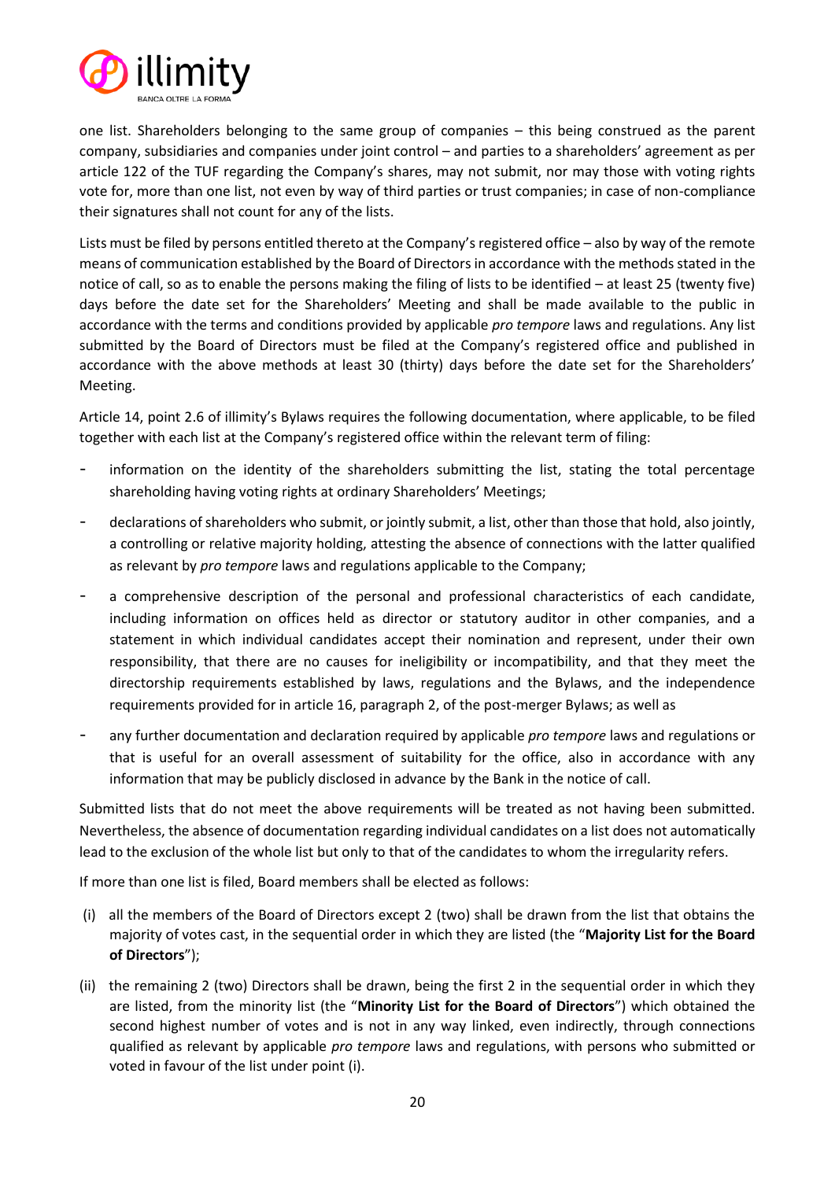one list. Shareholders belonging to the same group of companies – this being construed as the parent company, subsidiaries and companies under joint control – and parties to a shareholders' agreement as per article 122 of the TUF regarding the Company's shares, may not submit, nor may those with voting rights vote for, more than one list, not even by way of third parties or trust companies; in case of non-compliance their signatures shall not count for any of the lists.

Lists must be filed by persons entitled thereto at the Company's registered office – also by way of the remote means of communication established by the Board of Directors in accordance with the methods stated in the notice of call, so as to enable the persons making the filing of lists to be identified – at least 25 (twenty five) days before the date set for the Shareholders' Meeting and shall be made available to the public in accordance with the terms and conditions provided by applicable *pro tempore* laws and regulations. Any list submitted by the Board of Directors must be filed at the Company's registered office and published in accordance with the above methods at least 30 (thirty) days before the date set for the Shareholders' Meeting.

Article 14, point 2.6 of illimity's Bylaws requires the following documentation, where applicable, to be filed together with each list at the Company's registered office within the relevant term of filing:

- information on the identity of the shareholders submitting the list, stating the total percentage shareholding having voting rights at ordinary Shareholders' Meetings;
- declarations of shareholders who submit, or jointly submit, a list, other than those that hold, also jointly, a controlling or relative majority holding, attesting the absence of connections with the latter qualified as relevant by *pro tempore* laws and regulations applicable to the Company;
- a comprehensive description of the personal and professional characteristics of each candidate, including information on offices held as director or statutory auditor in other companies, and a statement in which individual candidates accept their nomination and represent, under their own responsibility, that there are no causes for ineligibility or incompatibility, and that they meet the directorship requirements established by laws, regulations and the Bylaws, and the independence requirements provided for in article 16, paragraph 2, of the post-merger Bylaws; as well as
- any further documentation and declaration required by applicable *pro tempore* laws and regulations or that is useful for an overall assessment of suitability for the office, also in accordance with any information that may be publicly disclosed in advance by the Bank in the notice of call.

Submitted lists that do not meet the above requirements will be treated as not having been submitted. Nevertheless, the absence of documentation regarding individual candidates on a list does not automatically lead to the exclusion of the whole list but only to that of the candidates to whom the irregularity refers.

If more than one list is filed, Board members shall be elected as follows:

(i) all the members of the Board of Directors except 2 (two) shall be drawn from the list that obtains the majority of votes cast, in the sequential order in which they are listed (the "**Majority List for the Board of Directors**");

(ii) the remaining 2 (two) Directors shall be drawn, being the first 2 in the sequential order in which they are listed, from the minority list (the "**Minority List for the Board of Directors**") which obtained the second highest number of votes and is not in any way linked, even indirectly, through connections qualified as relevant by applicable *pro tempore* laws and regulations, with persons who submitted or voted in favour of the list under point (i).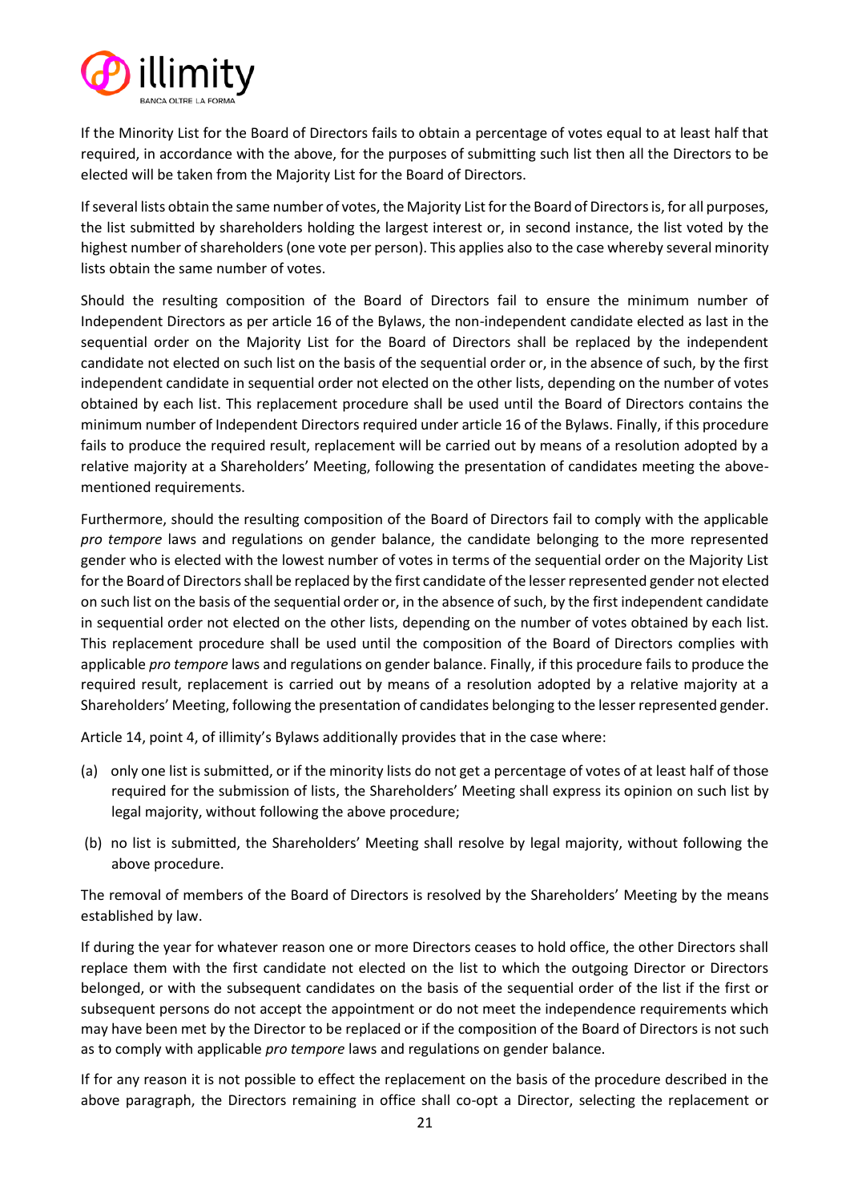If the Minority List for the Board of Directors fails to obtain a percentage of votes equal to at least half that required, in accordance with the above, for the purposes of submitting such list then all the Directors to be elected will be taken from the Majority List for the Board of Directors.

If several lists obtain the same number of votes, the Majority List for the Board of Directors is, for all purposes, the list submitted by shareholders holding the largest interest or, in second instance, the list voted by the highest number of shareholders (one vote per person). This applies also to the case whereby several minority lists obtain the same number of votes.

Should the resulting composition of the Board of Directors fail to ensure the minimum number of Independent Directors as per article 16 of the Bylaws, the non-independent candidate elected as last in the sequential order on the Majority List for the Board of Directors shall be replaced by the independent candidate not elected on such list on the basis of the sequential order or, in the absence of such, by the first independent candidate in sequential order not elected on the other lists, depending on the number of votes obtained by each list. This replacement procedure shall be used until the Board of Directors contains the minimum number of Independent Directors required under article 16 of the Bylaws. Finally, if this procedure fails to produce the required result, replacement will be carried out by means of a resolution adopted by a relative majority at a Shareholders' Meeting, following the presentation of candidates meeting the above-mentioned requirements.

Furthermore, should the resulting composition of the Board of Directors fail to comply with the applicable *pro tempore* laws and regulations on gender balance, the candidate belonging to the more represented gender who is elected with the lowest number of votes in terms of the sequential order on the Majority List for the Board of Directors shall be replaced by the first candidate of the lesser represented gender not elected on such list on the basis of the sequential order or, in the absence of such, by the first independent candidate in sequential order not elected on the other lists, depending on the number of votes obtained by each list. This replacement procedure shall be used until the composition of the Board of Directors complies with applicable *pro tempore* laws and regulations on gender balance. Finally, if this procedure fails to produce the required result, replacement is carried out by means of a resolution adopted by a relative majority at a Shareholders' Meeting, following the presentation of candidates belonging to the lesser represented gender.

Article 14, point 4, of illimity's Bylaws additionally provides that in the case where:

(a) only one list is submitted, or if the minority lists do not get a percentage of votes of at least half of those required for the submission of lists, the Shareholders' Meeting shall express its opinion on such list by legal majority, without following the above procedure;

(b) no list is submitted, the Shareholders' Meeting shall resolve by legal majority, without following the above procedure.

The removal of members of the Board of Directors is resolved by the Shareholders' Meeting by the means established by law.

If during the year for whatever reason one or more Directors ceases to hold office, the other Directors shall replace them with the first candidate not elected on the list to which the outgoing Director or Directors belonged, or with the subsequent candidates on the basis of the sequential order of the list if the first or subsequent persons do not accept the appointment or do not meet the independence requirements which may have been met by the Director to be replaced or if the composition of the Board of Directors is not such as to comply with applicable *pro tempore* laws and regulations on gender balance.

If for any reason it is not possible to effect the replacement on the basis of the procedure described in the above paragraph, the Directors remaining in office shall co-opt a Director, selecting the replacement or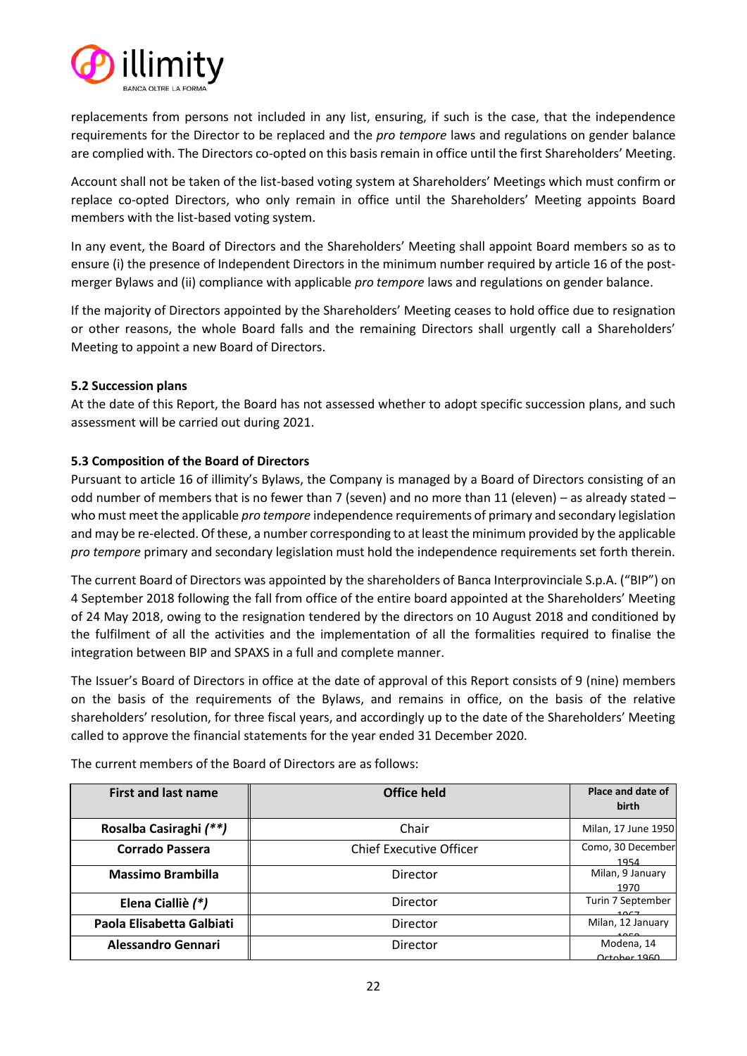replacements from persons not included in any list, ensuring, if such is the case, that the independence requirements for the Director to be replaced and the *pro tempore* laws and regulations on gender balance are complied with. The Directors co-opted on this basis remain in office until the first Shareholders' Meeting.

Account shall not be taken of the list-based voting system at Shareholders' Meetings which must confirm or replace co-opted Directors, who only remain in office until the Shareholders' Meeting appoints Board members with the list-based voting system.

In any event, the Board of Directors and the Shareholders' Meeting shall appoint Board members so as to ensure (i) the presence of Independent Directors in the minimum number required by article 16 of the post-merger Bylaws and (ii) compliance with applicable *pro tempore* laws and regulations on gender balance.

If the majority of Directors appointed by the Shareholders' Meeting ceases to hold office due to resignation or other reasons, the whole Board falls and the remaining Directors shall urgently call a Shareholders' Meeting to appoint a new Board of Directors.

**5.2 Succession plans**

At the date of this Report, the Board has not assessed whether to adopt specific succession plans, and such assessment will be carried out during 2021.

**5.3 Composition of the Board of Directors**

Pursuant to article 16 of illimity's Bylaws, the Company is managed by a Board of Directors consisting of an odd number of members that is no fewer than 7 (seven) and no more than 11 (eleven) – as already stated – who must meet the applicable *pro tempore* independence requirements of primary and secondary legislation and may be re-elected. Of these, a number corresponding to at least the minimum provided by the applicable *pro tempore* primary and secondary legislation must hold the independence requirements set forth therein.

The current Board of Directors was appointed by the shareholders of Banca Interprovinciale S.p.A. ("BIP") on 4 September 2018 following the fall from office of the entire board appointed at the Shareholders' Meeting of 24 May 2018, owing to the resignation tendered by the directors on 10 August 2018 and conditioned by the fulfilment of all the activities and the implementation of all the formalities required to finalise the integration between BIP and SPAXS in a full and complete manner.

The Issuer's Board of Directors in office at the date of approval of this Report consists of 9 (nine) members on the basis of the requirements of the Bylaws, and remains in office, on the basis of the relative shareholders' resolution, for three fiscal years, and accordingly up to the date of the Shareholders' Meeting called to approve the financial statements for the year ended 31 December 2020.

The current members of the Board of Directors are as follows:

| First and last name | Office held | Place and date of birth |
|---|---|---|
| **Rosalba Casiraghi *(\*\*)*** | Chair | Milan, 17 June 1950 |
| **Corrado Passera** | Chief Executive Officer | Como, 30 December 1954 |
| **Massimo Brambilla** | Director | Milan, 9 January 1970 |
| **Elena Ciallié *(\*)*** | Director | Turin 7 September 1967 |
| **Paola Elisabetta Galbiati** | Director | Milan, 12 January 1958 |
| **Alessandro Gennari** | Director | Modena, 14 October 1960 |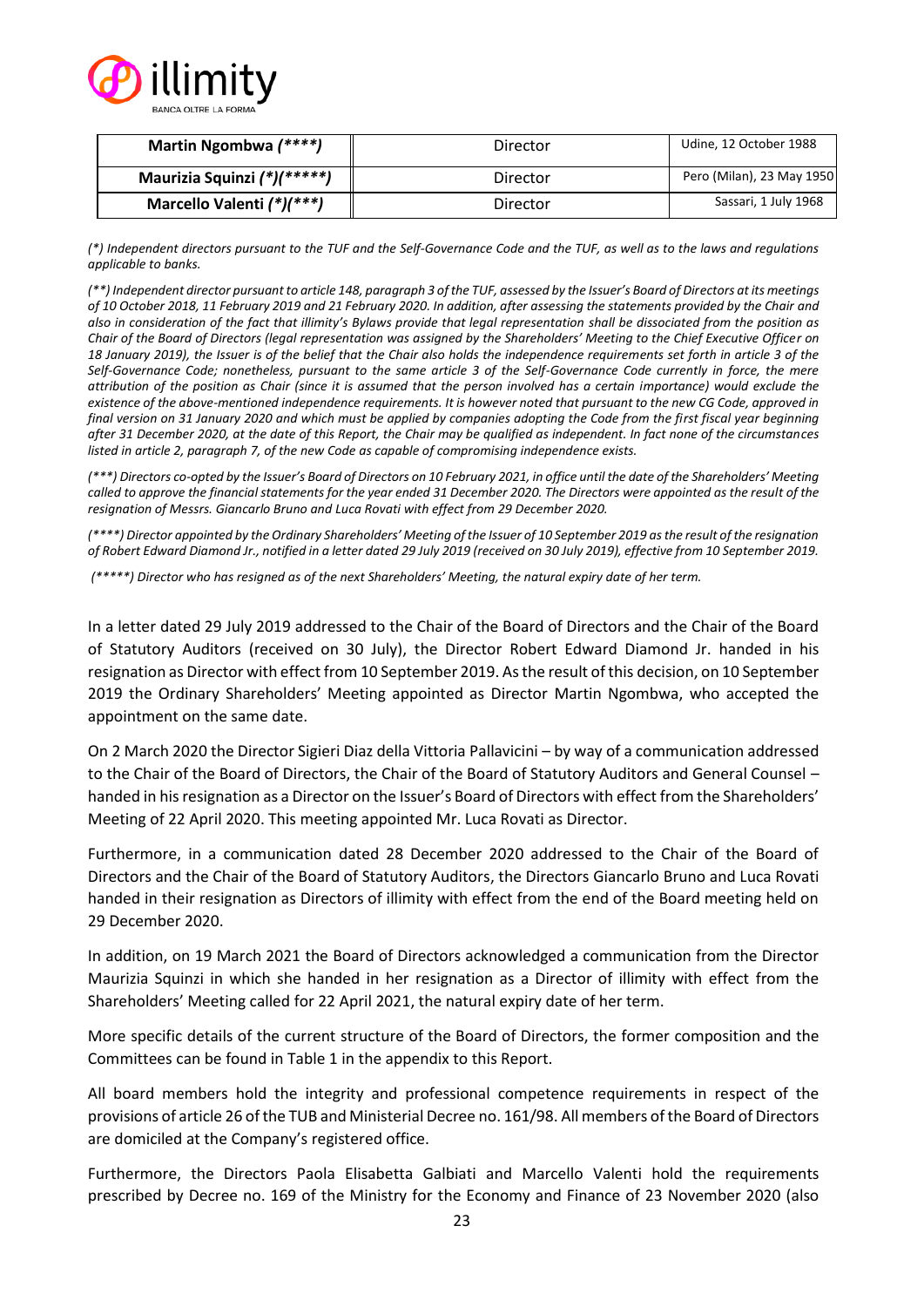| Martin Ngombwa *(****)* | Director | Udine, 12 October 1988 |
|---|---|---|
| Maurizia Squinzi *(*)(*****)* | Director | Pero (Milan), 23 May 1950 |
| Marcello Valenti *(*)(***)* | Director | Sassari, 1 July 1968 |

*(*) Independent directors pursuant to the TUF and the Self-Governance Code and the TUF, as well as to the laws and regulations applicable to banks.*

*(**) Independent director pursuant to article 148, paragraph 3 of the TUF, assessed by the Issuer's Board of Directors at its meetings of 10 October 2018, 11 February 2019 and 21 February 2020. In addition, after assessing the statements provided by the Chair and also in consideration of the fact that illimity's Bylaws provide that legal representation shall be dissociated from the position as Chair of the Board of Directors (legal representation was assigned by the Shareholders' Meeting to the Chief Executive Officer on 18 January 2019), the Issuer is of the belief that the Chair also holds the independence requirements set forth in article 3 of the Self-Governance Code; nonetheless, pursuant to the same article 3 of the Self-Governance Code currently in force, the mere attribution of the position as Chair (since it is assumed that the person involved has a certain importance) would exclude the existence of the above-mentioned independence requirements. It is however noted that pursuant to the new CG Code, approved in final version on 31 January 2020 and which must be applied by companies adopting the Code from the first fiscal year beginning after 31 December 2020, at the date of this Report, the Chair may be qualified as independent. In fact none of the circumstances listed in article 2, paragraph 7, of the new Code as capable of compromising independence exists.*

*(***) Directors co-opted by the Issuer's Board of Directors on 10 February 2021, in office until the date of the Shareholders' Meeting called to approve the financial statements for the year ended 31 December 2020. The Directors were appointed as the result of the resignation of Messrs. Giancarlo Bruno and Luca Rovati with effect from 29 December 2020.*

*(****) Director appointed by the Ordinary Shareholders' Meeting of the Issuer of 10 September 2019 as the result of the resignation of Robert Edward Diamond Jr., notified in a letter dated 29 July 2019 (received on 30 July 2019), effective from 10 September 2019.*

*(*****) Director who has resigned as of the next Shareholders' Meeting, the natural expiry date of her term.*

In a letter dated 29 July 2019 addressed to the Chair of the Board of Directors and the Chair of the Board of Statutory Auditors (received on 30 July), the Director Robert Edward Diamond Jr. handed in his resignation as Director with effect from 10 September 2019. As the result of this decision, on 10 September 2019 the Ordinary Shareholders' Meeting appointed as Director Martin Ngombwa, who accepted the appointment on the same date.

On 2 March 2020 the Director Sigieri Diaz della Vittoria Pallavicini – by way of a communication addressed to the Chair of the Board of Directors, the Chair of the Board of Statutory Auditors and General Counsel – handed in his resignation as a Director on the Issuer's Board of Directors with effect from the Shareholders' Meeting of 22 April 2020. This meeting appointed Mr. Luca Rovati as Director.

Furthermore, in a communication dated 28 December 2020 addressed to the Chair of the Board of Directors and the Chair of the Board of Statutory Auditors, the Directors Giancarlo Bruno and Luca Rovati handed in their resignation as Directors of illimity with effect from the end of the Board meeting held on 29 December 2020.

In addition, on 19 March 2021 the Board of Directors acknowledged a communication from the Director Maurizia Squinzi in which she handed in her resignation as a Director of illimity with effect from the Shareholders' Meeting called for 22 April 2021, the natural expiry date of her term.

More specific details of the current structure of the Board of Directors, the former composition and the Committees can be found in Table 1 in the appendix to this Report.

All board members hold the integrity and professional competence requirements in respect of the provisions of article 26 of the TUB and Ministerial Decree no. 161/98. All members of the Board of Directors are domiciled at the Company's registered office.

Furthermore, the Directors Paola Elisabetta Galbiati and Marcello Valenti hold the requirements prescribed by Decree no. 169 of the Ministry for the Economy and Finance of 23 November 2020 (also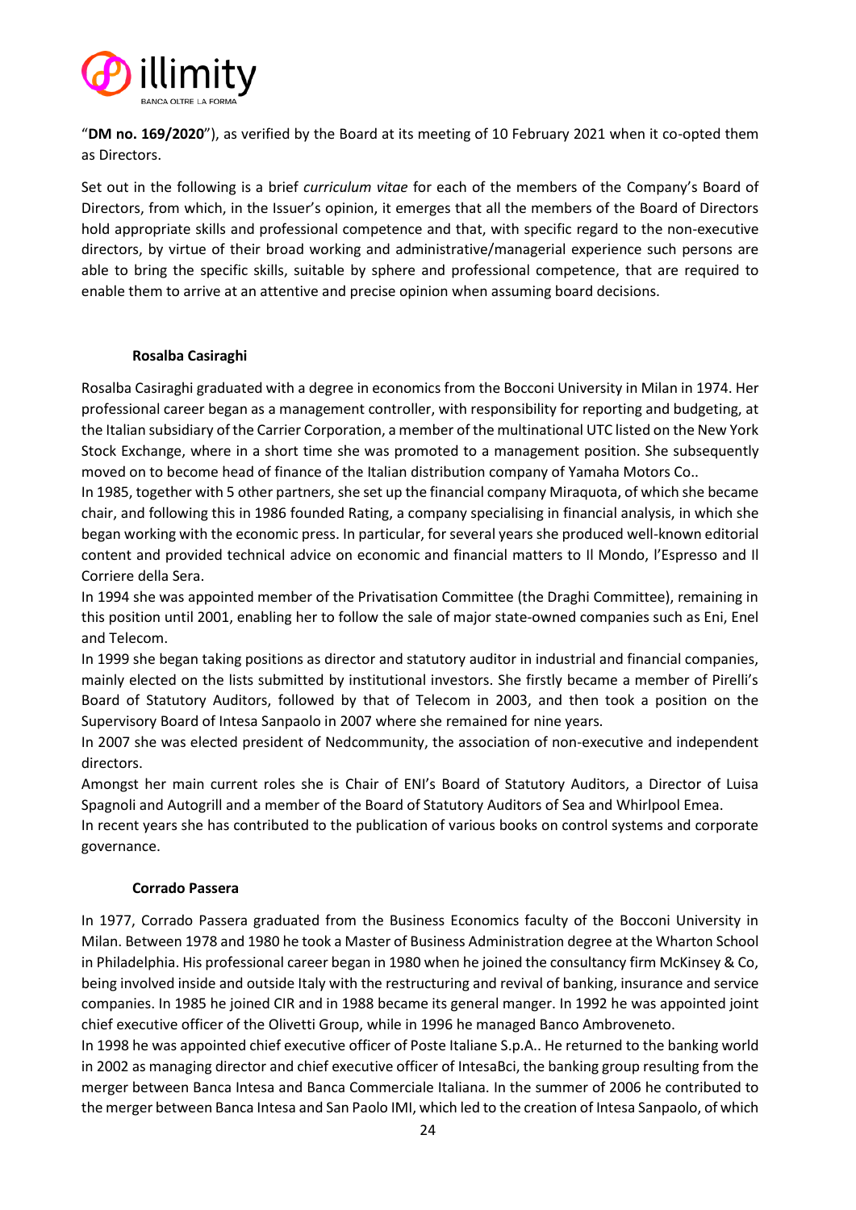"**DM no. 169/2020**"), as verified by the Board at its meeting of 10 February 2021 when it co-opted them as Directors.

Set out in the following is a brief *curriculum vitae* for each of the members of the Company's Board of Directors, from which, in the Issuer's opinion, it emerges that all the members of the Board of Directors hold appropriate skills and professional competence and that, with specific regard to the non-executive directors, by virtue of their broad working and administrative/managerial experience such persons are able to bring the specific skills, suitable by sphere and professional competence, that are required to enable them to arrive at an attentive and precise opinion when assuming board decisions.

**Rosalba Casiraghi**

Rosalba Casiraghi graduated with a degree in economics from the Bocconi University in Milan in 1974. Her professional career began as a management controller, with responsibility for reporting and budgeting, at the Italian subsidiary of the Carrier Corporation, a member of the multinational UTC listed on the New York Stock Exchange, where in a short time she was promoted to a management position. She subsequently moved on to become head of finance of the Italian distribution company of Yamaha Motors Co..

In 1985, together with 5 other partners, she set up the financial company Miraquota, of which she became chair, and following this in 1986 founded Rating, a company specialising in financial analysis, in which she began working with the economic press. In particular, for several years she produced well-known editorial content and provided technical advice on economic and financial matters to Il Mondo, l'Espresso and Il Corriere della Sera.

In 1994 she was appointed member of the Privatisation Committee (the Draghi Committee), remaining in this position until 2001, enabling her to follow the sale of major state-owned companies such as Eni, Enel and Telecom.

In 1999 she began taking positions as director and statutory auditor in industrial and financial companies, mainly elected on the lists submitted by institutional investors. She firstly became a member of Pirelli's Board of Statutory Auditors, followed by that of Telecom in 2003, and then took a position on the Supervisory Board of Intesa Sanpaolo in 2007 where she remained for nine years.

In 2007 she was elected president of Nedcommunity, the association of non-executive and independent directors.

Amongst her main current roles she is Chair of ENI's Board of Statutory Auditors, a Director of Luisa Spagnoli and Autogrill and a member of the Board of Statutory Auditors of Sea and Whirlpool Emea.

In recent years she has contributed to the publication of various books on control systems and corporate governance.

**Corrado Passera**

In 1977, Corrado Passera graduated from the Business Economics faculty of the Bocconi University in Milan. Between 1978 and 1980 he took a Master of Business Administration degree at the Wharton School in Philadelphia. His professional career began in 1980 when he joined the consultancy firm McKinsey & Co, being involved inside and outside Italy with the restructuring and revival of banking, insurance and service companies. In 1985 he joined CIR and in 1988 became its general manger. In 1992 he was appointed joint chief executive officer of the Olivetti Group, while in 1996 he managed Banco Ambroveneto.

In 1998 he was appointed chief executive officer of Poste Italiane S.p.A.. He returned to the banking world in 2002 as managing director and chief executive officer of IntesaBci, the banking group resulting from the merger between Banca Intesa and Banca Commerciale Italiana. In the summer of 2006 he contributed to the merger between Banca Intesa and San Paolo IMI, which led to the creation of Intesa Sanpaolo, of which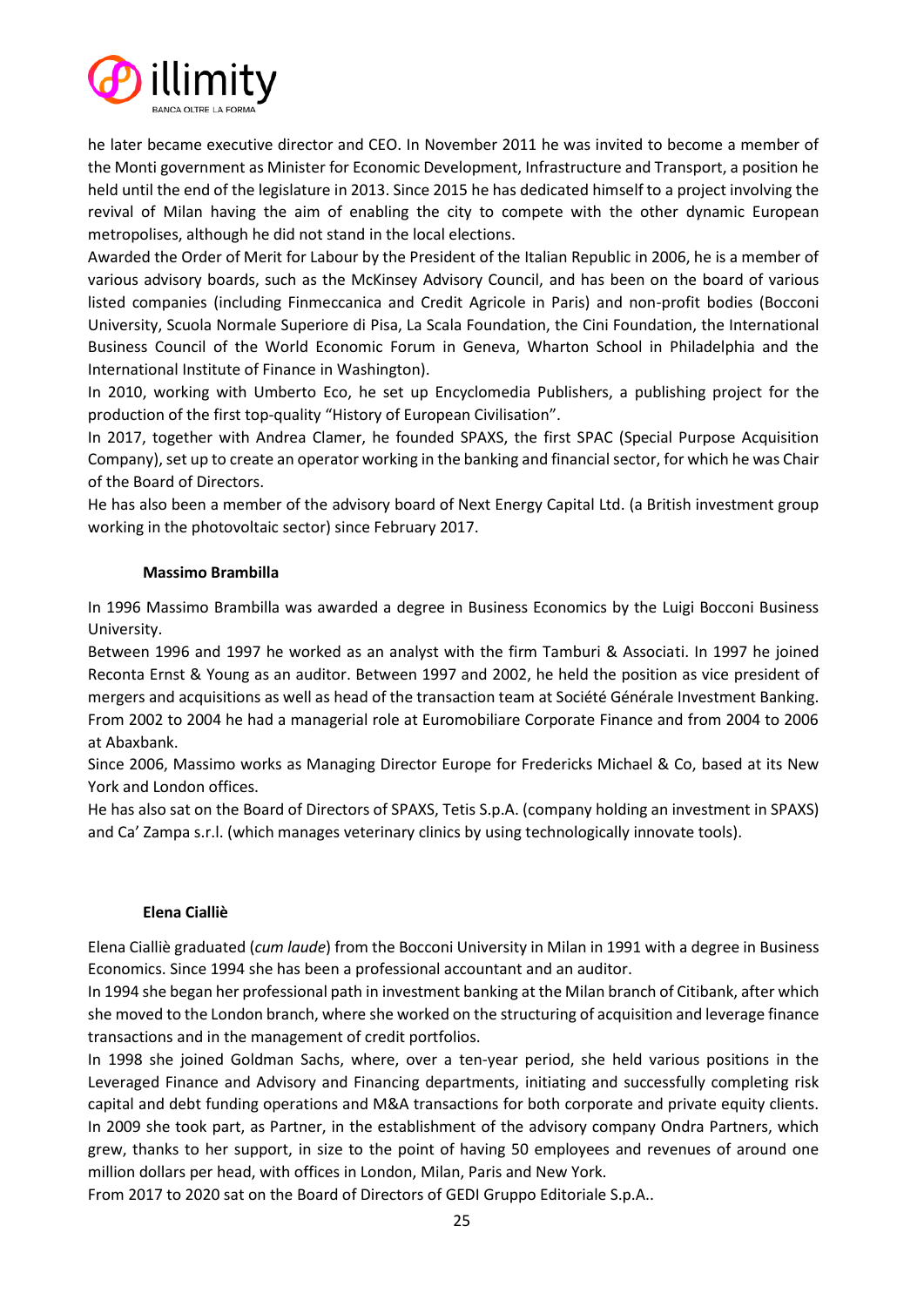he later became executive director and CEO. In November 2011 he was invited to become a member of the Monti government as Minister for Economic Development, Infrastructure and Transport, a position he held until the end of the legislature in 2013. Since 2015 he has dedicated himself to a project involving the revival of Milan having the aim of enabling the city to compete with the other dynamic European metropolises, although he did not stand in the local elections.

Awarded the Order of Merit for Labour by the President of the Italian Republic in 2006, he is a member of various advisory boards, such as the McKinsey Advisory Council, and has been on the board of various listed companies (including Finmeccanica and Credit Agricole in Paris) and non-profit bodies (Bocconi University, Scuola Normale Superiore di Pisa, La Scala Foundation, the Cini Foundation, the International Business Council of the World Economic Forum in Geneva, Wharton School in Philadelphia and the International Institute of Finance in Washington).

In 2010, working with Umberto Eco, he set up Encyclomedia Publishers, a publishing project for the production of the first top-quality "History of European Civilisation".

In 2017, together with Andrea Clamer, he founded SPAXS, the first SPAC (Special Purpose Acquisition Company), set up to create an operator working in the banking and financial sector, for which he was Chair of the Board of Directors.

He has also been a member of the advisory board of Next Energy Capital Ltd. (a British investment group working in the photovoltaic sector) since February 2017.

**Massimo Brambilla**

In 1996 Massimo Brambilla was awarded a degree in Business Economics by the Luigi Bocconi Business University.

Between 1996 and 1997 he worked as an analyst with the firm Tamburi & Associati. In 1997 he joined Reconta Ernst & Young as an auditor. Between 1997 and 2002, he held the position as vice president of mergers and acquisitions as well as head of the transaction team at Société Générale Investment Banking. From 2002 to 2004 he had a managerial role at Euromobiliare Corporate Finance and from 2004 to 2006 at Abaxbank.

Since 2006, Massimo works as Managing Director Europe for Fredericks Michael & Co, based at its New York and London offices.

He has also sat on the Board of Directors of SPAXS, Tetis S.p.A. (company holding an investment in SPAXS) and Ca' Zampa s.r.l. (which manages veterinary clinics by using technologically innovate tools).

**Elena Cialliè**

Elena Cialliè graduated (*cum laude*) from the Bocconi University in Milan in 1991 with a degree in Business Economics. Since 1994 she has been a professional accountant and an auditor.

In 1994 she began her professional path in investment banking at the Milan branch of Citibank, after which she moved to the London branch, where she worked on the structuring of acquisition and leverage finance transactions and in the management of credit portfolios.

In 1998 she joined Goldman Sachs, where, over a ten-year period, she held various positions in the Leveraged Finance and Advisory and Financing departments, initiating and successfully completing risk capital and debt funding operations and M&A transactions for both corporate and private equity clients.

In 2009 she took part, as Partner, in the establishment of the advisory company Ondra Partners, which grew, thanks to her support, in size to the point of having 50 employees and revenues of around one million dollars per head, with offices in London, Milan, Paris and New York.

From 2017 to 2020 sat on the Board of Directors of GEDI Gruppo Editoriale S.p.A..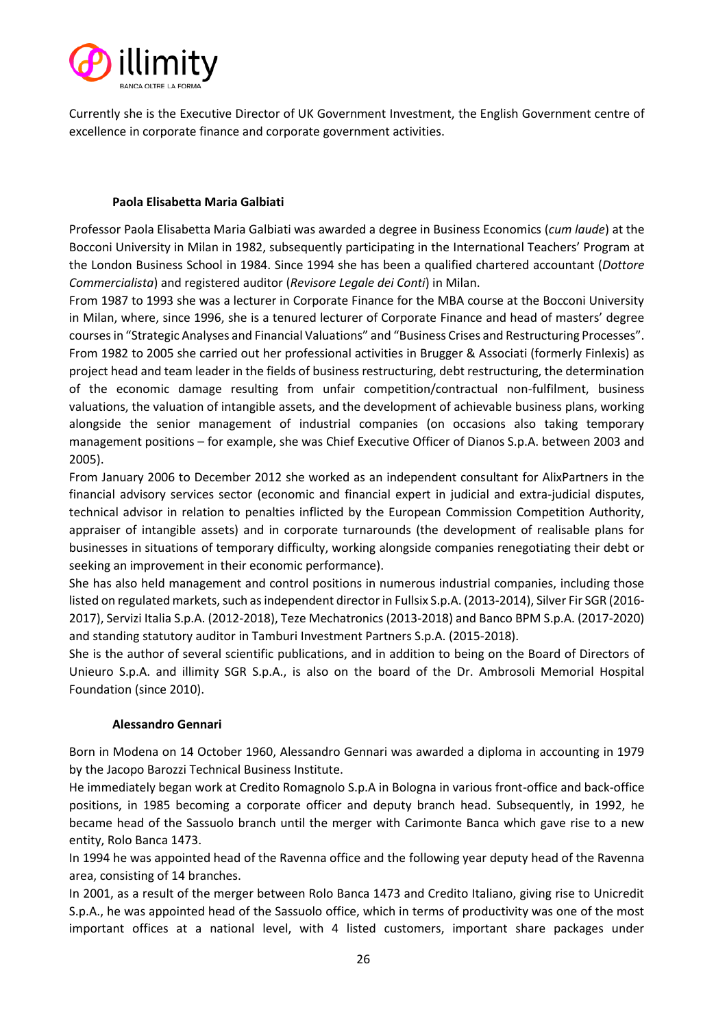Currently she is the Executive Director of UK Government Investment, the English Government centre of excellence in corporate finance and corporate government activities.

**Paola Elisabetta Maria Galbiati**

Professor Paola Elisabetta Maria Galbiati was awarded a degree in Business Economics (*cum laude*) at the Bocconi University in Milan in 1982, subsequently participating in the International Teachers' Program at the London Business School in 1984. Since 1994 she has been a qualified chartered accountant (*Dottore Commercialista*) and registered auditor (*Revisore Legale dei Conti*) in Milan.

From 1987 to 1993 she was a lecturer in Corporate Finance for the MBA course at the Bocconi University in Milan, where, since 1996, she is a tenured lecturer of Corporate Finance and head of masters' degree courses in "Strategic Analyses and Financial Valuations" and "Business Crises and Restructuring Processes".

From 1982 to 2005 she carried out her professional activities in Brugger & Associati (formerly Finlexis) as project head and team leader in the fields of business restructuring, debt restructuring, the determination of the economic damage resulting from unfair competition/contractual non-fulfilment, business valuations, the valuation of intangible assets, and the development of achievable business plans, working alongside the senior management of industrial companies (on occasions also taking temporary management positions – for example, she was Chief Executive Officer of Dianos S.p.A. between 2003 and 2005).

From January 2006 to December 2012 she worked as an independent consultant for AlixPartners in the financial advisory services sector (economic and financial expert in judicial and extra-judicial disputes, technical advisor in relation to penalties inflicted by the European Commission Competition Authority, appraiser of intangible assets) and in corporate turnarounds (the development of realisable plans for businesses in situations of temporary difficulty, working alongside companies renegotiating their debt or seeking an improvement in their economic performance).

She has also held management and control positions in numerous industrial companies, including those listed on regulated markets, such as independent director in Fullsix S.p.A. (2013-2014), Silver Fir SGR (2016-2017), Servizi Italia S.p.A. (2012-2018), Teze Mechatronics (2013-2018) and Banco BPM S.p.A. (2017-2020) and standing statutory auditor in Tamburi Investment Partners S.p.A. (2015-2018).

She is the author of several scientific publications, and in addition to being on the Board of Directors of Unieuro S.p.A. and illimity SGR S.p.A., is also on the board of the Dr. Ambrosoli Memorial Hospital Foundation (since 2010).

**Alessandro Gennari**

Born in Modena on 14 October 1960, Alessandro Gennari was awarded a diploma in accounting in 1979 by the Jacopo Barozzi Technical Business Institute.

He immediately began work at Credito Romagnolo S.p.A in Bologna in various front-office and back-office positions, in 1985 becoming a corporate officer and deputy branch head. Subsequently, in 1992, he became head of the Sassuolo branch until the merger with Carimonte Banca which gave rise to a new entity, Rolo Banca 1473.

In 1994 he was appointed head of the Ravenna office and the following year deputy head of the Ravenna area, consisting of 14 branches.

In 2001, as a result of the merger between Rolo Banca 1473 and Credito Italiano, giving rise to Unicredit S.p.A., he was appointed head of the Sassuolo office, which in terms of productivity was one of the most important offices at a national level, with 4 listed customers, important share packages under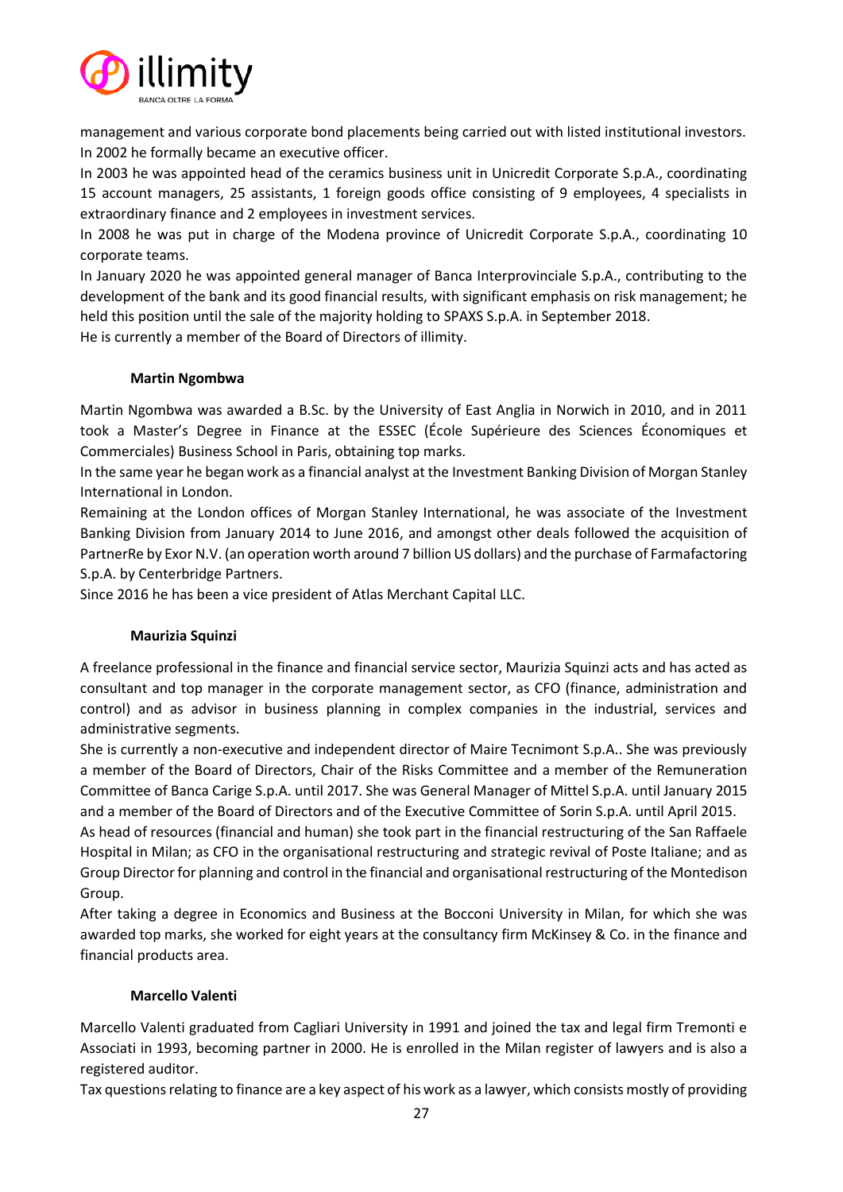management and various corporate bond placements being carried out with listed institutional investors. In 2002 he formally became an executive officer.

In 2003 he was appointed head of the ceramics business unit in Unicredit Corporate S.p.A., coordinating 15 account managers, 25 assistants, 1 foreign goods office consisting of 9 employees, 4 specialists in extraordinary finance and 2 employees in investment services.

In 2008 he was put in charge of the Modena province of Unicredit Corporate S.p.A., coordinating 10 corporate teams.

In January 2020 he was appointed general manager of Banca Interprovinciale S.p.A., contributing to the development of the bank and its good financial results, with significant emphasis on risk management; he held this position until the sale of the majority holding to SPAXS S.p.A. in September 2018.

He is currently a member of the Board of Directors of illimity.

**Martin Ngombwa**

Martin Ngombwa was awarded a B.Sc. by the University of East Anglia in Norwich in 2010, and in 2011 took a Master's Degree in Finance at the ESSEC (École Supérieure des Sciences Économiques et Commerciales) Business School in Paris, obtaining top marks.

In the same year he began work as a financial analyst at the Investment Banking Division of Morgan Stanley International in London.

Remaining at the London offices of Morgan Stanley International, he was associate of the Investment Banking Division from January 2014 to June 2016, and amongst other deals followed the acquisition of PartnerRe by Exor N.V. (an operation worth around 7 billion US dollars) and the purchase of Farmafactoring S.p.A. by Centerbridge Partners.

Since 2016 he has been a vice president of Atlas Merchant Capital LLC.

**Maurizia Squinzi**

A freelance professional in the finance and financial service sector, Maurizia Squinzi acts and has acted as consultant and top manager in the corporate management sector, as CFO (finance, administration and control) and as advisor in business planning in complex companies in the industrial, services and administrative segments.

She is currently a non-executive and independent director of Maire Tecnimont S.p.A.. She was previously a member of the Board of Directors, Chair of the Risks Committee and a member of the Remuneration Committee of Banca Carige S.p.A. until 2017. She was General Manager of Mittel S.p.A. until January 2015 and a member of the Board of Directors and of the Executive Committee of Sorin S.p.A. until April 2015.

As head of resources (financial and human) she took part in the financial restructuring of the San Raffaele Hospital in Milan; as CFO in the organisational restructuring and strategic revival of Poste Italiane; and as Group Director for planning and control in the financial and organisational restructuring of the Montedison Group.

After taking a degree in Economics and Business at the Bocconi University in Milan, for which she was awarded top marks, she worked for eight years at the consultancy firm McKinsey & Co. in the finance and financial products area.

**Marcello Valenti**

Marcello Valenti graduated from Cagliari University in 1991 and joined the tax and legal firm Tremonti e Associati in 1993, becoming partner in 2000. He is enrolled in the Milan register of lawyers and is also a registered auditor.

Tax questions relating to finance are a key aspect of his work as a lawyer, which consists mostly of providing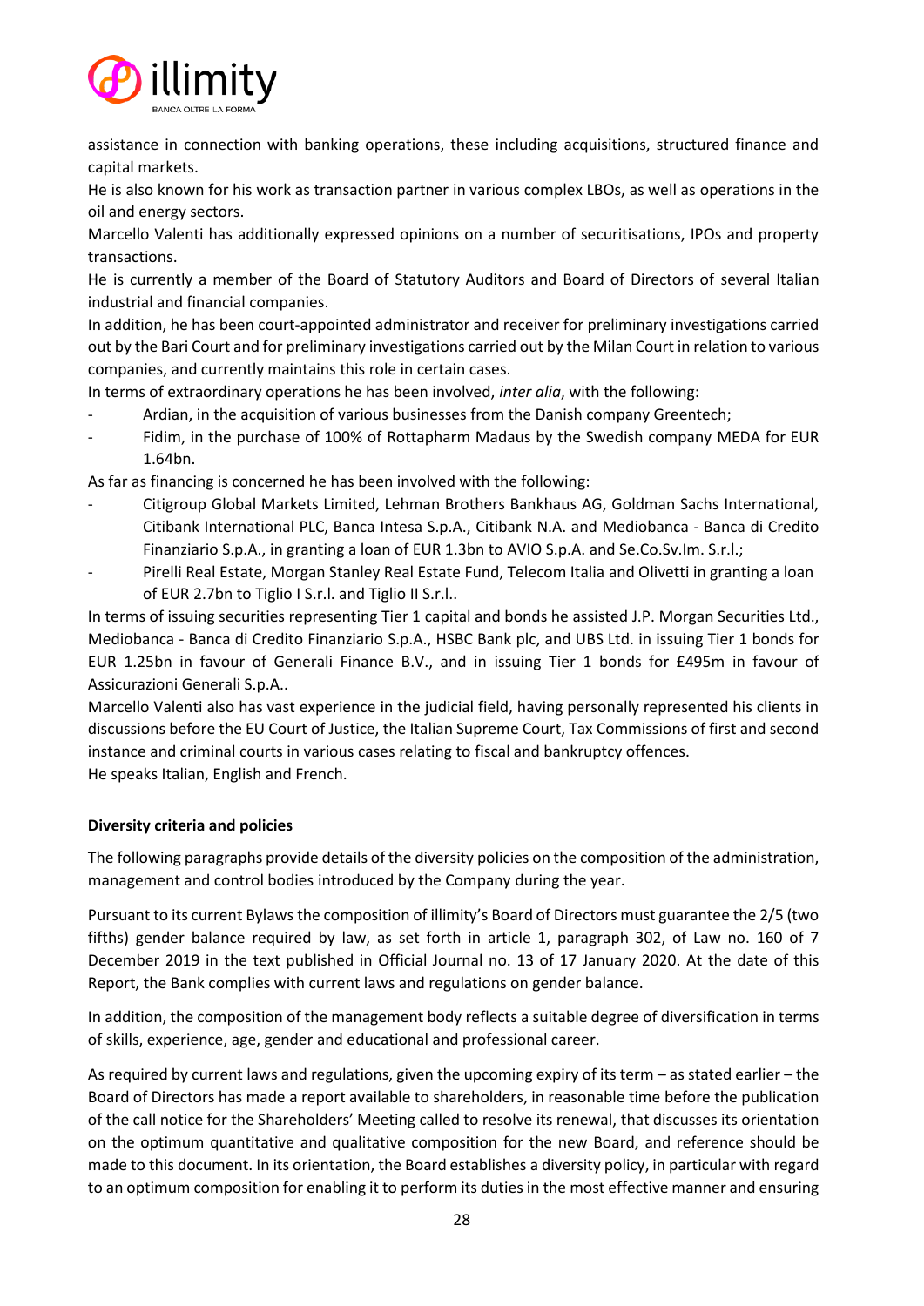assistance in connection with banking operations, these including acquisitions, structured finance and capital markets.

He is also known for his work as transaction partner in various complex LBOs, as well as operations in the oil and energy sectors.

Marcello Valenti has additionally expressed opinions on a number of securitisations, IPOs and property transactions.

He is currently a member of the Board of Statutory Auditors and Board of Directors of several Italian industrial and financial companies.

In addition, he has been court-appointed administrator and receiver for preliminary investigations carried out by the Bari Court and for preliminary investigations carried out by the Milan Court in relation to various companies, and currently maintains this role in certain cases.

In terms of extraordinary operations he has been involved, *inter alia*, with the following:

- Ardian, in the acquisition of various businesses from the Danish company Greentech;
- Fidim, in the purchase of 100% of Rottapharm Madaus by the Swedish company MEDA for EUR 1.64bn.

As far as financing is concerned he has been involved with the following:

- Citigroup Global Markets Limited, Lehman Brothers Bankhaus AG, Goldman Sachs International, Citibank International PLC, Banca Intesa S.p.A., Citibank N.A. and Mediobanca - Banca di Credito Finanziario S.p.A., in granting a loan of EUR 1.3bn to AVIO S.p.A. and Se.Co.Sv.Im. S.r.l.;
- Pirelli Real Estate, Morgan Stanley Real Estate Fund, Telecom Italia and Olivetti in granting a loan of EUR 2.7bn to Tiglio I S.r.l. and Tiglio II S.r.l..

In terms of issuing securities representing Tier 1 capital and bonds he assisted J.P. Morgan Securities Ltd., Mediobanca - Banca di Credito Finanziario S.p.A., HSBC Bank plc, and UBS Ltd. in issuing Tier 1 bonds for EUR 1.25bn in favour of Generali Finance B.V., and in issuing Tier 1 bonds for £495m in favour of Assicurazioni Generali S.p.A..

Marcello Valenti also has vast experience in the judicial field, having personally represented his clients in discussions before the EU Court of Justice, the Italian Supreme Court, Tax Commissions of first and second instance and criminal courts in various cases relating to fiscal and bankruptcy offences.

He speaks Italian, English and French.

**Diversity criteria and policies**

The following paragraphs provide details of the diversity policies on the composition of the administration, management and control bodies introduced by the Company during the year.

Pursuant to its current Bylaws the composition of illimity's Board of Directors must guarantee the 2/5 (two fifths) gender balance required by law, as set forth in article 1, paragraph 302, of Law no. 160 of 7 December 2019 in the text published in Official Journal no. 13 of 17 January 2020. At the date of this Report, the Bank complies with current laws and regulations on gender balance.

In addition, the composition of the management body reflects a suitable degree of diversification in terms of skills, experience, age, gender and educational and professional career.

As required by current laws and regulations, given the upcoming expiry of its term – as stated earlier – the Board of Directors has made a report available to shareholders, in reasonable time before the publication of the call notice for the Shareholders' Meeting called to resolve its renewal, that discusses its orientation on the optimum quantitative and qualitative composition for the new Board, and reference should be made to this document. In its orientation, the Board establishes a diversity policy, in particular with regard to an optimum composition for enabling it to perform its duties in the most effective manner and ensuring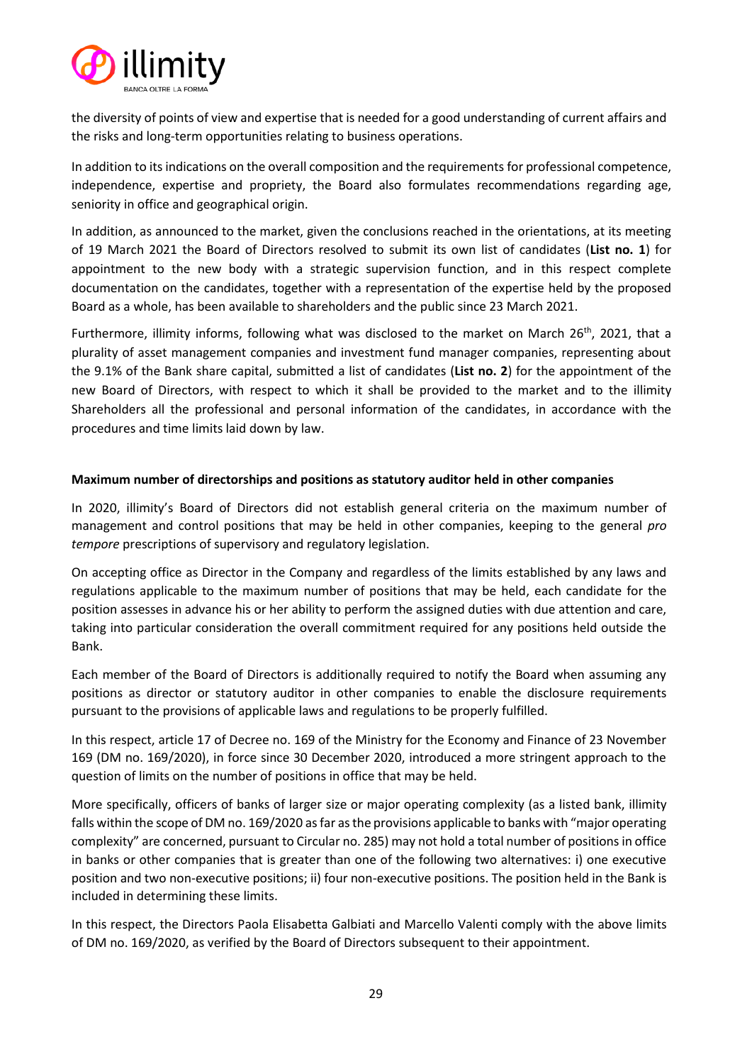the diversity of points of view and expertise that is needed for a good understanding of current affairs and the risks and long-term opportunities relating to business operations.

In addition to its indications on the overall composition and the requirements for professional competence, independence, expertise and propriety, the Board also formulates recommendations regarding age, seniority in office and geographical origin.

In addition, as announced to the market, given the conclusions reached in the orientations, at its meeting of 19 March 2021 the Board of Directors resolved to submit its own list of candidates (**List no. 1**) for appointment to the new body with a strategic supervision function, and in this respect complete documentation on the candidates, together with a representation of the expertise held by the proposed Board as a whole, has been available to shareholders and the public since 23 March 2021.

Furthermore, illimity informs, following what was disclosed to the market on March 26th, 2021, that a plurality of asset management companies and investment fund manager companies, representing about the 9.1% of the Bank share capital, submitted a list of candidates (**List no. 2**) for the appointment of the new Board of Directors, with respect to which it shall be provided to the market and to the illimity Shareholders all the professional and personal information of the candidates, in accordance with the procedures and time limits laid down by law.

**Maximum number of directorships and positions as statutory auditor held in other companies**

In 2020, illimity's Board of Directors did not establish general criteria on the maximum number of management and control positions that may be held in other companies, keeping to the general *pro tempore* prescriptions of supervisory and regulatory legislation.

On accepting office as Director in the Company and regardless of the limits established by any laws and regulations applicable to the maximum number of positions that may be held, each candidate for the position assesses in advance his or her ability to perform the assigned duties with due attention and care, taking into particular consideration the overall commitment required for any positions held outside the Bank.

Each member of the Board of Directors is additionally required to notify the Board when assuming any positions as director or statutory auditor in other companies to enable the disclosure requirements pursuant to the provisions of applicable laws and regulations to be properly fulfilled.

In this respect, article 17 of Decree no. 169 of the Ministry for the Economy and Finance of 23 November 169 (DM no. 169/2020), in force since 30 December 2020, introduced a more stringent approach to the question of limits on the number of positions in office that may be held.

More specifically, officers of banks of larger size or major operating complexity (as a listed bank, illimity falls within the scope of DM no. 169/2020 as far as the provisions applicable to banks with "major operating complexity" are concerned, pursuant to Circular no. 285) may not hold a total number of positions in office in banks or other companies that is greater than one of the following two alternatives: i) one executive position and two non-executive positions; ii) four non-executive positions. The position held in the Bank is included in determining these limits.

In this respect, the Directors Paola Elisabetta Galbiati and Marcello Valenti comply with the above limits of DM no. 169/2020, as verified by the Board of Directors subsequent to their appointment.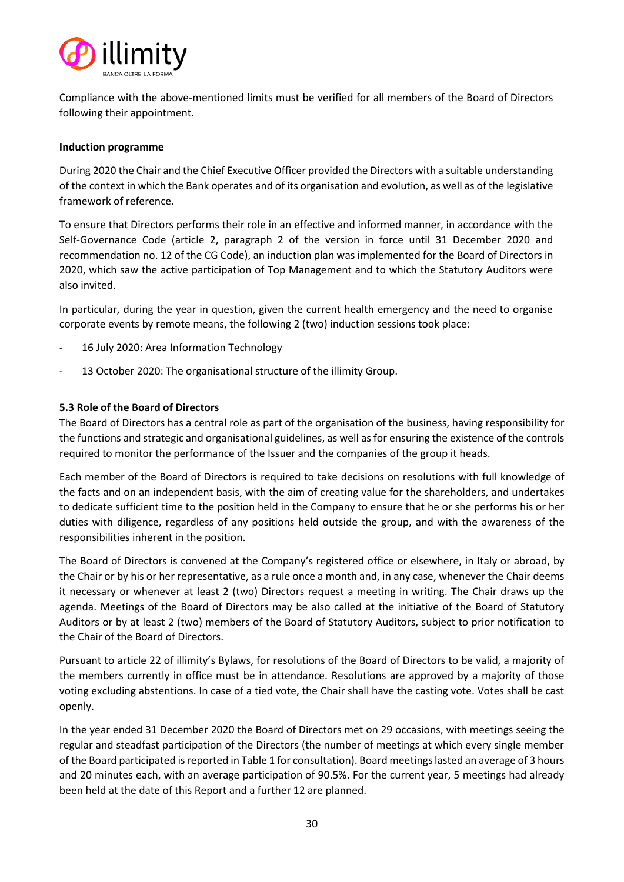Compliance with the above-mentioned limits must be verified for all members of the Board of Directors following their appointment.

**Induction programme**

During 2020 the Chair and the Chief Executive Officer provided the Directors with a suitable understanding of the context in which the Bank operates and of its organisation and evolution, as well as of the legislative framework of reference.

To ensure that Directors performs their role in an effective and informed manner, in accordance with the Self-Governance Code (article 2, paragraph 2 of the version in force until 31 December 2020 and recommendation no. 12 of the CG Code), an induction plan was implemented for the Board of Directors in 2020, which saw the active participation of Top Management and to which the Statutory Auditors were also invited.

In particular, during the year in question, given the current health emergency and the need to organise corporate events by remote means, the following 2 (two) induction sessions took place:

- 16 July 2020: Area Information Technology
- 13 October 2020: The organisational structure of the illimity Group.

### 5.3 Role of the Board of Directors

The Board of Directors has a central role as part of the organisation of the business, having responsibility for the functions and strategic and organisational guidelines, as well as for ensuring the existence of the controls required to monitor the performance of the Issuer and the companies of the group it heads.

Each member of the Board of Directors is required to take decisions on resolutions with full knowledge of the facts and on an independent basis, with the aim of creating value for the shareholders, and undertakes to dedicate sufficient time to the position held in the Company to ensure that he or she performs his or her duties with diligence, regardless of any positions held outside the group, and with the awareness of the responsibilities inherent in the position.

The Board of Directors is convened at the Company's registered office or elsewhere, in Italy or abroad, by the Chair or by his or her representative, as a rule once a month and, in any case, whenever the Chair deems it necessary or whenever at least 2 (two) Directors request a meeting in writing. The Chair draws up the agenda. Meetings of the Board of Directors may be also called at the initiative of the Board of Statutory Auditors or by at least 2 (two) members of the Board of Statutory Auditors, subject to prior notification to the Chair of the Board of Directors.

Pursuant to article 22 of illimity's Bylaws, for resolutions of the Board of Directors to be valid, a majority of the members currently in office must be in attendance. Resolutions are approved by a majority of those voting excluding abstentions. In case of a tied vote, the Chair shall have the casting vote. Votes shall be cast openly.

In the year ended 31 December 2020 the Board of Directors met on 29 occasions, with meetings seeing the regular and steadfast participation of the Directors (the number of meetings at which every single member of the Board participated is reported in Table 1 for consultation). Board meetings lasted an average of 3 hours and 20 minutes each, with an average participation of 90.5%. For the current year, 5 meetings had already been held at the date of this Report and a further 12 are planned.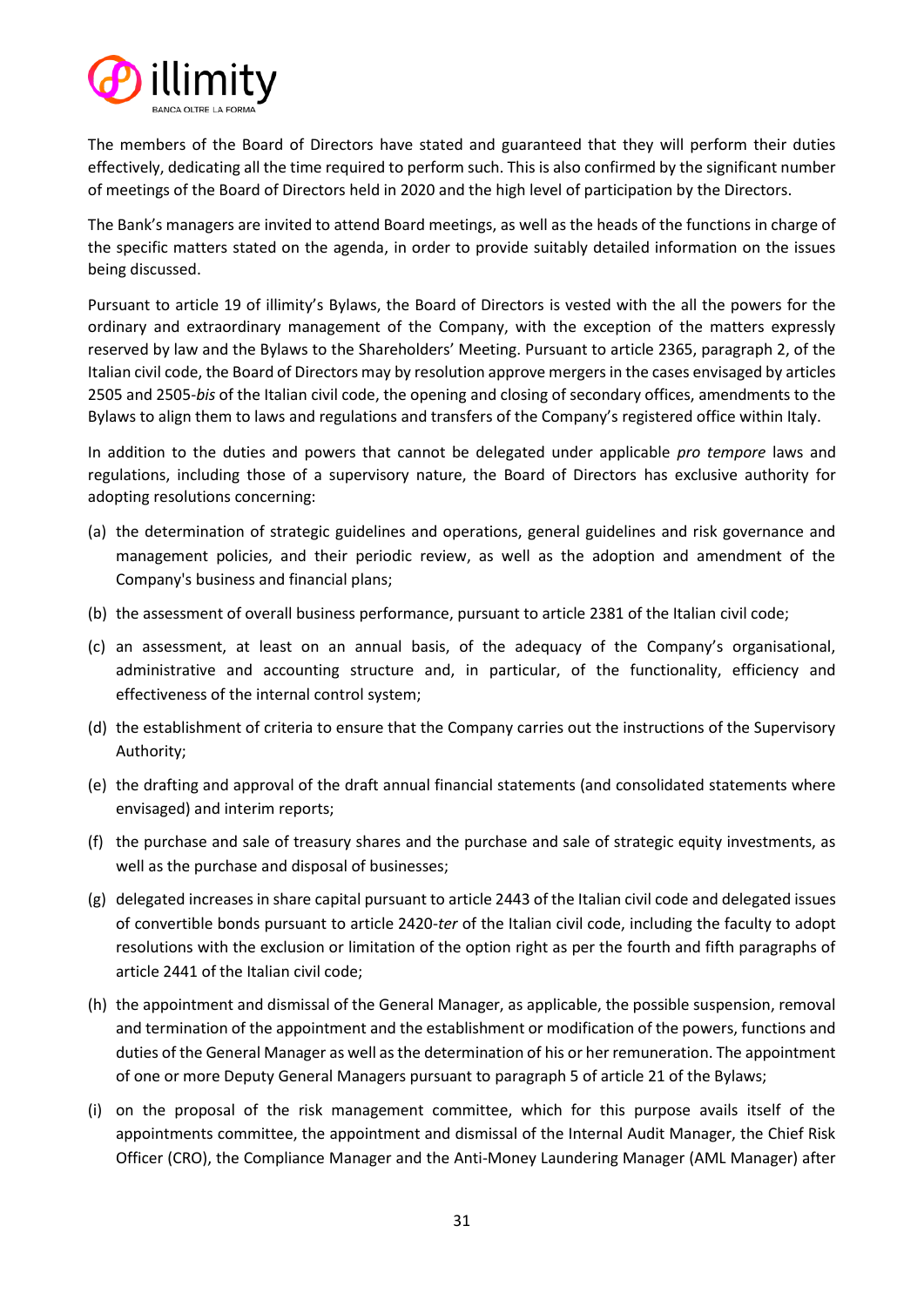The members of the Board of Directors have stated and guaranteed that they will perform their duties effectively, dedicating all the time required to perform such. This is also confirmed by the significant number of meetings of the Board of Directors held in 2020 and the high level of participation by the Directors.

The Bank's managers are invited to attend Board meetings, as well as the heads of the functions in charge of the specific matters stated on the agenda, in order to provide suitably detailed information on the issues being discussed.

Pursuant to article 19 of illimity's Bylaws, the Board of Directors is vested with the all the powers for the ordinary and extraordinary management of the Company, with the exception of the matters expressly reserved by law and the Bylaws to the Shareholders' Meeting. Pursuant to article 2365, paragraph 2, of the Italian civil code, the Board of Directors may by resolution approve mergers in the cases envisaged by articles 2505 and 2505-*bis* of the Italian civil code, the opening and closing of secondary offices, amendments to the Bylaws to align them to laws and regulations and transfers of the Company's registered office within Italy.

In addition to the duties and powers that cannot be delegated under applicable *pro tempore* laws and regulations, including those of a supervisory nature, the Board of Directors has exclusive authority for adopting resolutions concerning:

(a) the determination of strategic guidelines and operations, general guidelines and risk governance and management policies, and their periodic review, as well as the adoption and amendment of the Company's business and financial plans;

(b) the assessment of overall business performance, pursuant to article 2381 of the Italian civil code;

(c) an assessment, at least on an annual basis, of the adequacy of the Company's organisational, administrative and accounting structure and, in particular, of the functionality, efficiency and effectiveness of the internal control system;

(d) the establishment of criteria to ensure that the Company carries out the instructions of the Supervisory Authority;

(e) the drafting and approval of the draft annual financial statements (and consolidated statements where envisaged) and interim reports;

(f) the purchase and sale of treasury shares and the purchase and sale of strategic equity investments, as well as the purchase and disposal of businesses;

(g) delegated increases in share capital pursuant to article 2443 of the Italian civil code and delegated issues of convertible bonds pursuant to article 2420-*ter* of the Italian civil code, including the faculty to adopt resolutions with the exclusion or limitation of the option right as per the fourth and fifth paragraphs of article 2441 of the Italian civil code;

(h) the appointment and dismissal of the General Manager, as applicable, the possible suspension, removal and termination of the appointment and the establishment or modification of the powers, functions and duties of the General Manager as well as the determination of his or her remuneration. The appointment of one or more Deputy General Managers pursuant to paragraph 5 of article 21 of the Bylaws;

(i) on the proposal of the risk management committee, which for this purpose avails itself of the appointments committee, the appointment and dismissal of the Internal Audit Manager, the Chief Risk Officer (CRO), the Compliance Manager and the Anti-Money Laundering Manager (AML Manager) after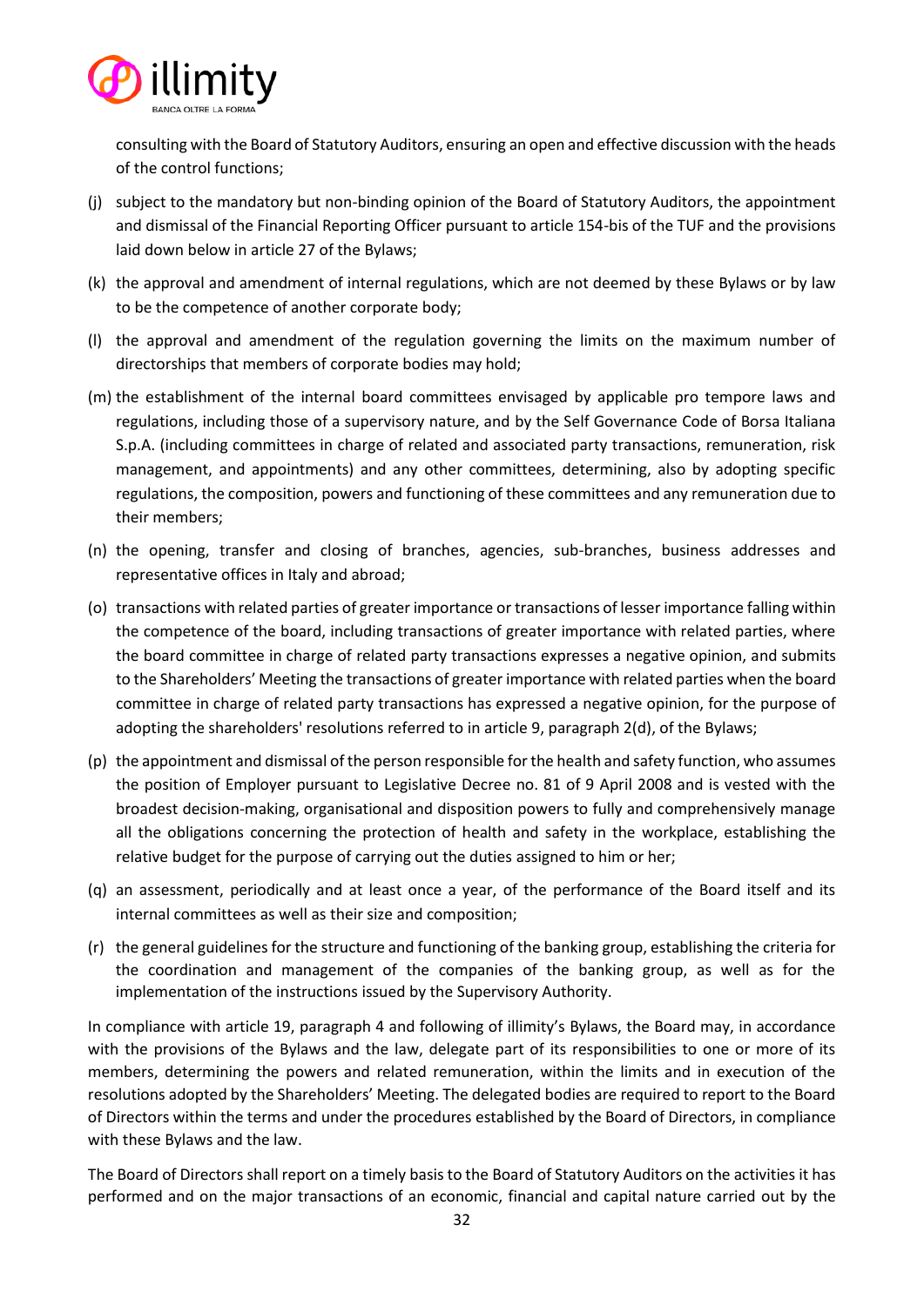consulting with the Board of Statutory Auditors, ensuring an open and effective discussion with the heads of the control functions;

(j) subject to the mandatory but non-binding opinion of the Board of Statutory Auditors, the appointment and dismissal of the Financial Reporting Officer pursuant to article 154-bis of the TUF and the provisions laid down below in article 27 of the Bylaws;

(k) the approval and amendment of internal regulations, which are not deemed by these Bylaws or by law to be the competence of another corporate body;

(l) the approval and amendment of the regulation governing the limits on the maximum number of directorships that members of corporate bodies may hold;

(m) the establishment of the internal board committees envisaged by applicable pro tempore laws and regulations, including those of a supervisory nature, and by the Self Governance Code of Borsa Italiana S.p.A. (including committees in charge of related and associated party transactions, remuneration, risk management, and appointments) and any other committees, determining, also by adopting specific regulations, the composition, powers and functioning of these committees and any remuneration due to their members;

(n) the opening, transfer and closing of branches, agencies, sub-branches, business addresses and representative offices in Italy and abroad;

(o) transactions with related parties of greater importance or transactions of lesser importance falling within the competence of the board, including transactions of greater importance with related parties, where the board committee in charge of related party transactions expresses a negative opinion, and submits to the Shareholders' Meeting the transactions of greater importance with related parties when the board committee in charge of related party transactions has expressed a negative opinion, for the purpose of adopting the shareholders' resolutions referred to in article 9, paragraph 2(d), of the Bylaws;

(p) the appointment and dismissal of the person responsible for the health and safety function, who assumes the position of Employer pursuant to Legislative Decree no. 81 of 9 April 2008 and is vested with the broadest decision-making, organisational and disposition powers to fully and comprehensively manage all the obligations concerning the protection of health and safety in the workplace, establishing the relative budget for the purpose of carrying out the duties assigned to him or her;

(q) an assessment, periodically and at least once a year, of the performance of the Board itself and its internal committees as well as their size and composition;

(r) the general guidelines for the structure and functioning of the banking group, establishing the criteria for the coordination and management of the companies of the banking group, as well as for the implementation of the instructions issued by the Supervisory Authority.

In compliance with article 19, paragraph 4 and following of illimity's Bylaws, the Board may, in accordance with the provisions of the Bylaws and the law, delegate part of its responsibilities to one or more of its members, determining the powers and related remuneration, within the limits and in execution of the resolutions adopted by the Shareholders' Meeting. The delegated bodies are required to report to the Board of Directors within the terms and under the procedures established by the Board of Directors, in compliance with these Bylaws and the law.

The Board of Directors shall report on a timely basis to the Board of Statutory Auditors on the activities it has performed and on the major transactions of an economic, financial and capital nature carried out by the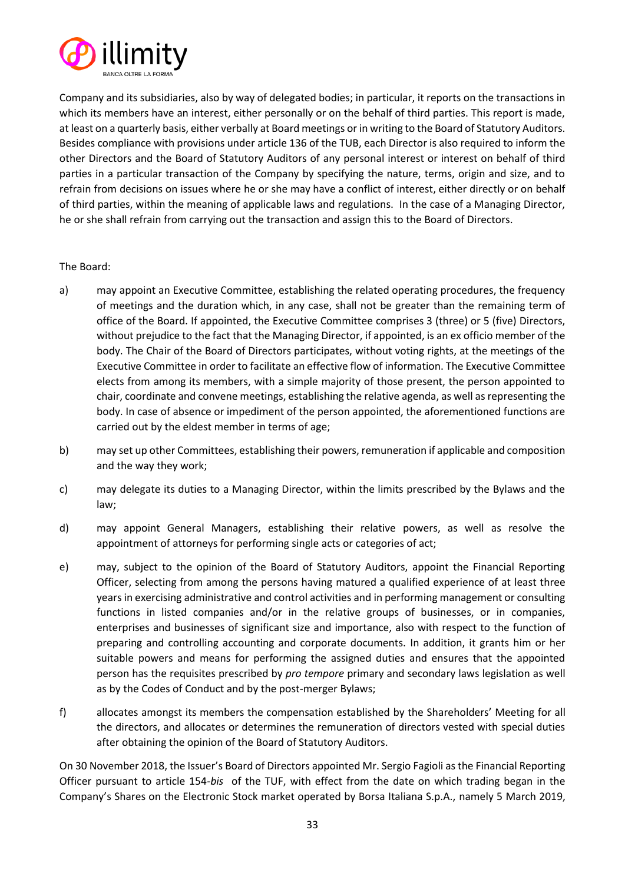Company and its subsidiaries, also by way of delegated bodies; in particular, it reports on the transactions in which its members have an interest, either personally or on the behalf of third parties. This report is made, at least on a quarterly basis, either verbally at Board meetings or in writing to the Board of Statutory Auditors. Besides compliance with provisions under article 136 of the TUB, each Director is also required to inform the other Directors and the Board of Statutory Auditors of any personal interest or interest on behalf of third parties in a particular transaction of the Company by specifying the nature, terms, origin and size, and to refrain from decisions on issues where he or she may have a conflict of interest, either directly or on behalf of third parties, within the meaning of applicable laws and regulations. In the case of a Managing Director, he or she shall refrain from carrying out the transaction and assign this to the Board of Directors.

The Board:

a) may appoint an Executive Committee, establishing the related operating procedures, the frequency of meetings and the duration which, in any case, shall not be greater than the remaining term of office of the Board. If appointed, the Executive Committee comprises 3 (three) or 5 (five) Directors, without prejudice to the fact that the Managing Director, if appointed, is an ex officio member of the body. The Chair of the Board of Directors participates, without voting rights, at the meetings of the Executive Committee in order to facilitate an effective flow of information. The Executive Committee elects from among its members, with a simple majority of those present, the person appointed to chair, coordinate and convene meetings, establishing the relative agenda, as well as representing the body. In case of absence or impediment of the person appointed, the aforementioned functions are carried out by the eldest member in terms of age;

b) may set up other Committees, establishing their powers, remuneration if applicable and composition and the way they work;

c) may delegate its duties to a Managing Director, within the limits prescribed by the Bylaws and the law;

d) may appoint General Managers, establishing their relative powers, as well as resolve the appointment of attorneys for performing single acts or categories of act;

e) may, subject to the opinion of the Board of Statutory Auditors, appoint the Financial Reporting Officer, selecting from among the persons having matured a qualified experience of at least three years in exercising administrative and control activities and in performing management or consulting functions in listed companies and/or in the relative groups of businesses, or in companies, enterprises and businesses of significant size and importance, also with respect to the function of preparing and controlling accounting and corporate documents. In addition, it grants him or her suitable powers and means for performing the assigned duties and ensures that the appointed person has the requisites prescribed by *pro tempore* primary and secondary laws legislation as well as by the Codes of Conduct and by the post-merger Bylaws;

f) allocates amongst its members the compensation established by the Shareholders' Meeting for all the directors, and allocates or determines the remuneration of directors vested with special duties after obtaining the opinion of the Board of Statutory Auditors.

On 30 November 2018, the Issuer's Board of Directors appointed Mr. Sergio Fagioli as the Financial Reporting Officer pursuant to article 154-*bis* of the TUF, with effect from the date on which trading began in the Company's Shares on the Electronic Stock market operated by Borsa Italiana S.p.A., namely 5 March 2019,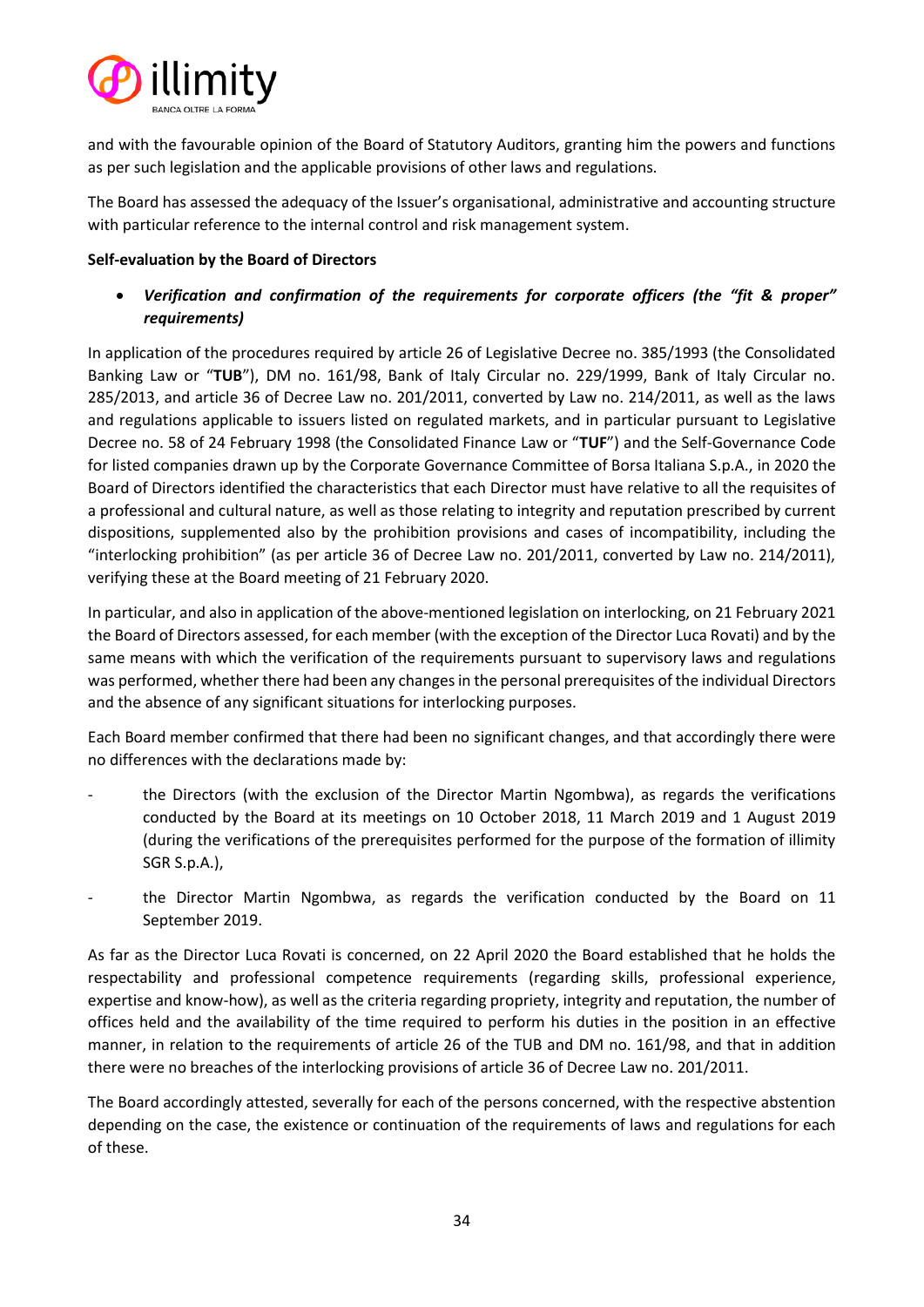and with the favourable opinion of the Board of Statutory Auditors, granting him the powers and functions as per such legislation and the applicable provisions of other laws and regulations.

The Board has assessed the adequacy of the Issuer's organisational, administrative and accounting structure with particular reference to the internal control and risk management system.

**Self-evaluation by the Board of Directors**

- ***Verification and confirmation of the requirements for corporate officers (the "fit & proper" requirements)***

In application of the procedures required by article 26 of Legislative Decree no. 385/1993 (the Consolidated Banking Law or "**TUB**"), DM no. 161/98, Bank of Italy Circular no. 229/1999, Bank of Italy Circular no. 285/2013, and article 36 of Decree Law no. 201/2011, converted by Law no. 214/2011, as well as the laws and regulations applicable to issuers listed on regulated markets, and in particular pursuant to Legislative Decree no. 58 of 24 February 1998 (the Consolidated Finance Law or "**TUF**") and the Self-Governance Code for listed companies drawn up by the Corporate Governance Committee of Borsa Italiana S.p.A., in 2020 the Board of Directors identified the characteristics that each Director must have relative to all the requisites of a professional and cultural nature, as well as those relating to integrity and reputation prescribed by current dispositions, supplemented also by the prohibition provisions and cases of incompatibility, including the "interlocking prohibition" (as per article 36 of Decree Law no. 201/2011, converted by Law no. 214/2011), verifying these at the Board meeting of 21 February 2020.

In particular, and also in application of the above-mentioned legislation on interlocking, on 21 February 2021 the Board of Directors assessed, for each member (with the exception of the Director Luca Rovati) and by the same means with which the verification of the requirements pursuant to supervisory laws and regulations was performed, whether there had been any changes in the personal prerequisites of the individual Directors and the absence of any significant situations for interlocking purposes.

Each Board member confirmed that there had been no significant changes, and that accordingly there were no differences with the declarations made by:

- the Directors (with the exclusion of the Director Martin Ngombwa), as regards the verifications conducted by the Board at its meetings on 10 October 2018, 11 March 2019 and 1 August 2019 (during the verifications of the prerequisites performed for the purpose of the formation of illimity SGR S.p.A.),
- the Director Martin Ngombwa, as regards the verification conducted by the Board on 11 September 2019.

As far as the Director Luca Rovati is concerned, on 22 April 2020 the Board established that he holds the respectability and professional competence requirements (regarding skills, professional experience, expertise and know-how), as well as the criteria regarding propriety, integrity and reputation, the number of offices held and the availability of the time required to perform his duties in the position in an effective manner, in relation to the requirements of article 26 of the TUB and DM no. 161/98, and that in addition there were no breaches of the interlocking provisions of article 36 of Decree Law no. 201/2011.

The Board accordingly attested, severally for each of the persons concerned, with the respective abstention depending on the case, the existence or continuation of the requirements of laws and regulations for each of these.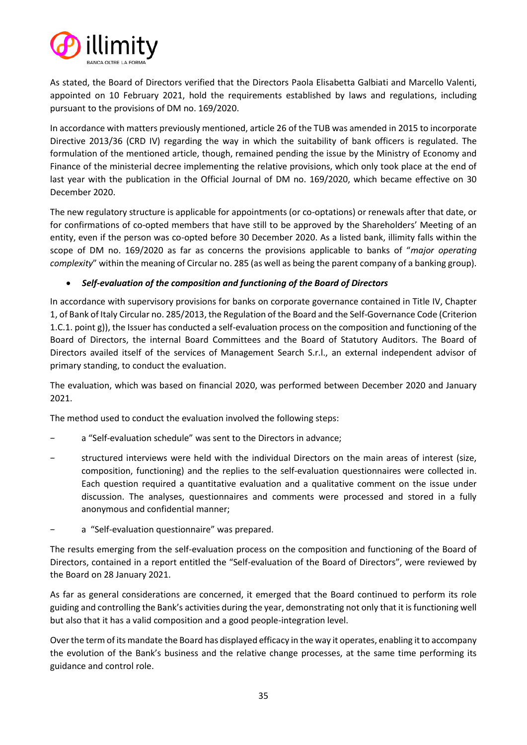As stated, the Board of Directors verified that the Directors Paola Elisabetta Galbiati and Marcello Valenti, appointed on 10 February 2021, hold the requirements established by laws and regulations, including pursuant to the provisions of DM no. 169/2020.

In accordance with matters previously mentioned, article 26 of the TUB was amended in 2015 to incorporate Directive 2013/36 (CRD IV) regarding the way in which the suitability of bank officers is regulated. The formulation of the mentioned article, though, remained pending the issue by the Ministry of Economy and Finance of the ministerial decree implementing the relative provisions, which only took place at the end of last year with the publication in the Official Journal of DM no. 169/2020, which became effective on 30 December 2020.

The new regulatory structure is applicable for appointments (or co-optations) or renewals after that date, or for confirmations of co-opted members that have still to be approved by the Shareholders' Meeting of an entity, even if the person was co-opted before 30 December 2020. As a listed bank, illimity falls within the scope of DM no. 169/2020 as far as concerns the provisions applicable to banks of "*major operating complexity*" within the meaning of Circular no. 285 (as well as being the parent company of a banking group).

- ***Self-evaluation of the composition and functioning of the Board of Directors***

In accordance with supervisory provisions for banks on corporate governance contained in Title IV, Chapter 1, of Bank of Italy Circular no. 285/2013, the Regulation of the Board and the Self-Governance Code (Criterion 1.C.1. point g)), the Issuer has conducted a self-evaluation process on the composition and functioning of the Board of Directors, the internal Board Committees and the Board of Statutory Auditors. The Board of Directors availed itself of the services of Management Search S.r.l., an external independent advisor of primary standing, to conduct the evaluation.

The evaluation, which was based on financial 2020, was performed between December 2020 and January 2021.

The method used to conduct the evaluation involved the following steps:

- a "Self-evaluation schedule" was sent to the Directors in advance;
- structured interviews were held with the individual Directors on the main areas of interest (size, composition, functioning) and the replies to the self-evaluation questionnaires were collected in. Each question required a quantitative evaluation and a qualitative comment on the issue under discussion. The analyses, questionnaires and comments were processed and stored in a fully anonymous and confidential manner;
- a "Self-evaluation questionnaire" was prepared.

The results emerging from the self-evaluation process on the composition and functioning of the Board of Directors, contained in a report entitled the "Self-evaluation of the Board of Directors", were reviewed by the Board on 28 January 2021.

As far as general considerations are concerned, it emerged that the Board continued to perform its role guiding and controlling the Bank's activities during the year, demonstrating not only that it is functioning well but also that it has a valid composition and a good people-integration level.

Over the term of its mandate the Board has displayed efficacy in the way it operates, enabling it to accompany the evolution of the Bank's business and the relative change processes, at the same time performing its guidance and control role.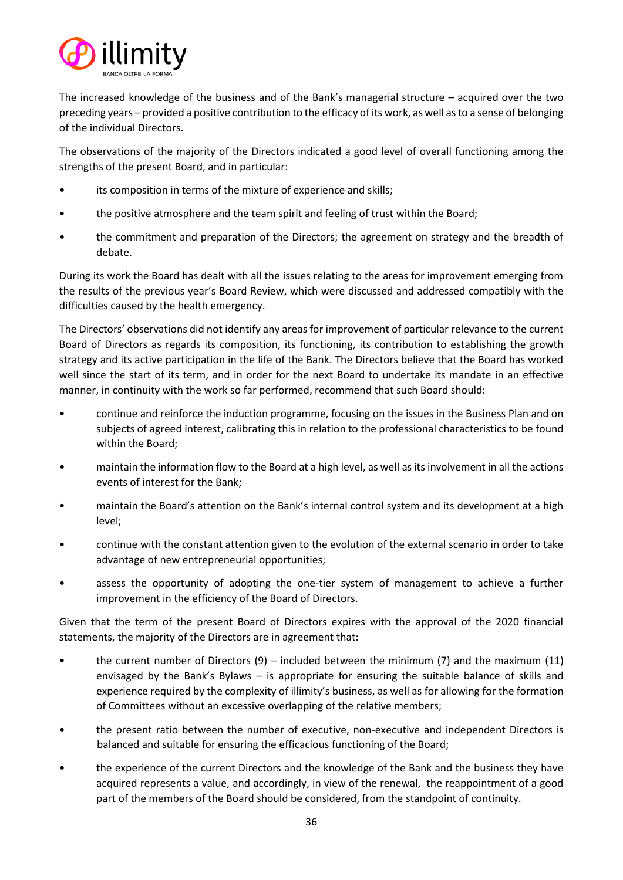The increased knowledge of the business and of the Bank's managerial structure – acquired over the two preceding years – provided a positive contribution to the efficacy of its work, as well as to a sense of belonging of the individual Directors.

The observations of the majority of the Directors indicated a good level of overall functioning among the strengths of the present Board, and in particular:

- its composition in terms of the mixture of experience and skills;
- the positive atmosphere and the team spirit and feeling of trust within the Board;
- the commitment and preparation of the Directors; the agreement on strategy and the breadth of debate.

During its work the Board has dealt with all the issues relating to the areas for improvement emerging from the results of the previous year's Board Review, which were discussed and addressed compatibly with the difficulties caused by the health emergency.

The Directors' observations did not identify any areas for improvement of particular relevance to the current Board of Directors as regards its composition, its functioning, its contribution to establishing the growth strategy and its active participation in the life of the Bank. The Directors believe that the Board has worked well since the start of its term, and in order for the next Board to undertake its mandate in an effective manner, in continuity with the work so far performed, recommend that such Board should:

- continue and reinforce the induction programme, focusing on the issues in the Business Plan and on subjects of agreed interest, calibrating this in relation to the professional characteristics to be found within the Board;
- maintain the information flow to the Board at a high level, as well as its involvement in all the actions events of interest for the Bank;
- maintain the Board's attention on the Bank's internal control system and its development at a high level;
- continue with the constant attention given to the evolution of the external scenario in order to take advantage of new entrepreneurial opportunities;
- assess the opportunity of adopting the one-tier system of management to achieve a further improvement in the efficiency of the Board of Directors.

Given that the term of the present Board of Directors expires with the approval of the 2020 financial statements, the majority of the Directors are in agreement that:

- the current number of Directors (9) – included between the minimum (7) and the maximum (11) envisaged by the Bank's Bylaws – is appropriate for ensuring the suitable balance of skills and experience required by the complexity of illimity's business, as well as for allowing for the formation of Committees without an excessive overlapping of the relative members;
- the present ratio between the number of executive, non-executive and independent Directors is balanced and suitable for ensuring the efficacious functioning of the Board;
- the experience of the current Directors and the knowledge of the Bank and the business they have acquired represents a value, and accordingly, in view of the renewal, the reappointment of a good part of the members of the Board should be considered, from the standpoint of continuity.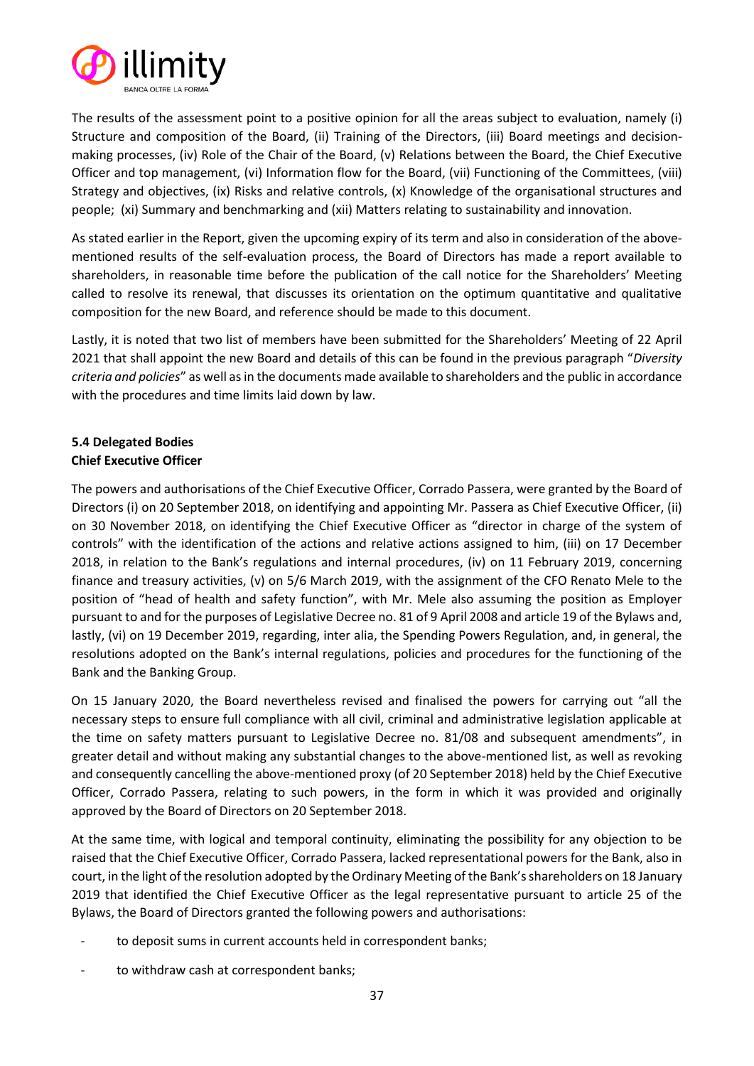The results of the assessment point to a positive opinion for all the areas subject to evaluation, namely (i) Structure and composition of the Board, (ii) Training of the Directors, (iii) Board meetings and decision-making processes, (iv) Role of the Chair of the Board, (v) Relations between the Board, the Chief Executive Officer and top management, (vi) Information flow for the Board, (vii) Functioning of the Committees, (viii) Strategy and objectives, (ix) Risks and relative controls, (x) Knowledge of the organisational structures and people; (xi) Summary and benchmarking and (xii) Matters relating to sustainability and innovation.

As stated earlier in the Report, given the upcoming expiry of its term and also in consideration of the above-mentioned results of the self-evaluation process, the Board of Directors has made a report available to shareholders, in reasonable time before the publication of the call notice for the Shareholders' Meeting called to resolve its renewal, that discusses its orientation on the optimum quantitative and qualitative composition for the new Board, and reference should be made to this document.

Lastly, it is noted that two list of members have been submitted for the Shareholders' Meeting of 22 April 2021 that shall appoint the new Board and details of this can be found in the previous paragraph "*Diversity criteria and policies*" as well as in the documents made available to shareholders and the public in accordance with the procedures and time limits laid down by law.

**5.4 Delegated Bodies**
**Chief Executive Officer**

The powers and authorisations of the Chief Executive Officer, Corrado Passera, were granted by the Board of Directors (i) on 20 September 2018, on identifying and appointing Mr. Passera as Chief Executive Officer, (ii) on 30 November 2018, on identifying the Chief Executive Officer as "director in charge of the system of controls" with the identification of the actions and relative actions assigned to him, (iii) on 17 December 2018, in relation to the Bank's regulations and internal procedures, (iv) on 11 February 2019, concerning finance and treasury activities, (v) on 5/6 March 2019, with the assignment of the CFO Renato Mele to the position of "head of health and safety function", with Mr. Mele also assuming the position as Employer pursuant to and for the purposes of Legislative Decree no. 81 of 9 April 2008 and article 19 of the Bylaws and, lastly, (vi) on 19 December 2019, regarding, inter alia, the Spending Powers Regulation, and, in general, the resolutions adopted on the Bank's internal regulations, policies and procedures for the functioning of the Bank and the Banking Group.

On 15 January 2020, the Board nevertheless revised and finalised the powers for carrying out "all the necessary steps to ensure full compliance with all civil, criminal and administrative legislation applicable at the time on safety matters pursuant to Legislative Decree no. 81/08 and subsequent amendments", in greater detail and without making any substantial changes to the above-mentioned list, as well as revoking and consequently cancelling the above-mentioned proxy (of 20 September 2018) held by the Chief Executive Officer, Corrado Passera, relating to such powers, in the form in which it was provided and originally approved by the Board of Directors on 20 September 2018.

At the same time, with logical and temporal continuity, eliminating the possibility for any objection to be raised that the Chief Executive Officer, Corrado Passera, lacked representational powers for the Bank, also in court, in the light of the resolution adopted by the Ordinary Meeting of the Bank's shareholders on 18 January 2019 that identified the Chief Executive Officer as the legal representative pursuant to article 25 of the Bylaws, the Board of Directors granted the following powers and authorisations:

- to deposit sums in current accounts held in correspondent banks;
- to withdraw cash at correspondent banks;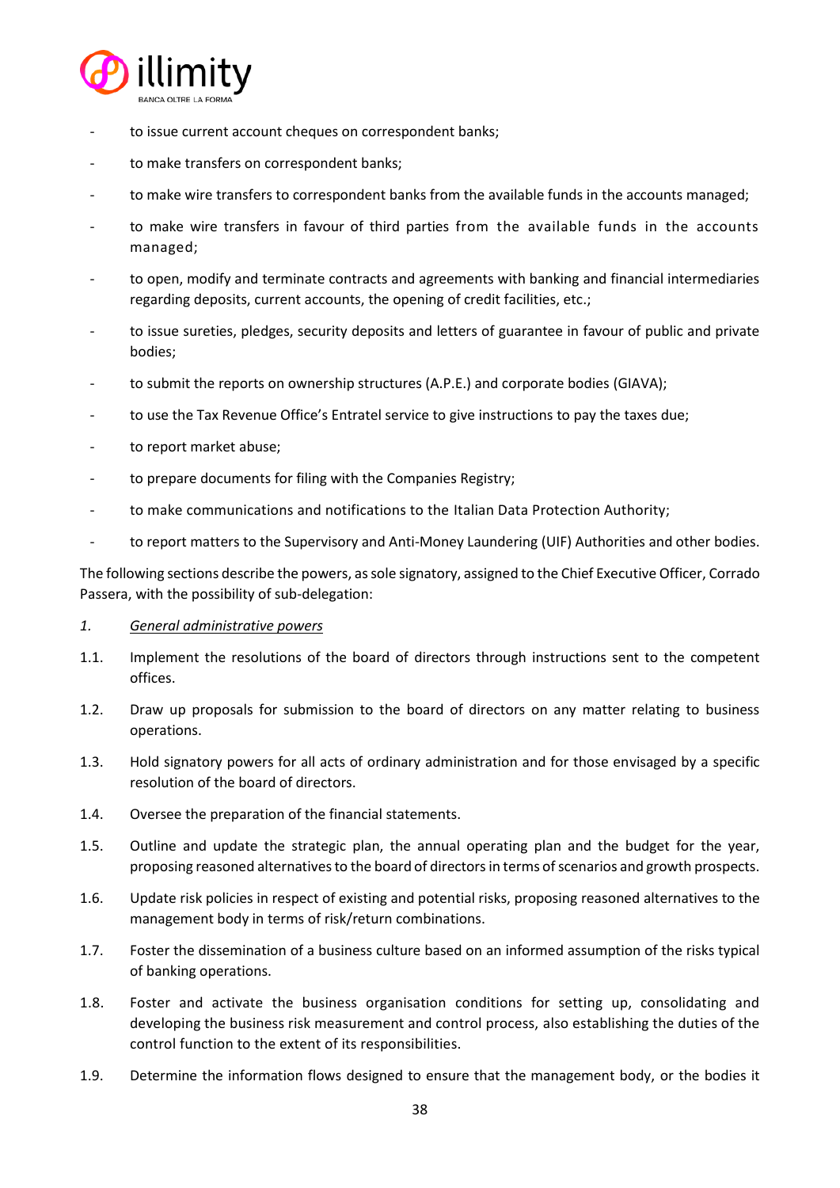- to issue current account cheques on correspondent banks;
- to make transfers on correspondent banks;
- to make wire transfers to correspondent banks from the available funds in the accounts managed;
- to make wire transfers in favour of third parties from the available funds in the accounts managed;
- to open, modify and terminate contracts and agreements with banking and financial intermediaries regarding deposits, current accounts, the opening of credit facilities, etc.;
- to issue sureties, pledges, security deposits and letters of guarantee in favour of public and private bodies;
- to submit the reports on ownership structures (A.P.E.) and corporate bodies (GIAVA);
- to use the Tax Revenue Office's Entratel service to give instructions to pay the taxes due;
- to report market abuse;
- to prepare documents for filing with the Companies Registry;
- to make communications and notifications to the Italian Data Protection Authority;
- to report matters to the Supervisory and Anti-Money Laundering (UIF) Authorities and other bodies.

The following sections describe the powers, as sole signatory, assigned to the Chief Executive Officer, Corrado Passera, with the possibility of sub-delegation:

1. *General administrative powers*

1.1. Implement the resolutions of the board of directors through instructions sent to the competent offices.

1.2. Draw up proposals for submission to the board of directors on any matter relating to business operations.

1.3. Hold signatory powers for all acts of ordinary administration and for those envisaged by a specific resolution of the board of directors.

1.4. Oversee the preparation of the financial statements.

1.5. Outline and update the strategic plan, the annual operating plan and the budget for the year, proposing reasoned alternatives to the board of directors in terms of scenarios and growth prospects.

1.6. Update risk policies in respect of existing and potential risks, proposing reasoned alternatives to the management body in terms of risk/return combinations.

1.7. Foster the dissemination of a business culture based on an informed assumption of the risks typical of banking operations.

1.8. Foster and activate the business organisation conditions for setting up, consolidating and developing the business risk measurement and control process, also establishing the duties of the control function to the extent of its responsibilities.

1.9. Determine the information flows designed to ensure that the management body, or the bodies it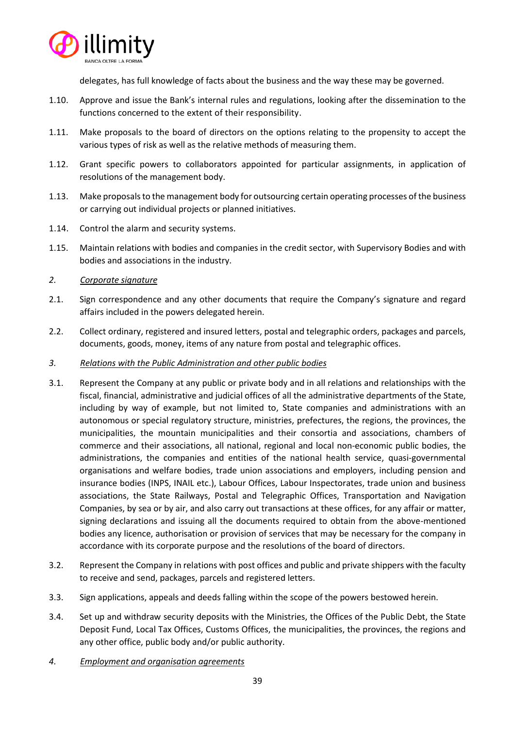delegates, has full knowledge of facts about the business and the way these may be governed.

1.10. Approve and issue the Bank's internal rules and regulations, looking after the dissemination to the functions concerned to the extent of their responsibility.

1.11. Make proposals to the board of directors on the options relating to the propensity to accept the various types of risk as well as the relative methods of measuring them.

1.12. Grant specific powers to collaborators appointed for particular assignments, in application of resolutions of the management body.

1.13. Make proposals to the management body for outsourcing certain operating processes of the business or carrying out individual projects or planned initiatives.

1.14. Control the alarm and security systems.

1.15. Maintain relations with bodies and companies in the credit sector, with Supervisory Bodies and with bodies and associations in the industry.

*2. <u>Corporate signature</u>*

2.1. Sign correspondence and any other documents that require the Company's signature and regard affairs included in the powers delegated herein.

2.2. Collect ordinary, registered and insured letters, postal and telegraphic orders, packages and parcels, documents, goods, money, items of any nature from postal and telegraphic offices.

*3. <u>Relations with the Public Administration and other public bodies</u>*

3.1. Represent the Company at any public or private body and in all relations and relationships with the fiscal, financial, administrative and judicial offices of all the administrative departments of the State, including by way of example, but not limited to, State companies and administrations with an autonomous or special regulatory structure, ministries, prefectures, the regions, the provinces, the municipalities, the mountain municipalities and their consortia and associations, chambers of commerce and their associations, all national, regional and local non-economic public bodies, the administrations, the companies and entities of the national health service, quasi-governmental organisations and welfare bodies, trade union associations and employers, including pension and insurance bodies (INPS, INAIL etc.), Labour Offices, Labour Inspectorates, trade union and business associations, the State Railways, Postal and Telegraphic Offices, Transportation and Navigation Companies, by sea or by air, and also carry out transactions at these offices, for any affair or matter, signing declarations and issuing all the documents required to obtain from the above-mentioned bodies any licence, authorisation or provision of services that may be necessary for the company in accordance with its corporate purpose and the resolutions of the board of directors.

3.2. Represent the Company in relations with post offices and public and private shippers with the faculty to receive and send, packages, parcels and registered letters.

3.3. Sign applications, appeals and deeds falling within the scope of the powers bestowed herein.

3.4. Set up and withdraw security deposits with the Ministries, the Offices of the Public Debt, the State Deposit Fund, Local Tax Offices, Customs Offices, the municipalities, the provinces, the regions and any other office, public body and/or public authority.

*4. <u>Employment and organisation agreements</u>*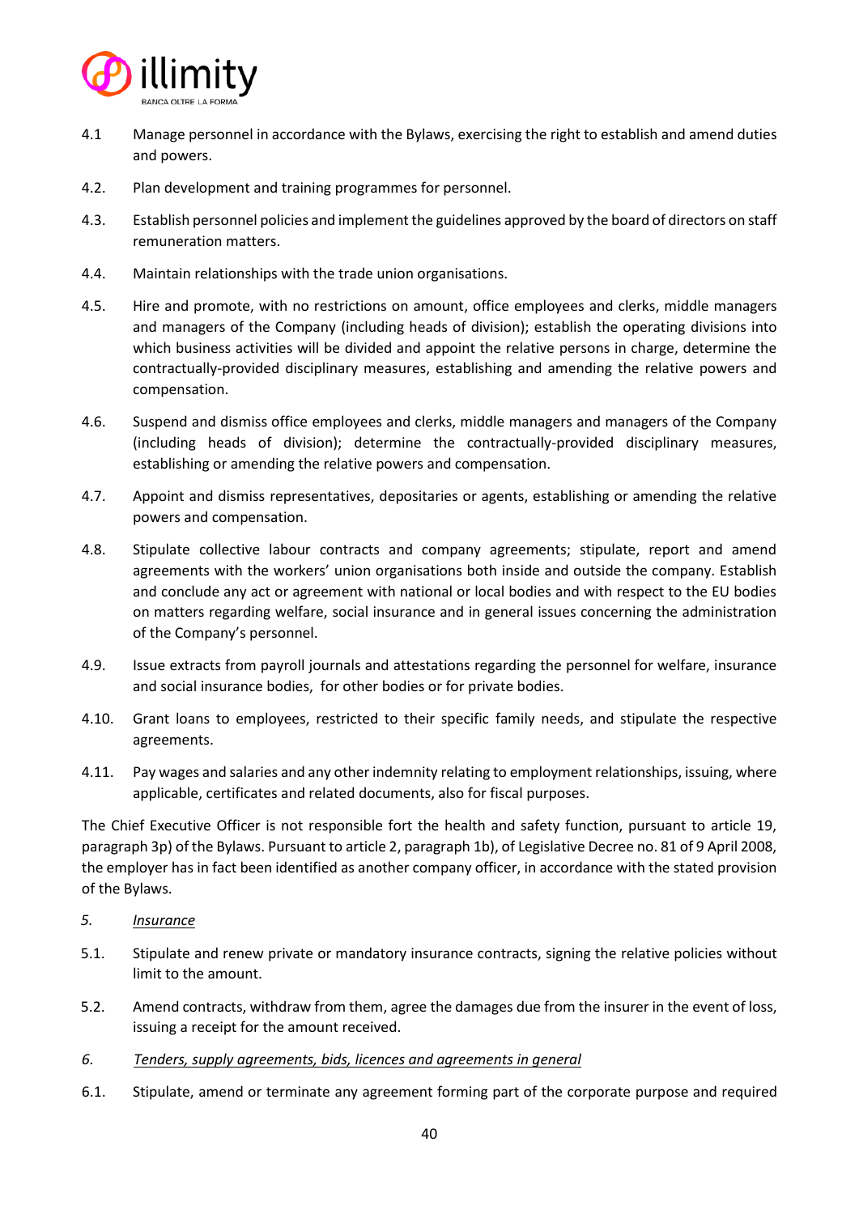4.1 Manage personnel in accordance with the Bylaws, exercising the right to establish and amend duties and powers.

4.2. Plan development and training programmes for personnel.

4.3. Establish personnel policies and implement the guidelines approved by the board of directors on staff remuneration matters.

4.4. Maintain relationships with the trade union organisations.

4.5. Hire and promote, with no restrictions on amount, office employees and clerks, middle managers and managers of the Company (including heads of division); establish the operating divisions into which business activities will be divided and appoint the relative persons in charge, determine the contractually-provided disciplinary measures, establishing and amending the relative powers and compensation.

4.6. Suspend and dismiss office employees and clerks, middle managers and managers of the Company (including heads of division); determine the contractually-provided disciplinary measures, establishing or amending the relative powers and compensation.

4.7. Appoint and dismiss representatives, depositaries or agents, establishing or amending the relative powers and compensation.

4.8. Stipulate collective labour contracts and company agreements; stipulate, report and amend agreements with the workers' union organisations both inside and outside the company. Establish and conclude any act or agreement with national or local bodies and with respect to the EU bodies on matters regarding welfare, social insurance and in general issues concerning the administration of the Company's personnel.

4.9. Issue extracts from payroll journals and attestations regarding the personnel for welfare, insurance and social insurance bodies, for other bodies or for private bodies.

4.10. Grant loans to employees, restricted to their specific family needs, and stipulate the respective agreements.

4.11. Pay wages and salaries and any other indemnity relating to employment relationships, issuing, where applicable, certificates and related documents, also for fiscal purposes.

The Chief Executive Officer is not responsible fort the health and safety function, pursuant to article 19, paragraph 3p) of the Bylaws. Pursuant to article 2, paragraph 1b), of Legislative Decree no. 81 of 9 April 2008, the employer has in fact been identified as another company officer, in accordance with the stated provision of the Bylaws.

5. *Insurance*

5.1. Stipulate and renew private or mandatory insurance contracts, signing the relative policies without limit to the amount.

5.2. Amend contracts, withdraw from them, agree the damages due from the insurer in the event of loss, issuing a receipt for the amount received.

6. *Tenders, supply agreements, bids, licences and agreements in general*

6.1. Stipulate, amend or terminate any agreement forming part of the corporate purpose and required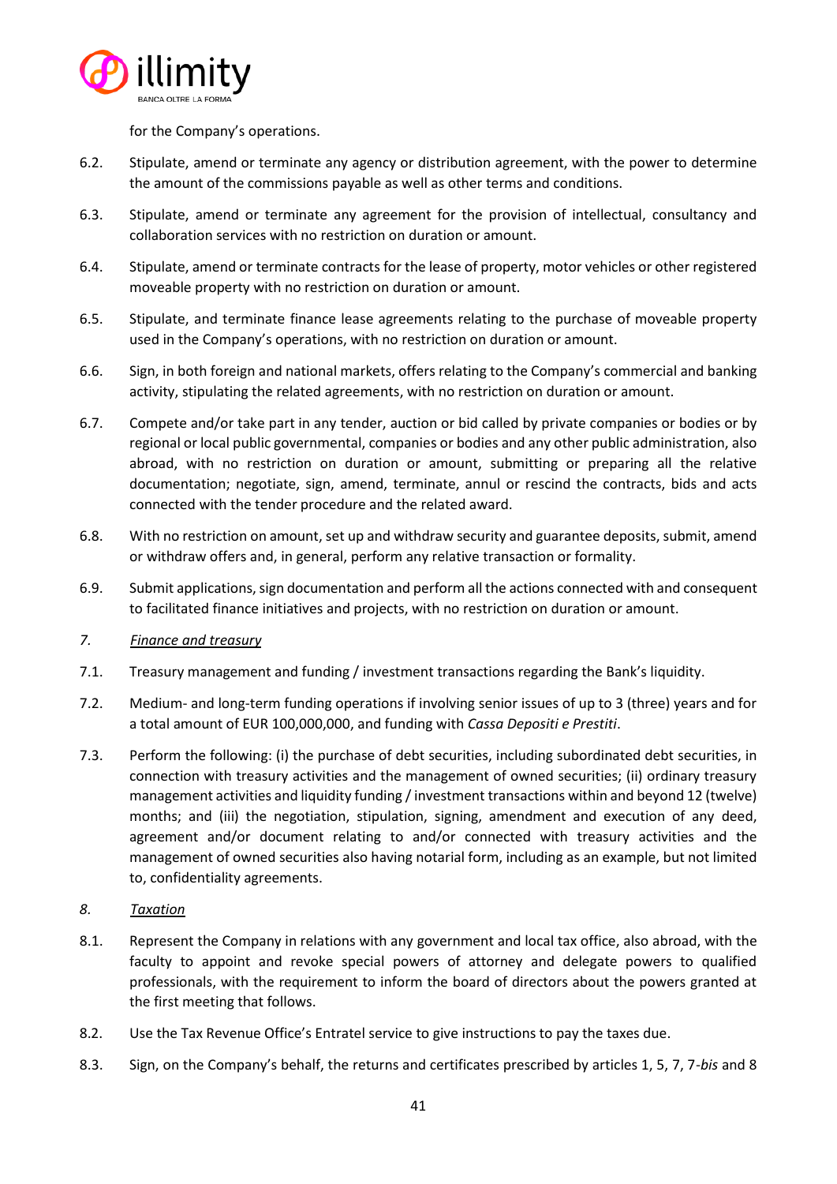for the Company's operations.

6.2. Stipulate, amend or terminate any agency or distribution agreement, with the power to determine the amount of the commissions payable as well as other terms and conditions.

6.3. Stipulate, amend or terminate any agreement for the provision of intellectual, consultancy and collaboration services with no restriction on duration or amount.

6.4. Stipulate, amend or terminate contracts for the lease of property, motor vehicles or other registered moveable property with no restriction on duration or amount.

6.5. Stipulate, and terminate finance lease agreements relating to the purchase of moveable property used in the Company's operations, with no restriction on duration or amount.

6.6. Sign, in both foreign and national markets, offers relating to the Company's commercial and banking activity, stipulating the related agreements, with no restriction on duration or amount.

6.7. Compete and/or take part in any tender, auction or bid called by private companies or bodies or by regional or local public governmental, companies or bodies and any other public administration, also abroad, with no restriction on duration or amount, submitting or preparing all the relative documentation; negotiate, sign, amend, terminate, annul or rescind the contracts, bids and acts connected with the tender procedure and the related award.

6.8. With no restriction on amount, set up and withdraw security and guarantee deposits, submit, amend or withdraw offers and, in general, perform any relative transaction or formality.

6.9. Submit applications, sign documentation and perform all the actions connected with and consequent to facilitated finance initiatives and projects, with no restriction on duration or amount.

*7. <u>Finance and treasury</u>*

7.1. Treasury management and funding / investment transactions regarding the Bank's liquidity.

7.2. Medium- and long-term funding operations if involving senior issues of up to 3 (three) years and for a total amount of EUR 100,000,000, and funding with *Cassa Depositi e Prestiti*.

7.3. Perform the following: (i) the purchase of debt securities, including subordinated debt securities, in connection with treasury activities and the management of owned securities; (ii) ordinary treasury management activities and liquidity funding / investment transactions within and beyond 12 (twelve) months; and (iii) the negotiation, stipulation, signing, amendment and execution of any deed, agreement and/or document relating to and/or connected with treasury activities and the management of owned securities also having notarial form, including as an example, but not limited to, confidentiality agreements.

*8. <u>Taxation</u>*

8.1. Represent the Company in relations with any government and local tax office, also abroad, with the faculty to appoint and revoke special powers of attorney and delegate powers to qualified professionals, with the requirement to inform the board of directors about the powers granted at the first meeting that follows.

8.2. Use the Tax Revenue Office's Entratel service to give instructions to pay the taxes due.

8.3. Sign, on the Company's behalf, the returns and certificates prescribed by articles 1, 5, 7, 7-*bis* and 8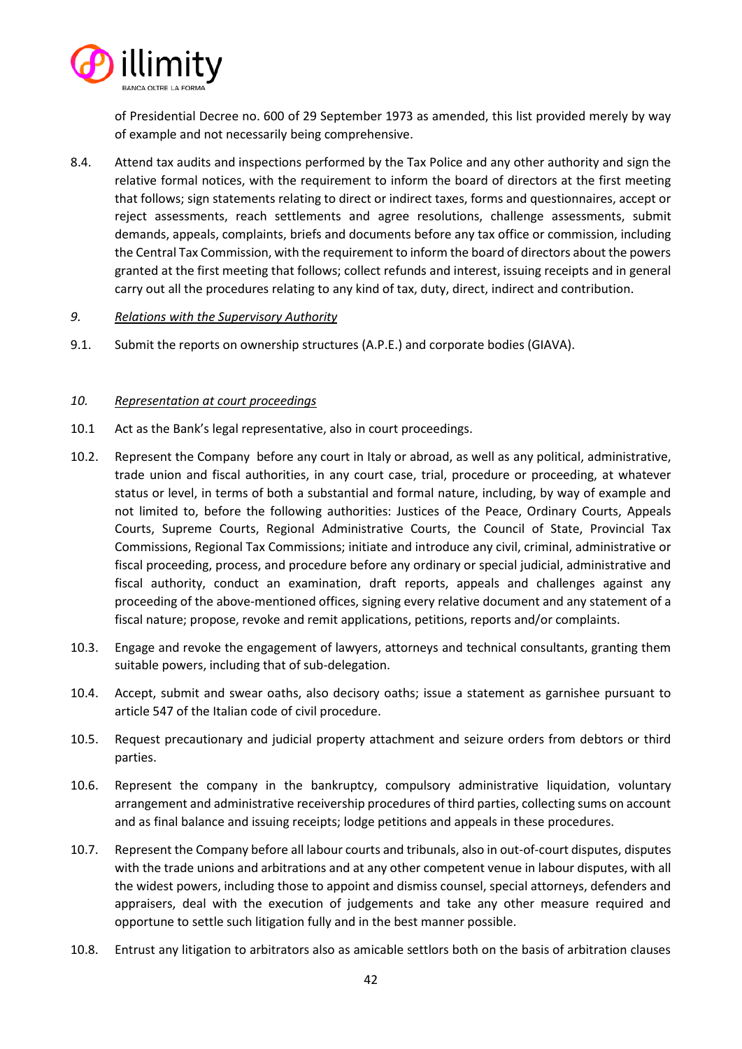of Presidential Decree no. 600 of 29 September 1973 as amended, this list provided merely by way of example and not necessarily being comprehensive.

8.4. Attend tax audits and inspections performed by the Tax Police and any other authority and sign the relative formal notices, with the requirement to inform the board of directors at the first meeting that follows; sign statements relating to direct or indirect taxes, forms and questionnaires, accept or reject assessments, reach settlements and agree resolutions, challenge assessments, submit demands, appeals, complaints, briefs and documents before any tax office or commission, including the Central Tax Commission, with the requirement to inform the board of directors about the powers granted at the first meeting that follows; collect refunds and interest, issuing receipts and in general carry out all the procedures relating to any kind of tax, duty, direct, indirect and contribution.

*9. Relations with the Supervisory Authority*

9.1. Submit the reports on ownership structures (A.P.E.) and corporate bodies (GIAVA).

*10. Representation at court proceedings*

10.1 Act as the Bank's legal representative, also in court proceedings.

10.2. Represent the Company before any court in Italy or abroad, as well as any political, administrative, trade union and fiscal authorities, in any court case, trial, procedure or proceeding, at whatever status or level, in terms of both a substantial and formal nature, including, by way of example and not limited to, before the following authorities: Justices of the Peace, Ordinary Courts, Appeals Courts, Supreme Courts, Regional Administrative Courts, the Council of State, Provincial Tax Commissions, Regional Tax Commissions; initiate and introduce any civil, criminal, administrative or fiscal proceeding, process, and procedure before any ordinary or special judicial, administrative and fiscal authority, conduct an examination, draft reports, appeals and challenges against any proceeding of the above-mentioned offices, signing every relative document and any statement of a fiscal nature; propose, revoke and remit applications, petitions, reports and/or complaints.

10.3. Engage and revoke the engagement of lawyers, attorneys and technical consultants, granting them suitable powers, including that of sub-delegation.

10.4. Accept, submit and swear oaths, also decisory oaths; issue a statement as garnishee pursuant to article 547 of the Italian code of civil procedure.

10.5. Request precautionary and judicial property attachment and seizure orders from debtors or third parties.

10.6. Represent the company in the bankruptcy, compulsory administrative liquidation, voluntary arrangement and administrative receivership procedures of third parties, collecting sums on account and as final balance and issuing receipts; lodge petitions and appeals in these procedures.

10.7. Represent the Company before all labour courts and tribunals, also in out-of-court disputes, disputes with the trade unions and arbitrations and at any other competent venue in labour disputes, with all the widest powers, including those to appoint and dismiss counsel, special attorneys, defenders and appraisers, deal with the execution of judgements and take any other measure required and opportune to settle such litigation fully and in the best manner possible.

10.8. Entrust any litigation to arbitrators also as amicable settlors both on the basis of arbitration clauses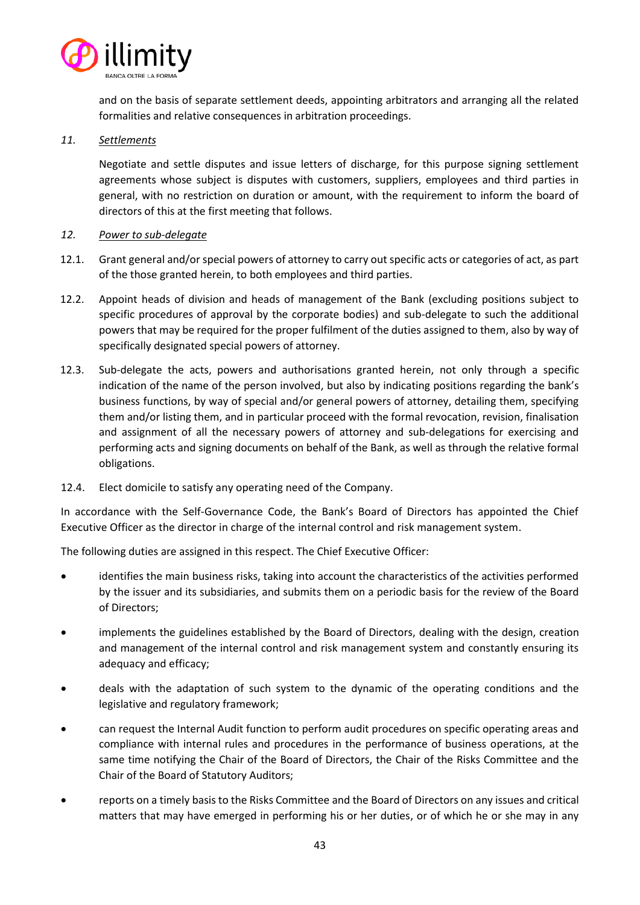and on the basis of separate settlement deeds, appointing arbitrators and arranging all the related formalities and relative consequences in arbitration proceedings.

*11.* *Settlements*

Negotiate and settle disputes and issue letters of discharge, for this purpose signing settlement agreements whose subject is disputes with customers, suppliers, employees and third parties in general, with no restriction on duration or amount, with the requirement to inform the board of directors of this at the first meeting that follows.

*12.* *Power to sub-delegate*

12.1. Grant general and/or special powers of attorney to carry out specific acts or categories of act, as part of the those granted herein, to both employees and third parties.

12.2. Appoint heads of division and heads of management of the Bank (excluding positions subject to specific procedures of approval by the corporate bodies) and sub-delegate to such the additional powers that may be required for the proper fulfilment of the duties assigned to them, also by way of specifically designated special powers of attorney.

12.3. Sub-delegate the acts, powers and authorisations granted herein, not only through a specific indication of the name of the person involved, but also by indicating positions regarding the bank's business functions, by way of special and/or general powers of attorney, detailing them, specifying them and/or listing them, and in particular proceed with the formal revocation, revision, finalisation and assignment of all the necessary powers of attorney and sub-delegations for exercising and performing acts and signing documents on behalf of the Bank, as well as through the relative formal obligations.

12.4. Elect domicile to satisfy any operating need of the Company.

In accordance with the Self-Governance Code, the Bank's Board of Directors has appointed the Chief Executive Officer as the director in charge of the internal control and risk management system.

The following duties are assigned in this respect. The Chief Executive Officer:

- identifies the main business risks, taking into account the characteristics of the activities performed by the issuer and its subsidiaries, and submits them on a periodic basis for the review of the Board of Directors;
- implements the guidelines established by the Board of Directors, dealing with the design, creation and management of the internal control and risk management system and constantly ensuring its adequacy and efficacy;
- deals with the adaptation of such system to the dynamic of the operating conditions and the legislative and regulatory framework;
- can request the Internal Audit function to perform audit procedures on specific operating areas and compliance with internal rules and procedures in the performance of business operations, at the same time notifying the Chair of the Board of Directors, the Chair of the Risks Committee and the Chair of the Board of Statutory Auditors;
- reports on a timely basis to the Risks Committee and the Board of Directors on any issues and critical matters that may have emerged in performing his or her duties, or of which he or she may in any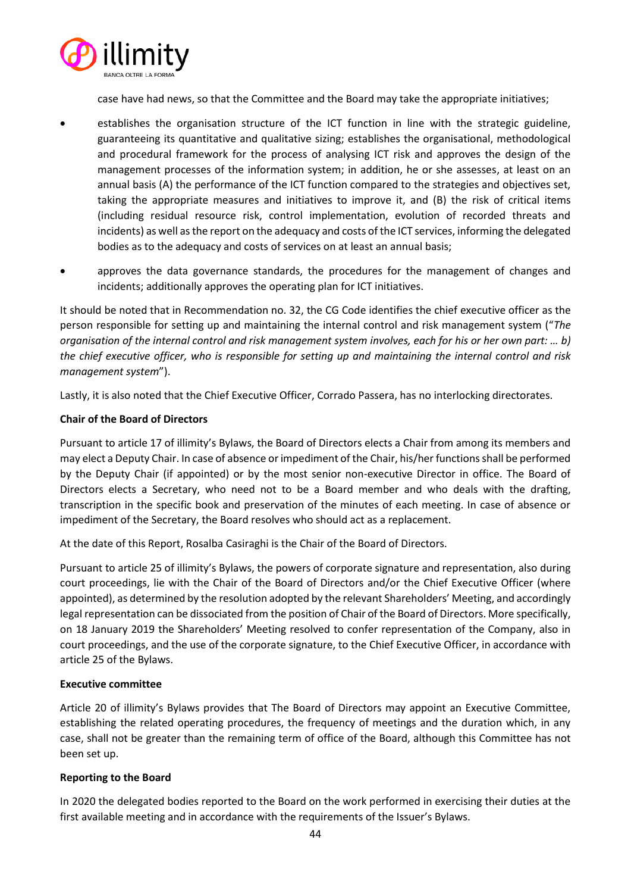case have had news, so that the Committee and the Board may take the appropriate initiatives;

- establishes the organisation structure of the ICT function in line with the strategic guideline, guaranteeing its quantitative and qualitative sizing; establishes the organisational, methodological and procedural framework for the process of analysing ICT risk and approves the design of the management processes of the information system; in addition, he or she assesses, at least on an annual basis (A) the performance of the ICT function compared to the strategies and objectives set, taking the appropriate measures and initiatives to improve it, and (B) the risk of critical items (including residual resource risk, control implementation, evolution of recorded threats and incidents) as well as the report on the adequacy and costs of the ICT services, informing the delegated bodies as to the adequacy and costs of services on at least an annual basis;
- approves the data governance standards, the procedures for the management of changes and incidents; additionally approves the operating plan for ICT initiatives.

It should be noted that in Recommendation no. 32, the CG Code identifies the chief executive officer as the person responsible for setting up and maintaining the internal control and risk management system ("*The organisation of the internal control and risk management system involves, each for his or her own part: … b) the chief executive officer, who is responsible for setting up and maintaining the internal control and risk management system*").

Lastly, it is also noted that the Chief Executive Officer, Corrado Passera, has no interlocking directorates.

**Chair of the Board of Directors**

Pursuant to article 17 of illimity's Bylaws, the Board of Directors elects a Chair from among its members and may elect a Deputy Chair. In case of absence or impediment of the Chair, his/her functions shall be performed by the Deputy Chair (if appointed) or by the most senior non-executive Director in office. The Board of Directors elects a Secretary, who need not to be a Board member and who deals with the drafting, transcription in the specific book and preservation of the minutes of each meeting. In case of absence or impediment of the Secretary, the Board resolves who should act as a replacement.

At the date of this Report, Rosalba Casiraghi is the Chair of the Board of Directors.

Pursuant to article 25 of illimity's Bylaws, the powers of corporate signature and representation, also during court proceedings, lie with the Chair of the Board of Directors and/or the Chief Executive Officer (where appointed), as determined by the resolution adopted by the relevant Shareholders' Meeting, and accordingly legal representation can be dissociated from the position of Chair of the Board of Directors. More specifically, on 18 January 2019 the Shareholders' Meeting resolved to confer representation of the Company, also in court proceedings, and the use of the corporate signature, to the Chief Executive Officer, in accordance with article 25 of the Bylaws.

**Executive committee**

Article 20 of illimity's Bylaws provides that The Board of Directors may appoint an Executive Committee, establishing the related operating procedures, the frequency of meetings and the duration which, in any case, shall not be greater than the remaining term of office of the Board, although this Committee has not been set up.

**Reporting to the Board**

In 2020 the delegated bodies reported to the Board on the work performed in exercising their duties at the first available meeting and in accordance with the requirements of the Issuer's Bylaws.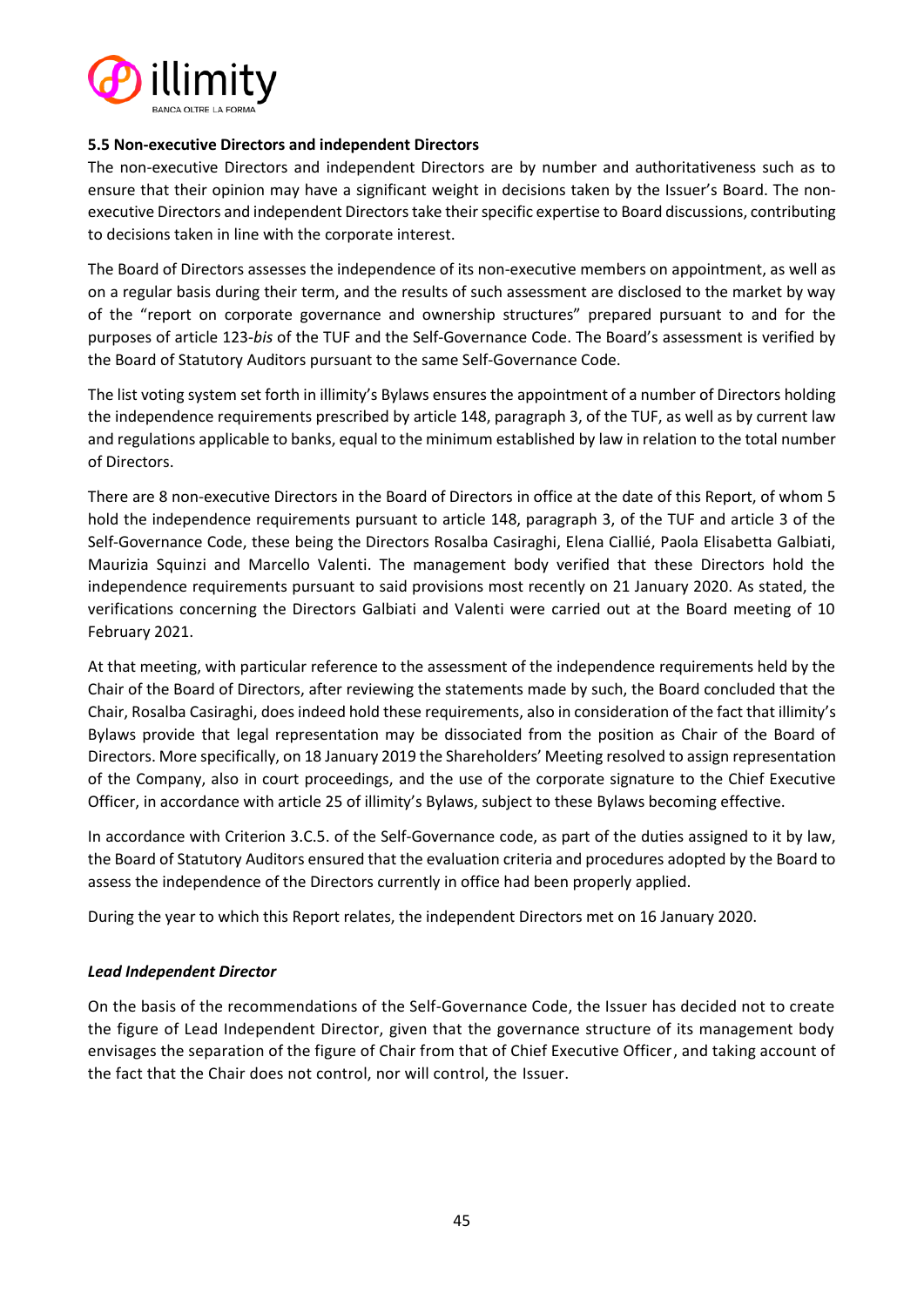### 5.5 Non-executive Directors and independent Directors

The non-executive Directors and independent Directors are by number and authoritativeness such as to ensure that their opinion may have a significant weight in decisions taken by the Issuer's Board. The non-executive Directors and independent Directors take their specific expertise to Board discussions, contributing to decisions taken in line with the corporate interest.

The Board of Directors assesses the independence of its non-executive members on appointment, as well as on a regular basis during their term, and the results of such assessment are disclosed to the market by way of the "report on corporate governance and ownership structures" prepared pursuant to and for the purposes of article 123-*bis* of the TUF and the Self-Governance Code. The Board's assessment is verified by the Board of Statutory Auditors pursuant to the same Self-Governance Code.

The list voting system set forth in illimity's Bylaws ensures the appointment of a number of Directors holding the independence requirements prescribed by article 148, paragraph 3, of the TUF, as well as by current law and regulations applicable to banks, equal to the minimum established by law in relation to the total number of Directors.

There are 8 non-executive Directors in the Board of Directors in office at the date of this Report, of whom 5 hold the independence requirements pursuant to article 148, paragraph 3, of the TUF and article 3 of the Self-Governance Code, these being the Directors Rosalba Casiraghi, Elena Ciallié, Paola Elisabetta Galbiati, Maurizia Squinzi and Marcello Valenti. The management body verified that these Directors hold the independence requirements pursuant to said provisions most recently on 21 January 2020. As stated, the verifications concerning the Directors Galbiati and Valenti were carried out at the Board meeting of 10 February 2021.

At that meeting, with particular reference to the assessment of the independence requirements held by the Chair of the Board of Directors, after reviewing the statements made by such, the Board concluded that the Chair, Rosalba Casiraghi, does indeed hold these requirements, also in consideration of the fact that illimity's Bylaws provide that legal representation may be dissociated from the position as Chair of the Board of Directors. More specifically, on 18 January 2019 the Shareholders' Meeting resolved to assign representation of the Company, also in court proceedings, and the use of the corporate signature to the Chief Executive Officer, in accordance with article 25 of illimity's Bylaws, subject to these Bylaws becoming effective.

In accordance with Criterion 3.C.5. of the Self-Governance code, as part of the duties assigned to it by law, the Board of Statutory Auditors ensured that the evaluation criteria and procedures adopted by the Board to assess the independence of the Directors currently in office had been properly applied.

During the year to which this Report relates, the independent Directors met on 16 January 2020.

#### *Lead Independent Director*

On the basis of the recommendations of the Self-Governance Code, the Issuer has decided not to create the figure of Lead Independent Director, given that the governance structure of its management body envisages the separation of the figure of Chair from that of Chief Executive Officer, and taking account of the fact that the Chair does not control, nor will control, the Issuer.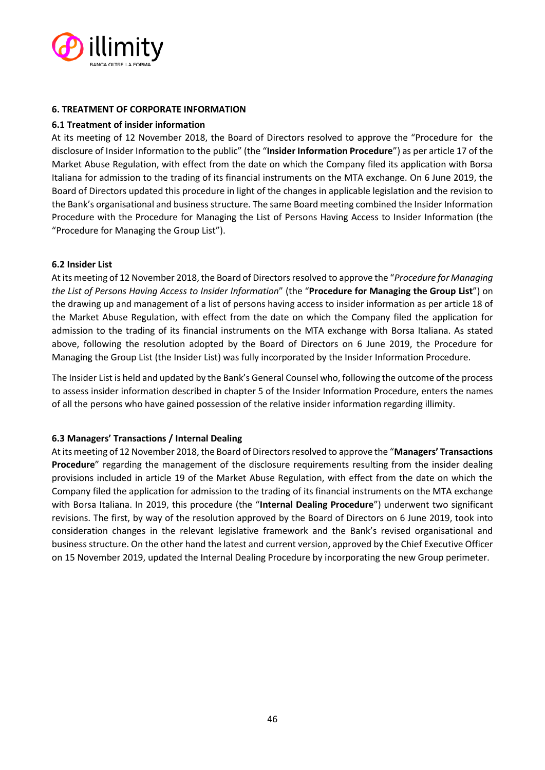## 6. TREATMENT OF CORPORATE INFORMATION

### 6.1 Treatment of insider information

At its meeting of 12 November 2018, the Board of Directors resolved to approve the "Procedure for the disclosure of Insider Information to the public" (the "**Insider Information Procedure**") as per article 17 of the Market Abuse Regulation, with effect from the date on which the Company filed its application with Borsa Italiana for admission to the trading of its financial instruments on the MTA exchange. On 6 June 2019, the Board of Directors updated this procedure in light of the changes in applicable legislation and the revision to the Bank's organisational and business structure. The same Board meeting combined the Insider Information Procedure with the Procedure for Managing the List of Persons Having Access to Insider Information (the "Procedure for Managing the Group List").

### 6.2 Insider List

At its meeting of 12 November 2018, the Board of Directors resolved to approve the "*Procedure for Managing the List of Persons Having Access to Insider Information*" (the "**Procedure for Managing the Group List**") on the drawing up and management of a list of persons having access to insider information as per article 18 of the Market Abuse Regulation, with effect from the date on which the Company filed the application for admission to the trading of its financial instruments on the MTA exchange with Borsa Italiana. As stated above, following the resolution adopted by the Board of Directors on 6 June 2019, the Procedure for Managing the Group List (the Insider List) was fully incorporated by the Insider Information Procedure.

The Insider List is held and updated by the Bank's General Counsel who, following the outcome of the process to assess insider information described in chapter 5 of the Insider Information Procedure, enters the names of all the persons who have gained possession of the relative insider information regarding illimity.

### 6.3 Managers' Transactions / Internal Dealing

At its meeting of 12 November 2018, the Board of Directors resolved to approve the "**Managers' Transactions Procedure**" regarding the management of the disclosure requirements resulting from the insider dealing provisions included in article 19 of the Market Abuse Regulation, with effect from the date on which the Company filed the application for admission to the trading of its financial instruments on the MTA exchange with Borsa Italiana. In 2019, this procedure (the "**Internal Dealing Procedure**") underwent two significant revisions. The first, by way of the resolution approved by the Board of Directors on 6 June 2019, took into consideration changes in the relevant legislative framework and the Bank's revised organisational and business structure. On the other hand the latest and current version, approved by the Chief Executive Officer on 15 November 2019, updated the Internal Dealing Procedure by incorporating the new Group perimeter.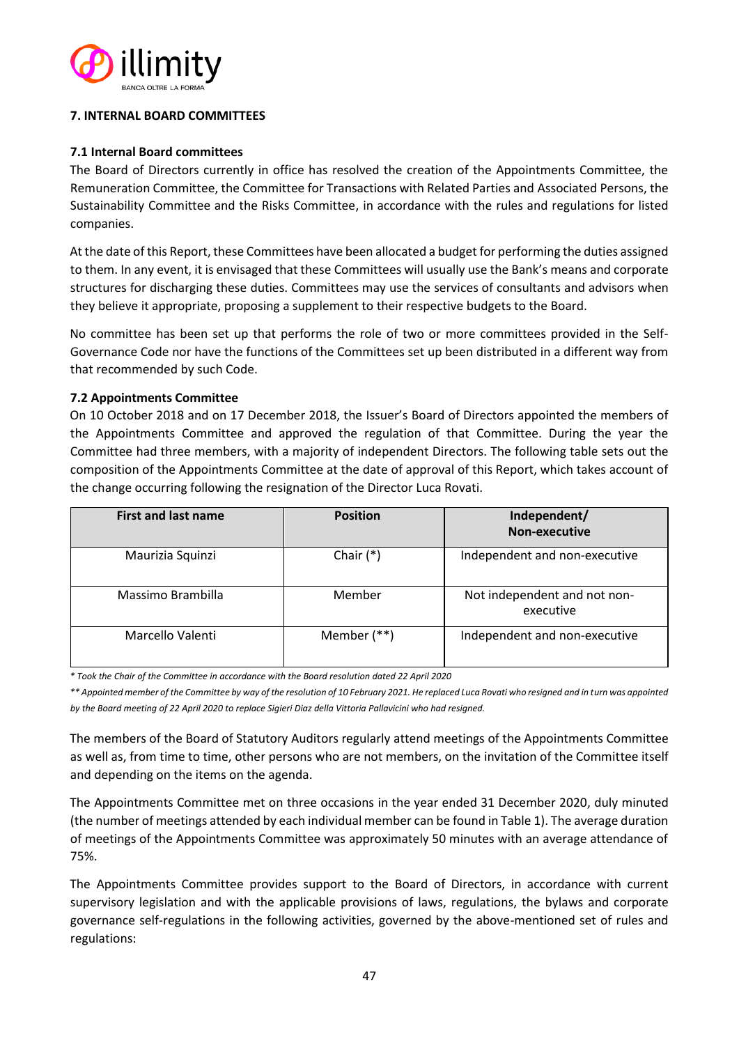## 7. INTERNAL BOARD COMMITTEES

### 7.1 Internal Board committees

The Board of Directors currently in office has resolved the creation of the Appointments Committee, the Remuneration Committee, the Committee for Transactions with Related Parties and Associated Persons, the Sustainability Committee and the Risks Committee, in accordance with the rules and regulations for listed companies.

At the date of this Report, these Committees have been allocated a budget for performing the duties assigned to them. In any event, it is envisaged that these Committees will usually use the Bank's means and corporate structures for discharging these duties. Committees may use the services of consultants and advisors when they believe it appropriate, proposing a supplement to their respective budgets to the Board.

No committee has been set up that performs the role of two or more committees provided in the Self-Governance Code nor have the functions of the Committees set up been distributed in a different way from that recommended by such Code.

### 7.2 Appointments Committee

On 10 October 2018 and on 17 December 2018, the Issuer's Board of Directors appointed the members of the Appointments Committee and approved the regulation of that Committee. During the year the Committee had three members, with a majority of independent Directors. The following table sets out the composition of the Appointments Committee at the date of approval of this Report, which takes account of the change occurring following the resignation of the Director Luca Rovati.

| First and last name | Position | Independent/ Non-executive |
|---|---|---|
| Maurizia Squinzi | Chair (*) | Independent and non-executive |
| Massimo Brambilla | Member | Not independent and not non-executive |
| Marcello Valenti | Member (**) | Independent and non-executive |

*\* Took the Chair of the Committee in accordance with the Board resolution dated 22 April 2020*

*\*\* Appointed member of the Committee by way of the resolution of 10 February 2021. He replaced Luca Rovati who resigned and in turn was appointed by the Board meeting of 22 April 2020 to replace Sigieri Diaz della Vittoria Pallavicini who had resigned.*

The members of the Board of Statutory Auditors regularly attend meetings of the Appointments Committee as well as, from time to time, other persons who are not members, on the invitation of the Committee itself and depending on the items on the agenda.

The Appointments Committee met on three occasions in the year ended 31 December 2020, duly minuted (the number of meetings attended by each individual member can be found in Table 1). The average duration of meetings of the Appointments Committee was approximately 50 minutes with an average attendance of 75%.

The Appointments Committee provides support to the Board of Directors, in accordance with current supervisory legislation and with the applicable provisions of laws, regulations, the bylaws and corporate governance self-regulations in the following activities, governed by the above-mentioned set of rules and regulations: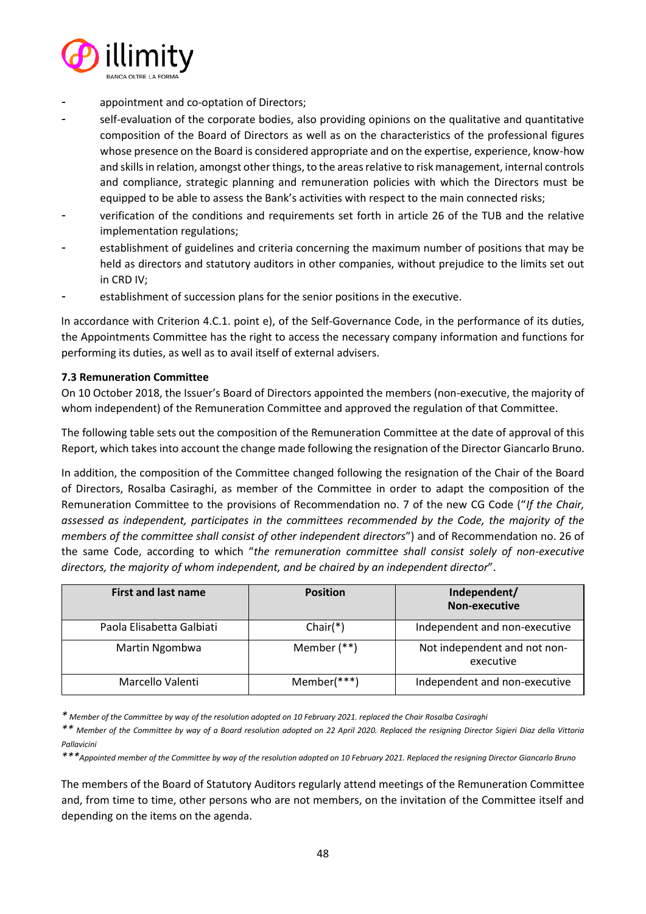- appointment and co-optation of Directors;
- self-evaluation of the corporate bodies, also providing opinions on the qualitative and quantitative composition of the Board of Directors as well as on the characteristics of the professional figures whose presence on the Board is considered appropriate and on the expertise, experience, know-how and skills in relation, amongst other things, to the areas relative to risk management, internal controls and compliance, strategic planning and remuneration policies with which the Directors must be equipped to be able to assess the Bank's activities with respect to the main connected risks;
- verification of the conditions and requirements set forth in article 26 of the TUB and the relative implementation regulations;
- establishment of guidelines and criteria concerning the maximum number of positions that may be held as directors and statutory auditors in other companies, without prejudice to the limits set out in CRD IV;
- establishment of succession plans for the senior positions in the executive.

In accordance with Criterion 4.C.1. point e), of the Self-Governance Code, in the performance of its duties, the Appointments Committee has the right to access the necessary company information and functions for performing its duties, as well as to avail itself of external advisers.

### 7.3 Remuneration Committee

On 10 October 2018, the Issuer's Board of Directors appointed the members (non-executive, the majority of whom independent) of the Remuneration Committee and approved the regulation of that Committee.

The following table sets out the composition of the Remuneration Committee at the date of approval of this Report, which takes into account the change made following the resignation of the Director Giancarlo Bruno.

In addition, the composition of the Committee changed following the resignation of the Chair of the Board of Directors, Rosalba Casiraghi, as member of the Committee in order to adapt the composition of the Remuneration Committee to the provisions of Recommendation no. 7 of the new CG Code ("*If the Chair, assessed as independent, participates in the committees recommended by the Code, the majority of the members of the committee shall consist of other independent directors*") and of Recommendation no. 26 of the same Code, according to which "*the remuneration committee shall consist solely of non-executive directors, the majority of whom independent, and be chaired by an independent director*".

| First and last name | Position | Independent/ Non-executive |
|---|---|---|
| Paola Elisabetta Galbiati | Chair(*) | Independent and non-executive |
| Martin Ngombwa | Member (**) | Not independent and not non-executive |
| Marcello Valenti | Member(***) | Independent and non-executive |

*\* Member of the Committee by way of the resolution adopted on 10 February 2021. replaced the Chair Rosalba Casiraghi*

*\*\* Member of the Committee by way of a Board resolution adopted on 22 April 2020. Replaced the resigning Director Sigieri Diaz della Vittoria Pallavicini*

*\*\*\*Appointed member of the Committee by way of the resolution adopted on 10 February 2021. Replaced the resigning Director Giancarlo Bruno*

The members of the Board of Statutory Auditors regularly attend meetings of the Remuneration Committee and, from time to time, other persons who are not members, on the invitation of the Committee itself and depending on the items on the agenda.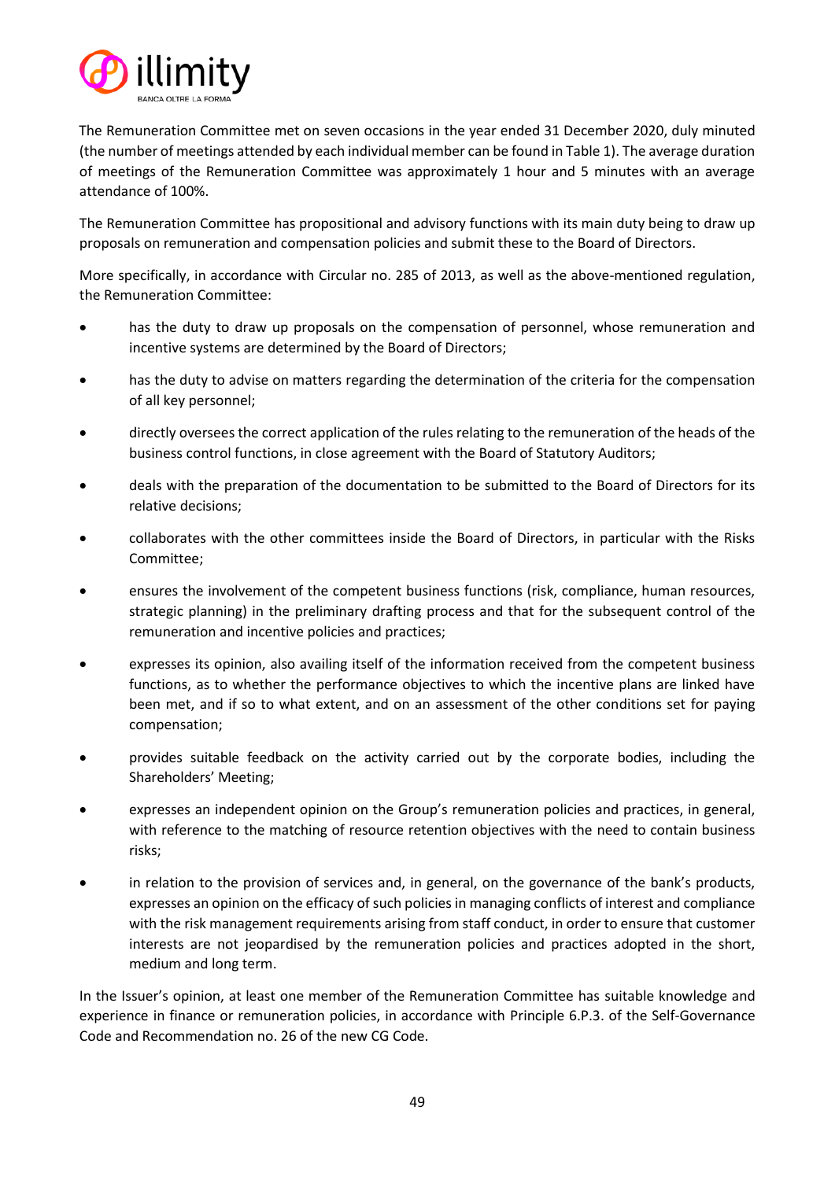The Remuneration Committee met on seven occasions in the year ended 31 December 2020, duly minuted (the number of meetings attended by each individual member can be found in Table 1). The average duration of meetings of the Remuneration Committee was approximately 1 hour and 5 minutes with an average attendance of 100%.

The Remuneration Committee has propositional and advisory functions with its main duty being to draw up proposals on remuneration and compensation policies and submit these to the Board of Directors.

More specifically, in accordance with Circular no. 285 of 2013, as well as the above-mentioned regulation, the Remuneration Committee:

- has the duty to draw up proposals on the compensation of personnel, whose remuneration and incentive systems are determined by the Board of Directors;
- has the duty to advise on matters regarding the determination of the criteria for the compensation of all key personnel;
- directly oversees the correct application of the rules relating to the remuneration of the heads of the business control functions, in close agreement with the Board of Statutory Auditors;
- deals with the preparation of the documentation to be submitted to the Board of Directors for its relative decisions;
- collaborates with the other committees inside the Board of Directors, in particular with the Risks Committee;
- ensures the involvement of the competent business functions (risk, compliance, human resources, strategic planning) in the preliminary drafting process and that for the subsequent control of the remuneration and incentive policies and practices;
- expresses its opinion, also availing itself of the information received from the competent business functions, as to whether the performance objectives to which the incentive plans are linked have been met, and if so to what extent, and on an assessment of the other conditions set for paying compensation;
- provides suitable feedback on the activity carried out by the corporate bodies, including the Shareholders' Meeting;
- expresses an independent opinion on the Group's remuneration policies and practices, in general, with reference to the matching of resource retention objectives with the need to contain business risks;
- in relation to the provision of services and, in general, on the governance of the bank's products, expresses an opinion on the efficacy of such policies in managing conflicts of interest and compliance with the risk management requirements arising from staff conduct, in order to ensure that customer interests are not jeopardised by the remuneration policies and practices adopted in the short, medium and long term.

In the Issuer's opinion, at least one member of the Remuneration Committee has suitable knowledge and experience in finance or remuneration policies, in accordance with Principle 6.P.3. of the Self-Governance Code and Recommendation no. 26 of the new CG Code.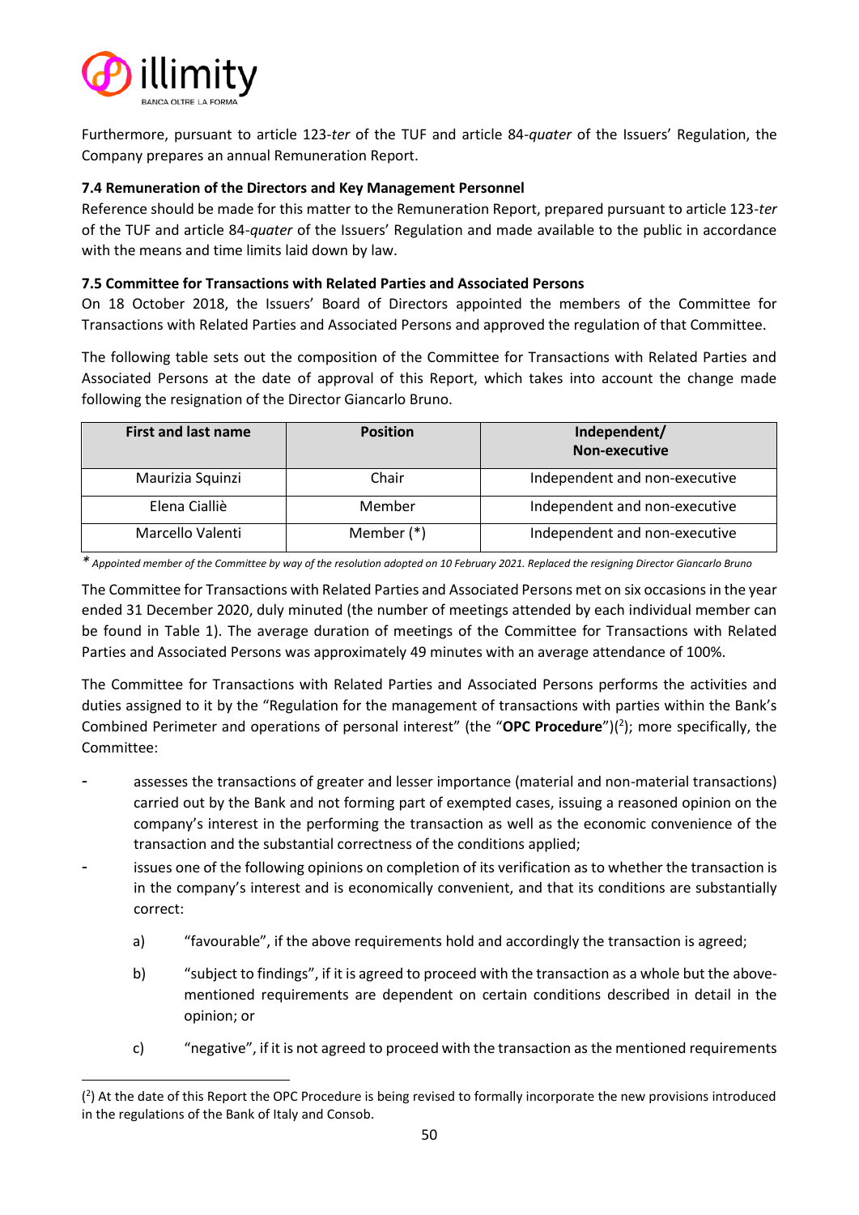Furthermore, pursuant to article 123-*ter* of the TUF and article 84-*quater* of the Issuers' Regulation, the Company prepares an annual Remuneration Report.

### 7.4 Remuneration of the Directors and Key Management Personnel

Reference should be made for this matter to the Remuneration Report, prepared pursuant to article 123-*ter* of the TUF and article 84-*quater* of the Issuers' Regulation and made available to the public in accordance with the means and time limits laid down by law.

### 7.5 Committee for Transactions with Related Parties and Associated Persons

On 18 October 2018, the Issuers' Board of Directors appointed the members of the Committee for Transactions with Related Parties and Associated Persons and approved the regulation of that Committee.

The following table sets out the composition of the Committee for Transactions with Related Parties and Associated Persons at the date of approval of this Report, which takes into account the change made following the resignation of the Director Giancarlo Bruno.

| First and last name | Position | Independent/ Non-executive |
|---|---|---|
| Maurizia Squinzi | Chair | Independent and non-executive |
| Elena Cialliè | Member | Independent and non-executive |
| Marcello Valenti | Member (*) | Independent and non-executive |

*\* Appointed member of the Committee by way of the resolution adopted on 10 February 2021. Replaced the resigning Director Giancarlo Bruno*

The Committee for Transactions with Related Parties and Associated Persons met on six occasions in the year ended 31 December 2020, duly minuted (the number of meetings attended by each individual member can be found in Table 1). The average duration of meetings of the Committee for Transactions with Related Parties and Associated Persons was approximately 49 minutes with an average attendance of 100%.

The Committee for Transactions with Related Parties and Associated Persons performs the activities and duties assigned to it by the "Regulation for the management of transactions with parties within the Bank's Combined Perimeter and operations of personal interest" (the "**OPC Procedure**")([2]); more specifically, the Committee:

- assesses the transactions of greater and lesser importance (material and non-material transactions) carried out by the Bank and not forming part of exempted cases, issuing a reasoned opinion on the company's interest in the performing the transaction as well as the economic convenience of the transaction and the substantial correctness of the conditions applied;
- issues one of the following opinions on completion of its verification as to whether the transaction is in the company's interest and is economically convenient, and that its conditions are substantially correct:
  a) "favourable", if the above requirements hold and accordingly the transaction is agreed;
  b) "subject to findings", if it is agreed to proceed with the transaction as a whole but the above-mentioned requirements are dependent on certain conditions described in detail in the opinion; or
  c) "negative", if it is not agreed to proceed with the transaction as the mentioned requirements

([2]) At the date of this Report the OPC Procedure is being revised to formally incorporate the new provisions introduced in the regulations of the Bank of Italy and Consob.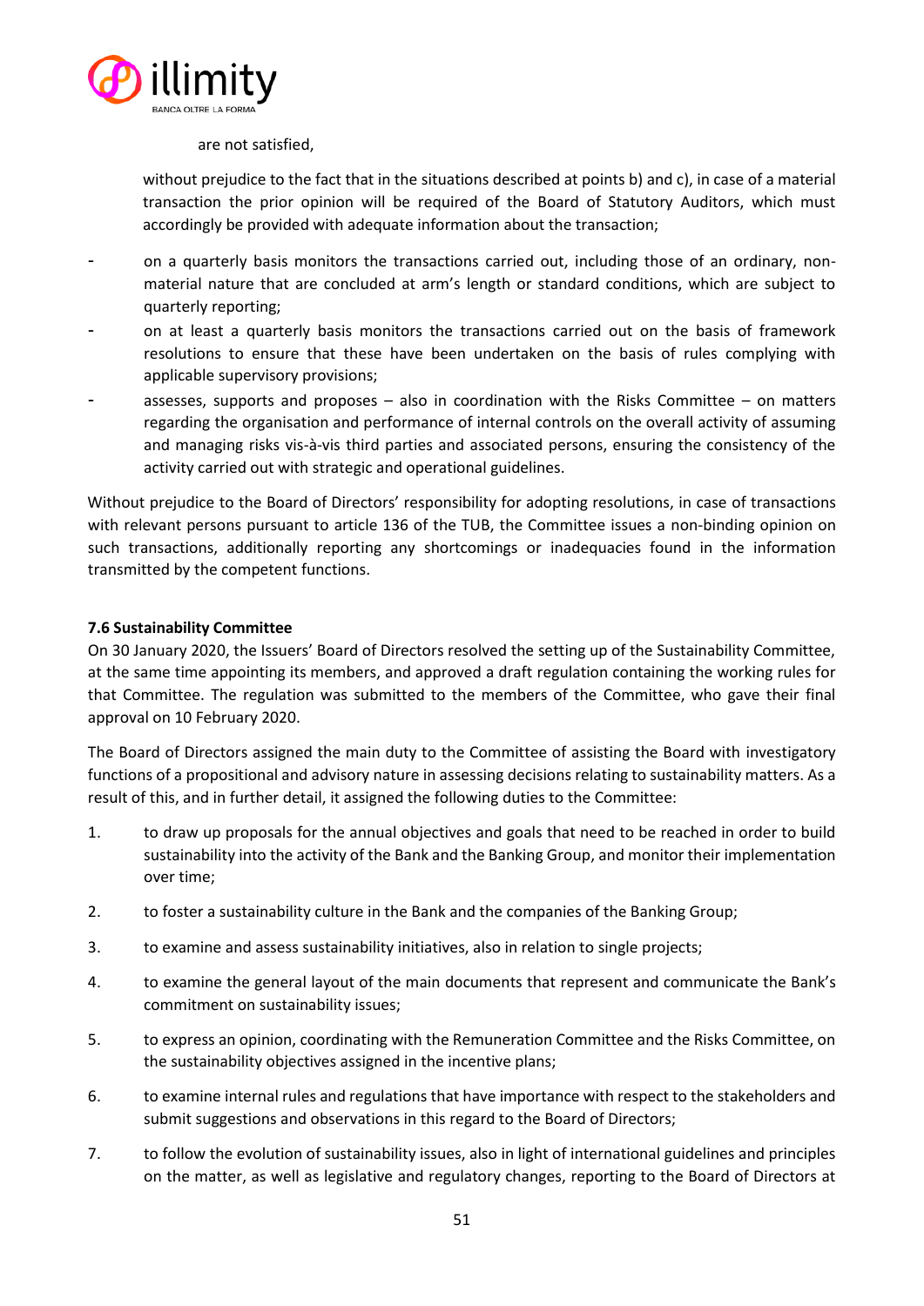are not satisfied,

without prejudice to the fact that in the situations described at points b) and c), in case of a material transaction the prior opinion will be required of the Board of Statutory Auditors, which must accordingly be provided with adequate information about the transaction;

- on a quarterly basis monitors the transactions carried out, including those of an ordinary, non-material nature that are concluded at arm's length or standard conditions, which are subject to quarterly reporting;
- on at least a quarterly basis monitors the transactions carried out on the basis of framework resolutions to ensure that these have been undertaken on the basis of rules complying with applicable supervisory provisions;
- assesses, supports and proposes – also in coordination with the Risks Committee – on matters regarding the organisation and performance of internal controls on the overall activity of assuming and managing risks vis-à-vis third parties and associated persons, ensuring the consistency of the activity carried out with strategic and operational guidelines.

Without prejudice to the Board of Directors' responsibility for adopting resolutions, in case of transactions with relevant persons pursuant to article 136 of the TUB, the Committee issues a non-binding opinion on such transactions, additionally reporting any shortcomings or inadequacies found in the information transmitted by the competent functions.

**7.6 Sustainability Committee**

On 30 January 2020, the Issuers' Board of Directors resolved the setting up of the Sustainability Committee, at the same time appointing its members, and approved a draft regulation containing the working rules for that Committee. The regulation was submitted to the members of the Committee, who gave their final approval on 10 February 2020.

The Board of Directors assigned the main duty to the Committee of assisting the Board with investigatory functions of a propositional and advisory nature in assessing decisions relating to sustainability matters. As a result of this, and in further detail, it assigned the following duties to the Committee:

1. to draw up proposals for the annual objectives and goals that need to be reached in order to build sustainability into the activity of the Bank and the Banking Group, and monitor their implementation over time;
2. to foster a sustainability culture in the Bank and the companies of the Banking Group;
3. to examine and assess sustainability initiatives, also in relation to single projects;
4. to examine the general layout of the main documents that represent and communicate the Bank's commitment on sustainability issues;
5. to express an opinion, coordinating with the Remuneration Committee and the Risks Committee, on the sustainability objectives assigned in the incentive plans;
6. to examine internal rules and regulations that have importance with respect to the stakeholders and submit suggestions and observations in this regard to the Board of Directors;
7. to follow the evolution of sustainability issues, also in light of international guidelines and principles on the matter, as well as legislative and regulatory changes, reporting to the Board of Directors at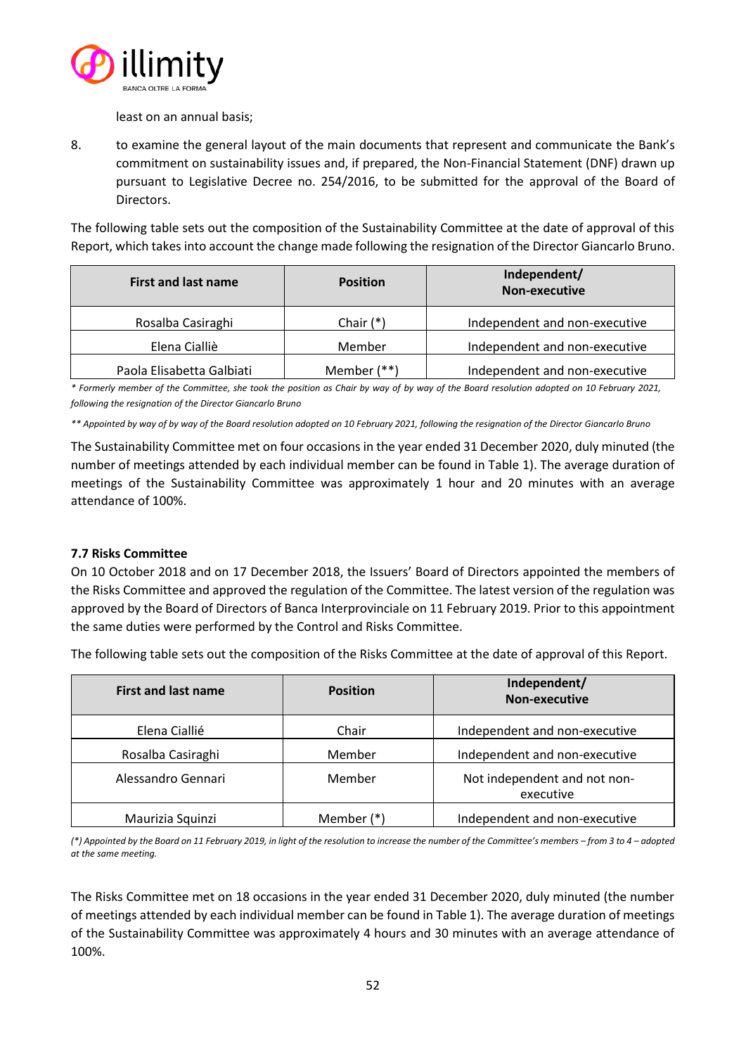least on an annual basis;

8. to examine the general layout of the main documents that represent and communicate the Bank's commitment on sustainability issues and, if prepared, the Non-Financial Statement (DNF) drawn up pursuant to Legislative Decree no. 254/2016, to be submitted for the approval of the Board of Directors.

The following table sets out the composition of the Sustainability Committee at the date of approval of this Report, which takes into account the change made following the resignation of the Director Giancarlo Bruno.

| First and last name | Position | Independent/ Non-executive |
|---|---|---|
| Rosalba Casiraghi | Chair (*) | Independent and non-executive |
| Elena Cialliè | Member | Independent and non-executive |
| Paola Elisabetta Galbiati | Member (**) | Independent and non-executive |

*\* Formerly member of the Committee, she took the position as Chair by way of by way of the Board resolution adopted on 10 February 2021, following the resignation of the Director Giancarlo Bruno*

*\*\* Appointed by way of by way of the Board resolution adopted on 10 February 2021, following the resignation of the Director Giancarlo Bruno*

The Sustainability Committee met on four occasions in the year ended 31 December 2020, duly minuted (the number of meetings attended by each individual member can be found in Table 1). The average duration of meetings of the Sustainability Committee was approximately 1 hour and 20 minutes with an average attendance of 100%.

### 7.7 Risks Committee

On 10 October 2018 and on 17 December 2018, the Issuers' Board of Directors appointed the members of the Risks Committee and approved the regulation of the Committee. The latest version of the regulation was approved by the Board of Directors of Banca Interprovinciale on 11 February 2019. Prior to this appointment the same duties were performed by the Control and Risks Committee.

The following table sets out the composition of the Risks Committee at the date of approval of this Report.

| First and last name | Position | Independent/ Non-executive |
|---|---|---|
| Elena Cialliè | Chair | Independent and non-executive |
| Rosalba Casiraghi | Member | Independent and non-executive |
| Alessandro Gennari | Member | Not independent and not non-executive |
| Maurizia Squinzi | Member (*) | Independent and non-executive |

*(\*) Appointed by the Board on 11 February 2019, in light of the resolution to increase the number of the Committee's members – from 3 to 4 – adopted at the same meeting.*

The Risks Committee met on 18 occasions in the year ended 31 December 2020, duly minuted (the number of meetings attended by each individual member can be found in Table 1). The average duration of meetings of the Sustainability Committee was approximately 4 hours and 30 minutes with an average attendance of 100%.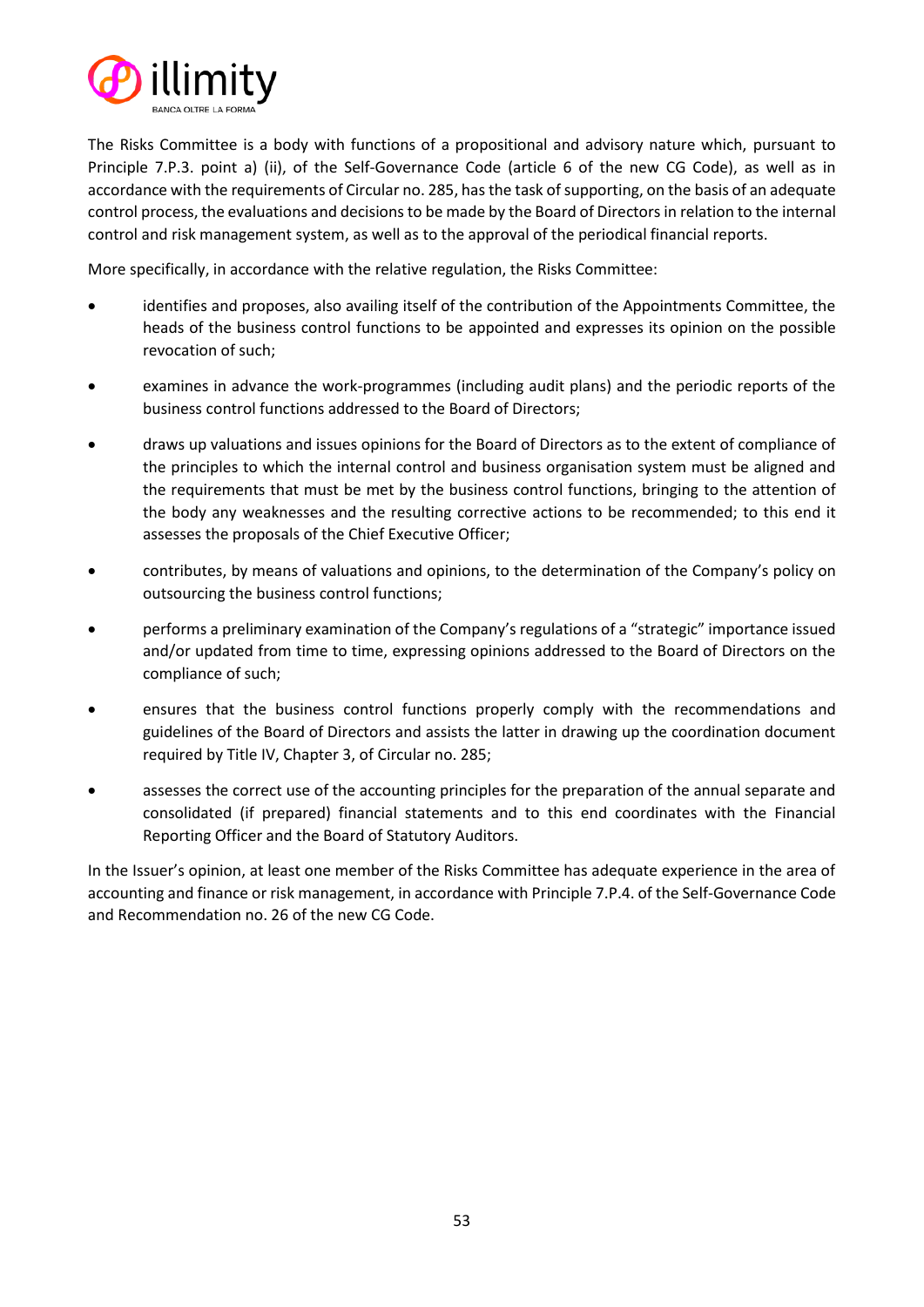The Risks Committee is a body with functions of a propositional and advisory nature which, pursuant to Principle 7.P.3. point a) (ii), of the Self-Governance Code (article 6 of the new CG Code), as well as in accordance with the requirements of Circular no. 285, has the task of supporting, on the basis of an adequate control process, the evaluations and decisions to be made by the Board of Directors in relation to the internal control and risk management system, as well as to the approval of the periodical financial reports.

More specifically, in accordance with the relative regulation, the Risks Committee:

- identifies and proposes, also availing itself of the contribution of the Appointments Committee, the heads of the business control functions to be appointed and expresses its opinion on the possible revocation of such;
- examines in advance the work-programmes (including audit plans) and the periodic reports of the business control functions addressed to the Board of Directors;
- draws up valuations and issues opinions for the Board of Directors as to the extent of compliance of the principles to which the internal control and business organisation system must be aligned and the requirements that must be met by the business control functions, bringing to the attention of the body any weaknesses and the resulting corrective actions to be recommended; to this end it assesses the proposals of the Chief Executive Officer;
- contributes, by means of valuations and opinions, to the determination of the Company's policy on outsourcing the business control functions;
- performs a preliminary examination of the Company's regulations of a "strategic" importance issued and/or updated from time to time, expressing opinions addressed to the Board of Directors on the compliance of such;
- ensures that the business control functions properly comply with the recommendations and guidelines of the Board of Directors and assists the latter in drawing up the coordination document required by Title IV, Chapter 3, of Circular no. 285;
- assesses the correct use of the accounting principles for the preparation of the annual separate and consolidated (if prepared) financial statements and to this end coordinates with the Financial Reporting Officer and the Board of Statutory Auditors.

In the Issuer's opinion, at least one member of the Risks Committee has adequate experience in the area of accounting and finance or risk management, in accordance with Principle 7.P.4. of the Self-Governance Code and Recommendation no. 26 of the new CG Code.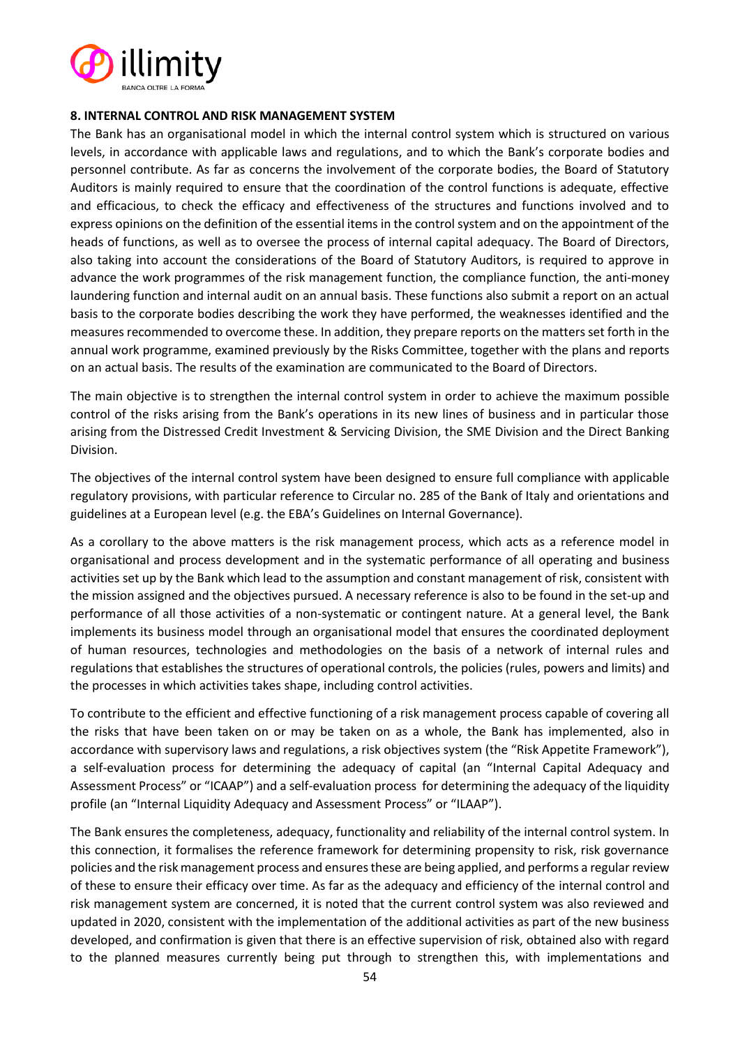## 8. INTERNAL CONTROL AND RISK MANAGEMENT SYSTEM

The Bank has an organisational model in which the internal control system which is structured on various levels, in accordance with applicable laws and regulations, and to which the Bank's corporate bodies and personnel contribute. As far as concerns the involvement of the corporate bodies, the Board of Statutory Auditors is mainly required to ensure that the coordination of the control functions is adequate, effective and efficacious, to check the efficacy and effectiveness of the structures and functions involved and to express opinions on the definition of the essential items in the control system and on the appointment of the heads of functions, as well as to oversee the process of internal capital adequacy. The Board of Directors, also taking into account the considerations of the Board of Statutory Auditors, is required to approve in advance the work programmes of the risk management function, the compliance function, the anti-money laundering function and internal audit on an annual basis. These functions also submit a report on an actual basis to the corporate bodies describing the work they have performed, the weaknesses identified and the measures recommended to overcome these. In addition, they prepare reports on the matters set forth in the annual work programme, examined previously by the Risks Committee, together with the plans and reports on an actual basis. The results of the examination are communicated to the Board of Directors.

The main objective is to strengthen the internal control system in order to achieve the maximum possible control of the risks arising from the Bank's operations in its new lines of business and in particular those arising from the Distressed Credit Investment & Servicing Division, the SME Division and the Direct Banking Division.

The objectives of the internal control system have been designed to ensure full compliance with applicable regulatory provisions, with particular reference to Circular no. 285 of the Bank of Italy and orientations and guidelines at a European level (e.g. the EBA's Guidelines on Internal Governance).

As a corollary to the above matters is the risk management process, which acts as a reference model in organisational and process development and in the systematic performance of all operating and business activities set up by the Bank which lead to the assumption and constant management of risk, consistent with the mission assigned and the objectives pursued. A necessary reference is also to be found in the set-up and performance of all those activities of a non-systematic or contingent nature. At a general level, the Bank implements its business model through an organisational model that ensures the coordinated deployment of human resources, technologies and methodologies on the basis of a network of internal rules and regulations that establishes the structures of operational controls, the policies (rules, powers and limits) and the processes in which activities takes shape, including control activities.

To contribute to the efficient and effective functioning of a risk management process capable of covering all the risks that have been taken on or may be taken on as a whole, the Bank has implemented, also in accordance with supervisory laws and regulations, a risk objectives system (the "Risk Appetite Framework"), a self-evaluation process for determining the adequacy of capital (an "Internal Capital Adequacy and Assessment Process" or "ICAAP") and a self-evaluation process for determining the adequacy of the liquidity profile (an "Internal Liquidity Adequacy and Assessment Process" or "ILAAP").

The Bank ensures the completeness, adequacy, functionality and reliability of the internal control system. In this connection, it formalises the reference framework for determining propensity to risk, risk governance policies and the risk management process and ensures these are being applied, and performs a regular review of these to ensure their efficacy over time. As far as the adequacy and efficiency of the internal control and risk management system are concerned, it is noted that the current control system was also reviewed and updated in 2020, consistent with the implementation of the additional activities as part of the new business developed, and confirmation is given that there is an effective supervision of risk, obtained also with regard to the planned measures currently being put through to strengthen this, with implementations and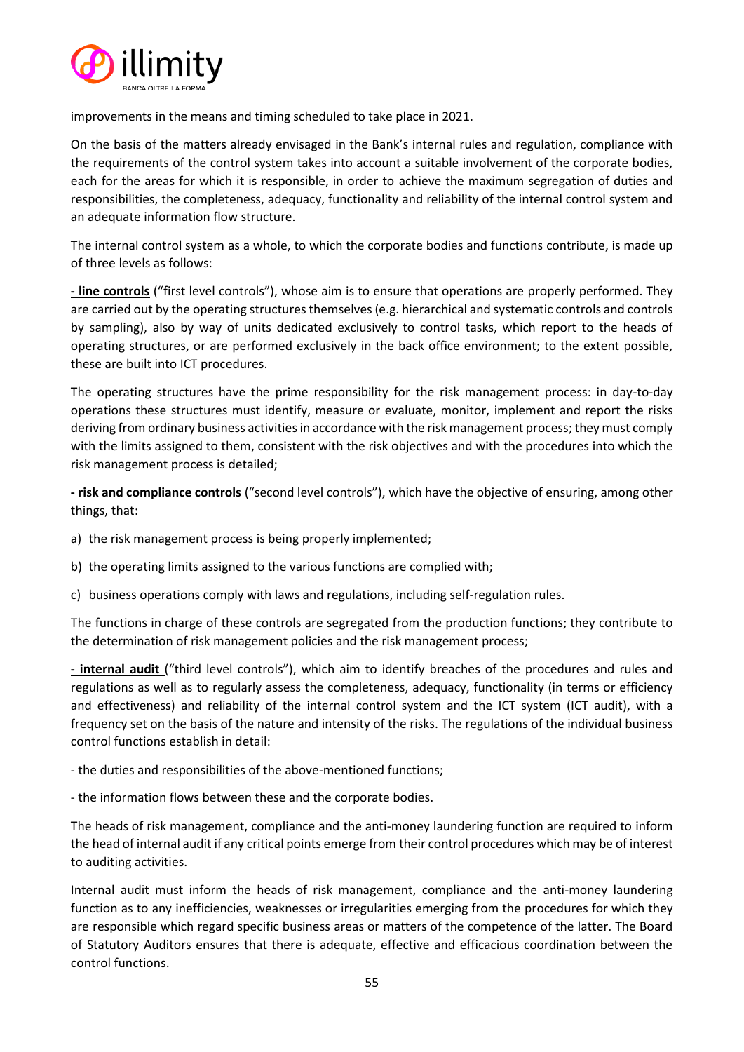improvements in the means and timing scheduled to take place in 2021.

On the basis of the matters already envisaged in the Bank's internal rules and regulation, compliance with the requirements of the control system takes into account a suitable involvement of the corporate bodies, each for the areas for which it is responsible, in order to achieve the maximum segregation of duties and responsibilities, the completeness, adequacy, functionality and reliability of the internal control system and an adequate information flow structure.

The internal control system as a whole, to which the corporate bodies and functions contribute, is made up of three levels as follows:

**- line controls** ("first level controls"), whose aim is to ensure that operations are properly performed. They are carried out by the operating structures themselves (e.g. hierarchical and systematic controls and controls by sampling), also by way of units dedicated exclusively to control tasks, which report to the heads of operating structures, or are performed exclusively in the back office environment; to the extent possible, these are built into ICT procedures.

The operating structures have the prime responsibility for the risk management process: in day-to-day operations these structures must identify, measure or evaluate, monitor, implement and report the risks deriving from ordinary business activities in accordance with the risk management process; they must comply with the limits assigned to them, consistent with the risk objectives and with the procedures into which the risk management process is detailed;

**- risk and compliance controls** ("second level controls"), which have the objective of ensuring, among other things, that:

a) the risk management process is being properly implemented;

b) the operating limits assigned to the various functions are complied with;

c) business operations comply with laws and regulations, including self-regulation rules.

The functions in charge of these controls are segregated from the production functions; they contribute to the determination of risk management policies and the risk management process;

**- internal audit** ("third level controls"), which aim to identify breaches of the procedures and rules and regulations as well as to regularly assess the completeness, adequacy, functionality (in terms or efficiency and effectiveness) and reliability of the internal control system and the ICT system (ICT audit), with a frequency set on the basis of the nature and intensity of the risks. The regulations of the individual business control functions establish in detail:

- the duties and responsibilities of the above-mentioned functions;

- the information flows between these and the corporate bodies.

The heads of risk management, compliance and the anti-money laundering function are required to inform the head of internal audit if any critical points emerge from their control procedures which may be of interest to auditing activities.

Internal audit must inform the heads of risk management, compliance and the anti-money laundering function as to any inefficiencies, weaknesses or irregularities emerging from the procedures for which they are responsible which regard specific business areas or matters of the competence of the latter. The Board of Statutory Auditors ensures that there is adequate, effective and efficacious coordination between the control functions.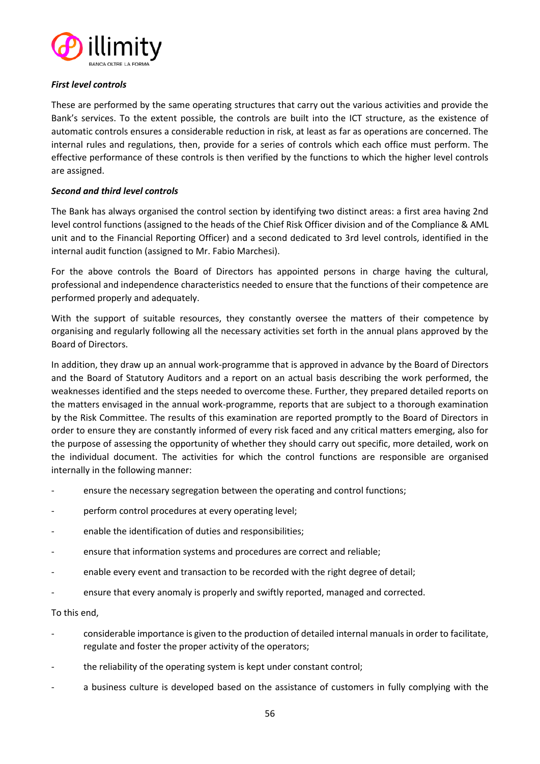***First level controls***

These are performed by the same operating structures that carry out the various activities and provide the Bank's services. To the extent possible, the controls are built into the ICT structure, as the existence of automatic controls ensures a considerable reduction in risk, at least as far as operations are concerned. The internal rules and regulations, then, provide for a series of controls which each office must perform. The effective performance of these controls is then verified by the functions to which the higher level controls are assigned.

***Second and third level controls***

The Bank has always organised the control section by identifying two distinct areas: a first area having 2nd level control functions (assigned to the heads of the Chief Risk Officer division and of the Compliance & AML unit and to the Financial Reporting Officer) and a second dedicated to 3rd level controls, identified in the internal audit function (assigned to Mr. Fabio Marchesi).

For the above controls the Board of Directors has appointed persons in charge having the cultural, professional and independence characteristics needed to ensure that the functions of their competence are performed properly and adequately.

With the support of suitable resources, they constantly oversee the matters of their competence by organising and regularly following all the necessary activities set forth in the annual plans approved by the Board of Directors.

In addition, they draw up an annual work-programme that is approved in advance by the Board of Directors and the Board of Statutory Auditors and a report on an actual basis describing the work performed, the weaknesses identified and the steps needed to overcome these. Further, they prepared detailed reports on the matters envisaged in the annual work-programme, reports that are subject to a thorough examination by the Risk Committee. The results of this examination are reported promptly to the Board of Directors in order to ensure they are constantly informed of every risk faced and any critical matters emerging, also for the purpose of assessing the opportunity of whether they should carry out specific, more detailed, work on the individual document. The activities for which the control functions are responsible are organised internally in the following manner:

- ensure the necessary segregation between the operating and control functions;
- perform control procedures at every operating level;
- enable the identification of duties and responsibilities;
- ensure that information systems and procedures are correct and reliable;
- enable every event and transaction to be recorded with the right degree of detail;
- ensure that every anomaly is properly and swiftly reported, managed and corrected.

To this end,

- considerable importance is given to the production of detailed internal manuals in order to facilitate, regulate and foster the proper activity of the operators;
- the reliability of the operating system is kept under constant control;
- a business culture is developed based on the assistance of customers in fully complying with the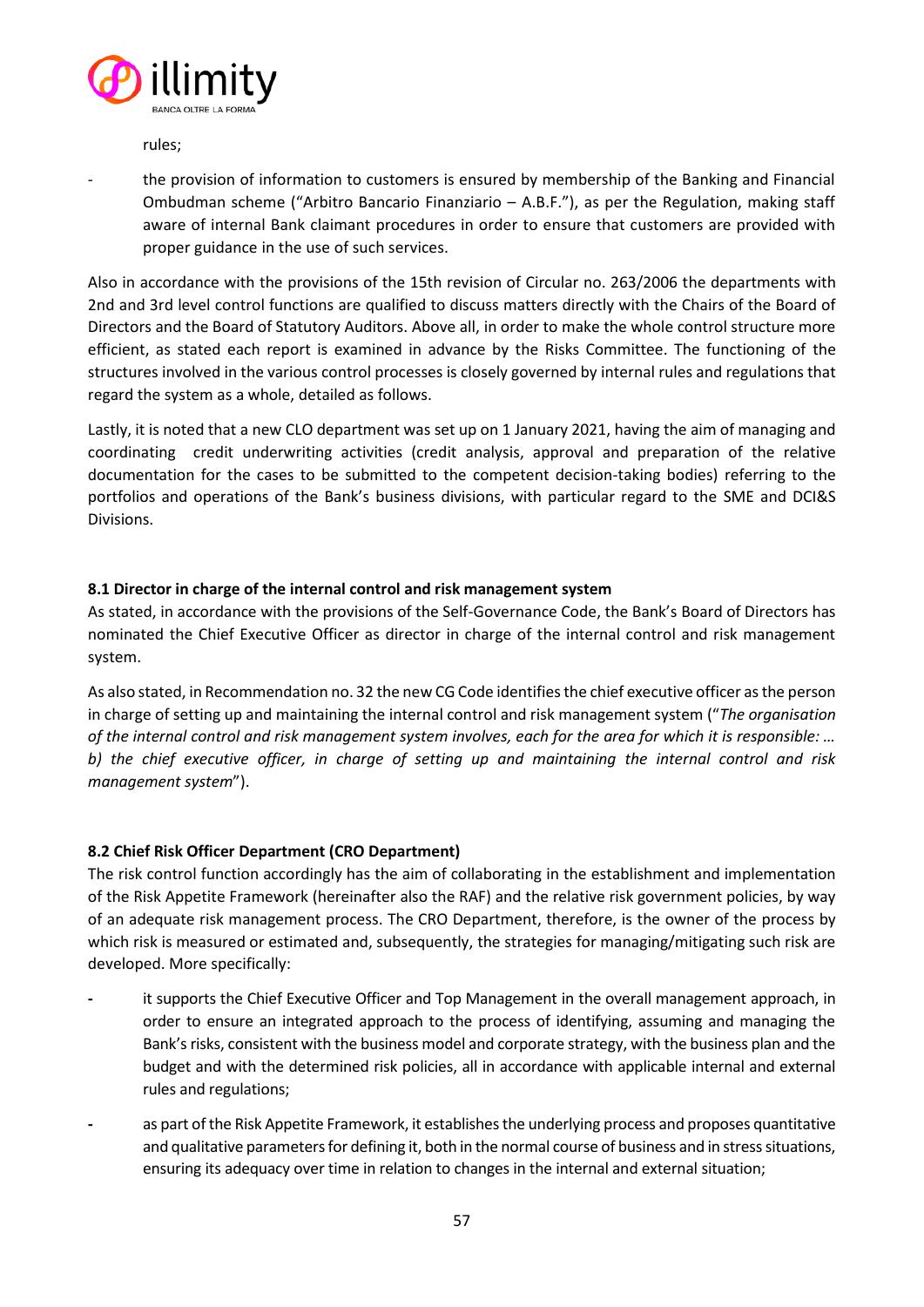rules;

- the provision of information to customers is ensured by membership of the Banking and Financial Ombudman scheme ("Arbitro Bancario Finanziario – A.B.F."), as per the Regulation, making staff aware of internal Bank claimant procedures in order to ensure that customers are provided with proper guidance in the use of such services.

Also in accordance with the provisions of the 15th revision of Circular no. 263/2006 the departments with 2nd and 3rd level control functions are qualified to discuss matters directly with the Chairs of the Board of Directors and the Board of Statutory Auditors. Above all, in order to make the whole control structure more efficient, as stated each report is examined in advance by the Risks Committee. The functioning of the structures involved in the various control processes is closely governed by internal rules and regulations that regard the system as a whole, detailed as follows.

Lastly, it is noted that a new CLO department was set up on 1 January 2021, having the aim of managing and coordinating credit underwriting activities (credit analysis, approval and preparation of the relative documentation for the cases to be submitted to the competent decision-taking bodies) referring to the portfolios and operations of the Bank's business divisions, with particular regard to the SME and DCI&S Divisions.

### 8.1 Director in charge of the internal control and risk management system

As stated, in accordance with the provisions of the Self-Governance Code, the Bank's Board of Directors has nominated the Chief Executive Officer as director in charge of the internal control and risk management system.

As also stated, in Recommendation no. 32 the new CG Code identifies the chief executive officer as the person in charge of setting up and maintaining the internal control and risk management system ("*The organisation of the internal control and risk management system involves, each for the area for which it is responsible: … b) the chief executive officer, in charge of setting up and maintaining the internal control and risk management system*").

### 8.2 Chief Risk Officer Department (CRO Department)

The risk control function accordingly has the aim of collaborating in the establishment and implementation of the Risk Appetite Framework (hereinafter also the RAF) and the relative risk government policies, by way of an adequate risk management process. The CRO Department, therefore, is the owner of the process by which risk is measured or estimated and, subsequently, the strategies for managing/mitigating such risk are developed. More specifically:

- it supports the Chief Executive Officer and Top Management in the overall management approach, in order to ensure an integrated approach to the process of identifying, assuming and managing the Bank's risks, consistent with the business model and corporate strategy, with the business plan and the budget and with the determined risk policies, all in accordance with applicable internal and external rules and regulations;
- as part of the Risk Appetite Framework, it establishes the underlying process and proposes quantitative and qualitative parameters for defining it, both in the normal course of business and in stress situations, ensuring its adequacy over time in relation to changes in the internal and external situation;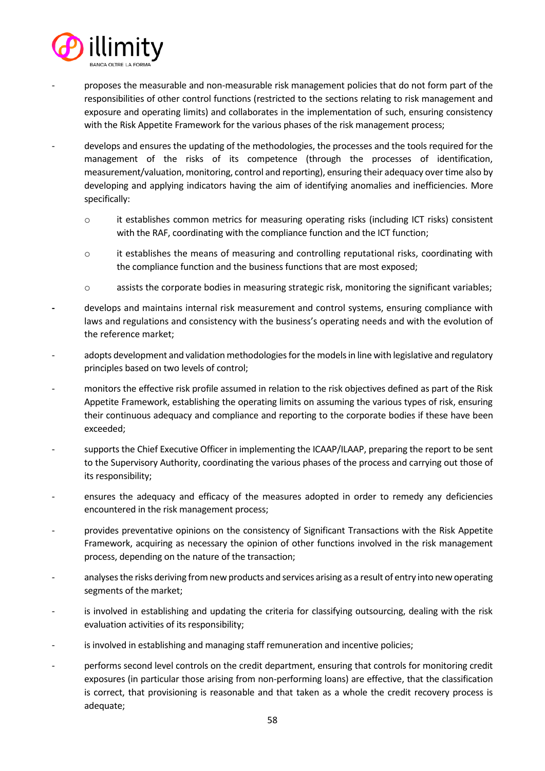- proposes the measurable and non-measurable risk management policies that do not form part of the responsibilities of other control functions (restricted to the sections relating to risk management and exposure and operating limits) and collaborates in the implementation of such, ensuring consistency with the Risk Appetite Framework for the various phases of the risk management process;
- develops and ensures the updating of the methodologies, the processes and the tools required for the management of the risks of its competence (through the processes of identification, measurement/valuation, monitoring, control and reporting), ensuring their adequacy over time also by developing and applying indicators having the aim of identifying anomalies and inefficiencies. More specifically:
    - it establishes common metrics for measuring operating risks (including ICT risks) consistent with the RAF, coordinating with the compliance function and the ICT function;
    - it establishes the means of measuring and controlling reputational risks, coordinating with the compliance function and the business functions that are most exposed;
    - assists the corporate bodies in measuring strategic risk, monitoring the significant variables;
- develops and maintains internal risk measurement and control systems, ensuring compliance with laws and regulations and consistency with the business's operating needs and with the evolution of the reference market;
- adopts development and validation methodologies for the models in line with legislative and regulatory principles based on two levels of control;
- monitors the effective risk profile assumed in relation to the risk objectives defined as part of the Risk Appetite Framework, establishing the operating limits on assuming the various types of risk, ensuring their continuous adequacy and compliance and reporting to the corporate bodies if these have been exceeded;
- supports the Chief Executive Officer in implementing the ICAAP/ILAAP, preparing the report to be sent to the Supervisory Authority, coordinating the various phases of the process and carrying out those of its responsibility;
- ensures the adequacy and efficacy of the measures adopted in order to remedy any deficiencies encountered in the risk management process;
- provides preventative opinions on the consistency of Significant Transactions with the Risk Appetite Framework, acquiring as necessary the opinion of other functions involved in the risk management process, depending on the nature of the transaction;
- analyses the risks deriving from new products and services arising as a result of entry into new operating segments of the market;
- is involved in establishing and updating the criteria for classifying outsourcing, dealing with the risk evaluation activities of its responsibility;
- is involved in establishing and managing staff remuneration and incentive policies;
- performs second level controls on the credit department, ensuring that controls for monitoring credit exposures (in particular those arising from non-performing loans) are effective, that the classification is correct, that provisioning is reasonable and that taken as a whole the credit recovery process is adequate;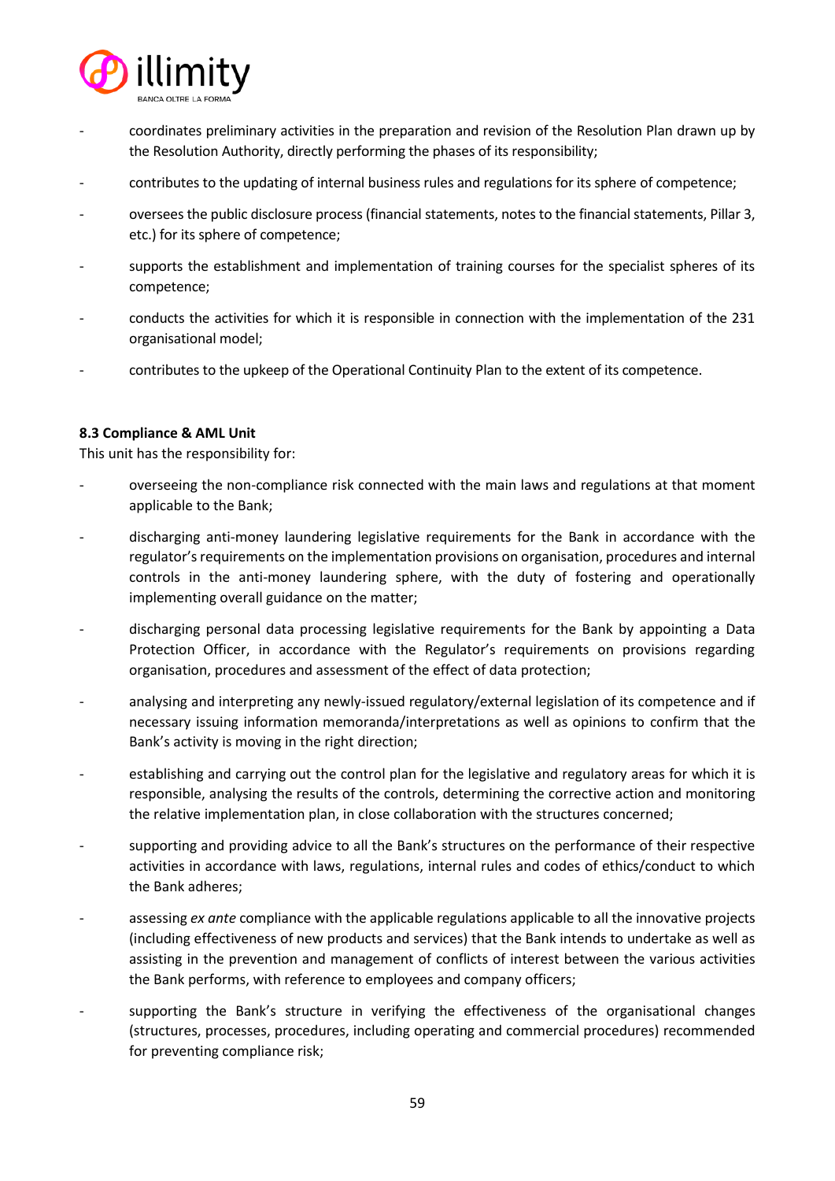- coordinates preliminary activities in the preparation and revision of the Resolution Plan drawn up by the Resolution Authority, directly performing the phases of its responsibility;
- contributes to the updating of internal business rules and regulations for its sphere of competence;
- oversees the public disclosure process (financial statements, notes to the financial statements, Pillar 3, etc.) for its sphere of competence;
- supports the establishment and implementation of training courses for the specialist spheres of its competence;
- conducts the activities for which it is responsible in connection with the implementation of the 231 organisational model;
- contributes to the upkeep of the Operational Continuity Plan to the extent of its competence.

**8.3 Compliance & AML Unit**

This unit has the responsibility for:

- overseeing the non-compliance risk connected with the main laws and regulations at that moment applicable to the Bank;
- discharging anti-money laundering legislative requirements for the Bank in accordance with the regulator's requirements on the implementation provisions on organisation, procedures and internal controls in the anti-money laundering sphere, with the duty of fostering and operationally implementing overall guidance on the matter;
- discharging personal data processing legislative requirements for the Bank by appointing a Data Protection Officer, in accordance with the Regulator's requirements on provisions regarding organisation, procedures and assessment of the effect of data protection;
- analysing and interpreting any newly-issued regulatory/external legislation of its competence and if necessary issuing information memoranda/interpretations as well as opinions to confirm that the Bank's activity is moving in the right direction;
- establishing and carrying out the control plan for the legislative and regulatory areas for which it is responsible, analysing the results of the controls, determining the corrective action and monitoring the relative implementation plan, in close collaboration with the structures concerned;
- supporting and providing advice to all the Bank's structures on the performance of their respective activities in accordance with laws, regulations, internal rules and codes of ethics/conduct to which the Bank adheres;
- assessing *ex ante* compliance with the applicable regulations applicable to all the innovative projects (including effectiveness of new products and services) that the Bank intends to undertake as well as assisting in the prevention and management of conflicts of interest between the various activities the Bank performs, with reference to employees and company officers;
- supporting the Bank's structure in verifying the effectiveness of the organisational changes (structures, processes, procedures, including operating and commercial procedures) recommended for preventing compliance risk;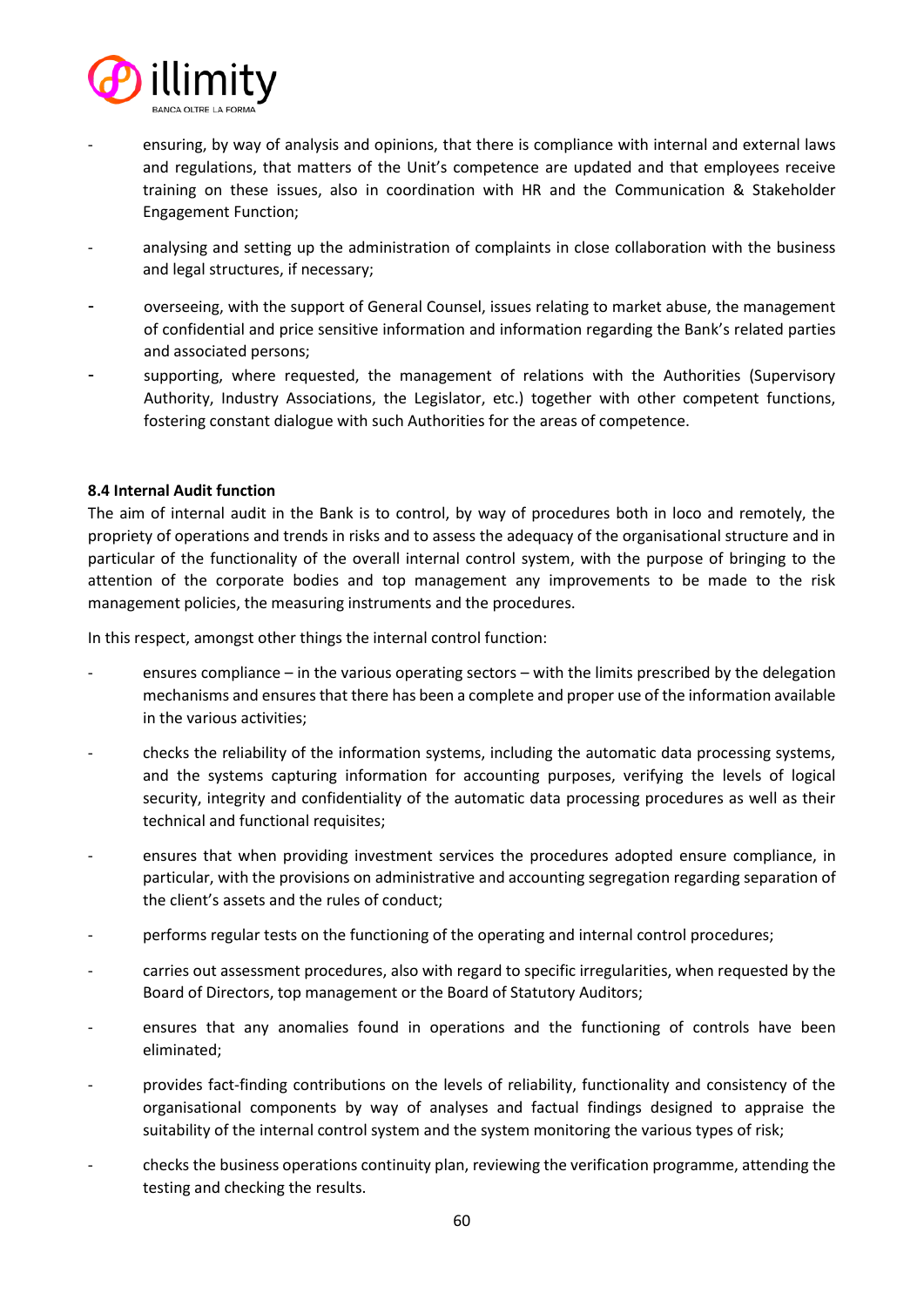- ensuring, by way of analysis and opinions, that there is compliance with internal and external laws and regulations, that matters of the Unit's competence are updated and that employees receive training on these issues, also in coordination with HR and the Communication & Stakeholder Engagement Function;
- analysing and setting up the administration of complaints in close collaboration with the business and legal structures, if necessary;
- overseeing, with the support of General Counsel, issues relating to market abuse, the management of confidential and price sensitive information and information regarding the Bank's related parties and associated persons;
- supporting, where requested, the management of relations with the Authorities (Supervisory Authority, Industry Associations, the Legislator, etc.) together with other competent functions, fostering constant dialogue with such Authorities for the areas of competence.

**8.4 Internal Audit function**

The aim of internal audit in the Bank is to control, by way of procedures both in loco and remotely, the propriety of operations and trends in risks and to assess the adequacy of the organisational structure and in particular of the functionality of the overall internal control system, with the purpose of bringing to the attention of the corporate bodies and top management any improvements to be made to the risk management policies, the measuring instruments and the procedures.

In this respect, amongst other things the internal control function:

- ensures compliance – in the various operating sectors – with the limits prescribed by the delegation mechanisms and ensures that there has been a complete and proper use of the information available in the various activities;
- checks the reliability of the information systems, including the automatic data processing systems, and the systems capturing information for accounting purposes, verifying the levels of logical security, integrity and confidentiality of the automatic data processing procedures as well as their technical and functional requisites;
- ensures that when providing investment services the procedures adopted ensure compliance, in particular, with the provisions on administrative and accounting segregation regarding separation of the client's assets and the rules of conduct;
- performs regular tests on the functioning of the operating and internal control procedures;
- carries out assessment procedures, also with regard to specific irregularities, when requested by the Board of Directors, top management or the Board of Statutory Auditors;
- ensures that any anomalies found in operations and the functioning of controls have been eliminated;
- provides fact-finding contributions on the levels of reliability, functionality and consistency of the organisational components by way of analyses and factual findings designed to appraise the suitability of the internal control system and the system monitoring the various types of risk;
- checks the business operations continuity plan, reviewing the verification programme, attending the testing and checking the results.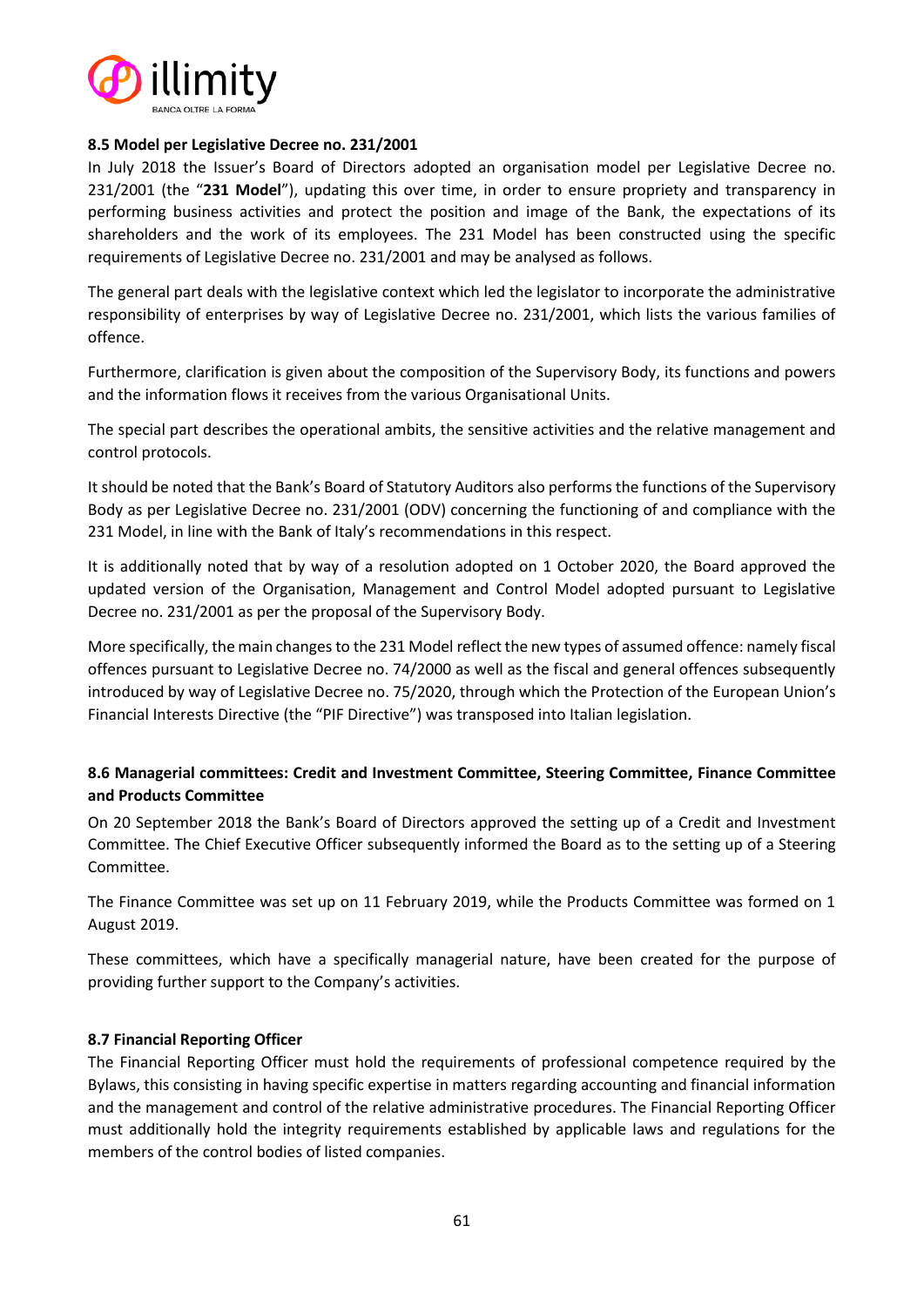### 8.5 Model per Legislative Decree no. 231/2001

In July 2018 the Issuer's Board of Directors adopted an organisation model per Legislative Decree no. 231/2001 (the "**231 Model**"), updating this over time, in order to ensure propriety and transparency in performing business activities and protect the position and image of the Bank, the expectations of its shareholders and the work of its employees. The 231 Model has been constructed using the specific requirements of Legislative Decree no. 231/2001 and may be analysed as follows.

The general part deals with the legislative context which led the legislator to incorporate the administrative responsibility of enterprises by way of Legislative Decree no. 231/2001, which lists the various families of offence.

Furthermore, clarification is given about the composition of the Supervisory Body, its functions and powers and the information flows it receives from the various Organisational Units.

The special part describes the operational ambits, the sensitive activities and the relative management and control protocols.

It should be noted that the Bank's Board of Statutory Auditors also performs the functions of the Supervisory Body as per Legislative Decree no. 231/2001 (ODV) concerning the functioning of and compliance with the 231 Model, in line with the Bank of Italy's recommendations in this respect.

It is additionally noted that by way of a resolution adopted on 1 October 2020, the Board approved the updated version of the Organisation, Management and Control Model adopted pursuant to Legislative Decree no. 231/2001 as per the proposal of the Supervisory Body.

More specifically, the main changes to the 231 Model reflect the new types of assumed offence: namely fiscal offences pursuant to Legislative Decree no. 74/2000 as well as the fiscal and general offences subsequently introduced by way of Legislative Decree no. 75/2020, through which the Protection of the European Union's Financial Interests Directive (the "PIF Directive") was transposed into Italian legislation.

### 8.6 Managerial committees: Credit and Investment Committee, Steering Committee, Finance Committee and Products Committee

On 20 September 2018 the Bank's Board of Directors approved the setting up of a Credit and Investment Committee. The Chief Executive Officer subsequently informed the Board as to the setting up of a Steering Committee.

The Finance Committee was set up on 11 February 2019, while the Products Committee was formed on 1 August 2019.

These committees, which have a specifically managerial nature, have been created for the purpose of providing further support to the Company's activities.

### 8.7 Financial Reporting Officer

The Financial Reporting Officer must hold the requirements of professional competence required by the Bylaws, this consisting in having specific expertise in matters regarding accounting and financial information and the management and control of the relative administrative procedures. The Financial Reporting Officer must additionally hold the integrity requirements established by applicable laws and regulations for the members of the control bodies of listed companies.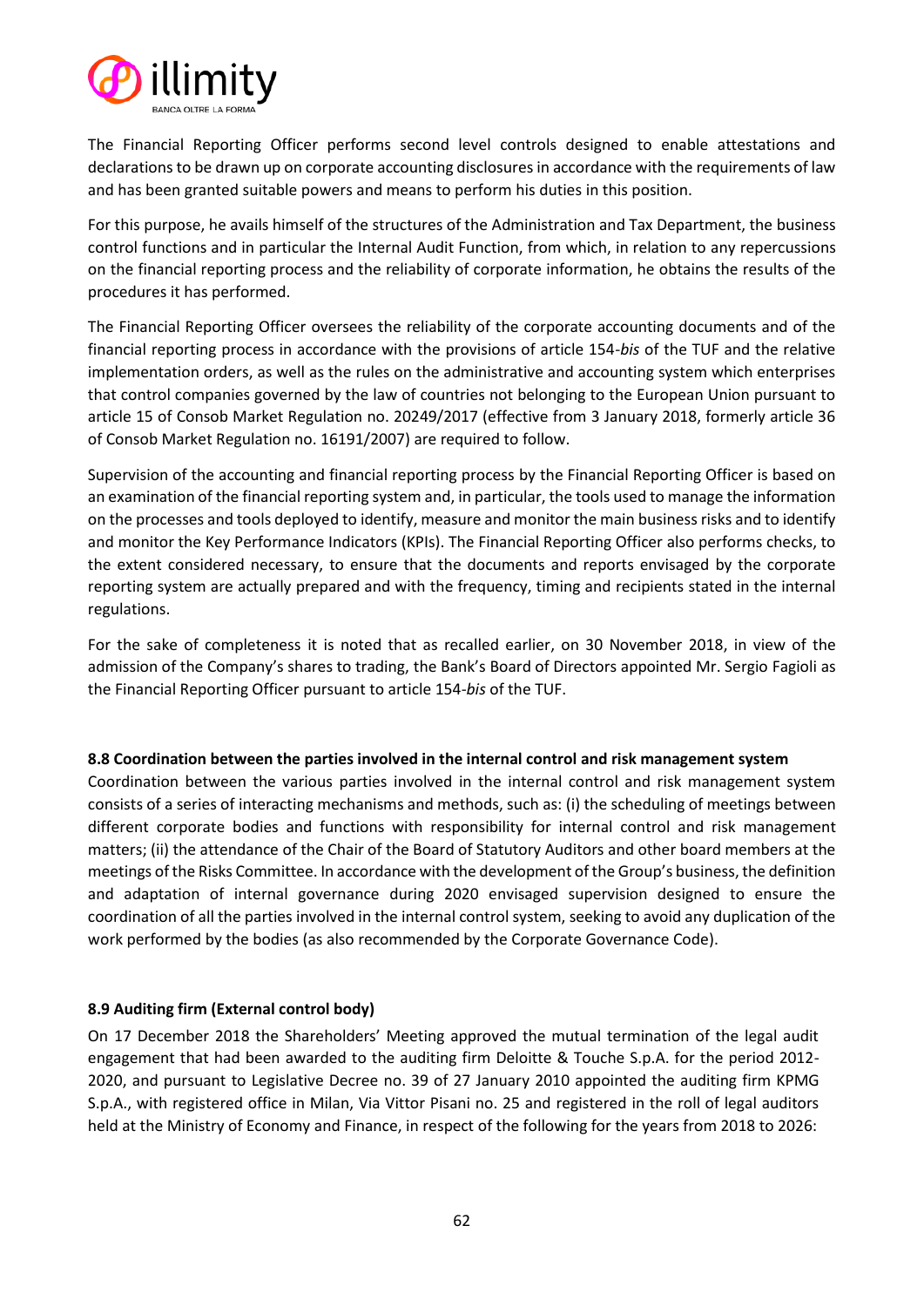The Financial Reporting Officer performs second level controls designed to enable attestations and declarations to be drawn up on corporate accounting disclosures in accordance with the requirements of law and has been granted suitable powers and means to perform his duties in this position.

For this purpose, he avails himself of the structures of the Administration and Tax Department, the business control functions and in particular the Internal Audit Function, from which, in relation to any repercussions on the financial reporting process and the reliability of corporate information, he obtains the results of the procedures it has performed.

The Financial Reporting Officer oversees the reliability of the corporate accounting documents and of the financial reporting process in accordance with the provisions of article 154-*bis* of the TUF and the relative implementation orders, as well as the rules on the administrative and accounting system which enterprises that control companies governed by the law of countries not belonging to the European Union pursuant to article 15 of Consob Market Regulation no. 20249/2017 (effective from 3 January 2018, formerly article 36 of Consob Market Regulation no. 16191/2007) are required to follow.

Supervision of the accounting and financial reporting process by the Financial Reporting Officer is based on an examination of the financial reporting system and, in particular, the tools used to manage the information on the processes and tools deployed to identify, measure and monitor the main business risks and to identify and monitor the Key Performance Indicators (KPIs). The Financial Reporting Officer also performs checks, to the extent considered necessary, to ensure that the documents and reports envisaged by the corporate reporting system are actually prepared and with the frequency, timing and recipients stated in the internal regulations.

For the sake of completeness it is noted that as recalled earlier, on 30 November 2018, in view of the admission of the Company's shares to trading, the Bank's Board of Directors appointed Mr. Sergio Fagioli as the Financial Reporting Officer pursuant to article 154-*bis* of the TUF.

### 8.8 Coordination between the parties involved in the internal control and risk management system

Coordination between the various parties involved in the internal control and risk management system consists of a series of interacting mechanisms and methods, such as: (i) the scheduling of meetings between different corporate bodies and functions with responsibility for internal control and risk management matters; (ii) the attendance of the Chair of the Board of Statutory Auditors and other board members at the meetings of the Risks Committee. In accordance with the development of the Group's business, the definition and adaptation of internal governance during 2020 envisaged supervision designed to ensure the coordination of all the parties involved in the internal control system, seeking to avoid any duplication of the work performed by the bodies (as also recommended by the Corporate Governance Code).

### 8.9 Auditing firm (External control body)

On 17 December 2018 the Shareholders' Meeting approved the mutual termination of the legal audit engagement that had been awarded to the auditing firm Deloitte & Touche S.p.A. for the period 2012-2020, and pursuant to Legislative Decree no. 39 of 27 January 2010 appointed the auditing firm KPMG S.p.A., with registered office in Milan, Via Vittor Pisani no. 25 and registered in the roll of legal auditors held at the Ministry of Economy and Finance, in respect of the following for the years from 2018 to 2026: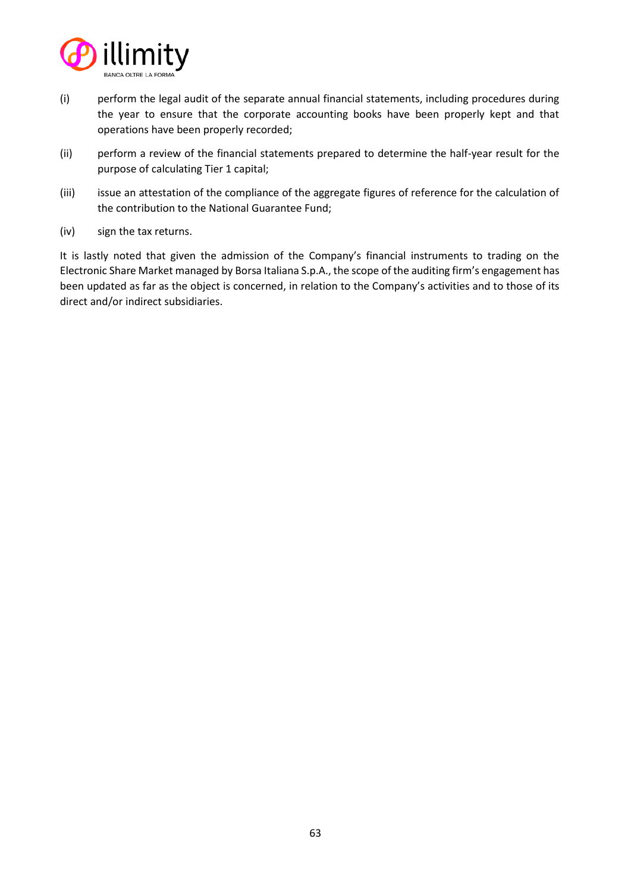(i) perform the legal audit of the separate annual financial statements, including procedures during the year to ensure that the corporate accounting books have been properly kept and that operations have been properly recorded;

(ii) perform a review of the financial statements prepared to determine the half-year result for the purpose of calculating Tier 1 capital;

(iii) issue an attestation of the compliance of the aggregate figures of reference for the calculation of the contribution to the National Guarantee Fund;

(iv) sign the tax returns.

It is lastly noted that given the admission of the Company's financial instruments to trading on the Electronic Share Market managed by Borsa Italiana S.p.A., the scope of the auditing firm's engagement has been updated as far as the object is concerned, in relation to the Company's activities and to those of its direct and/or indirect subsidiaries.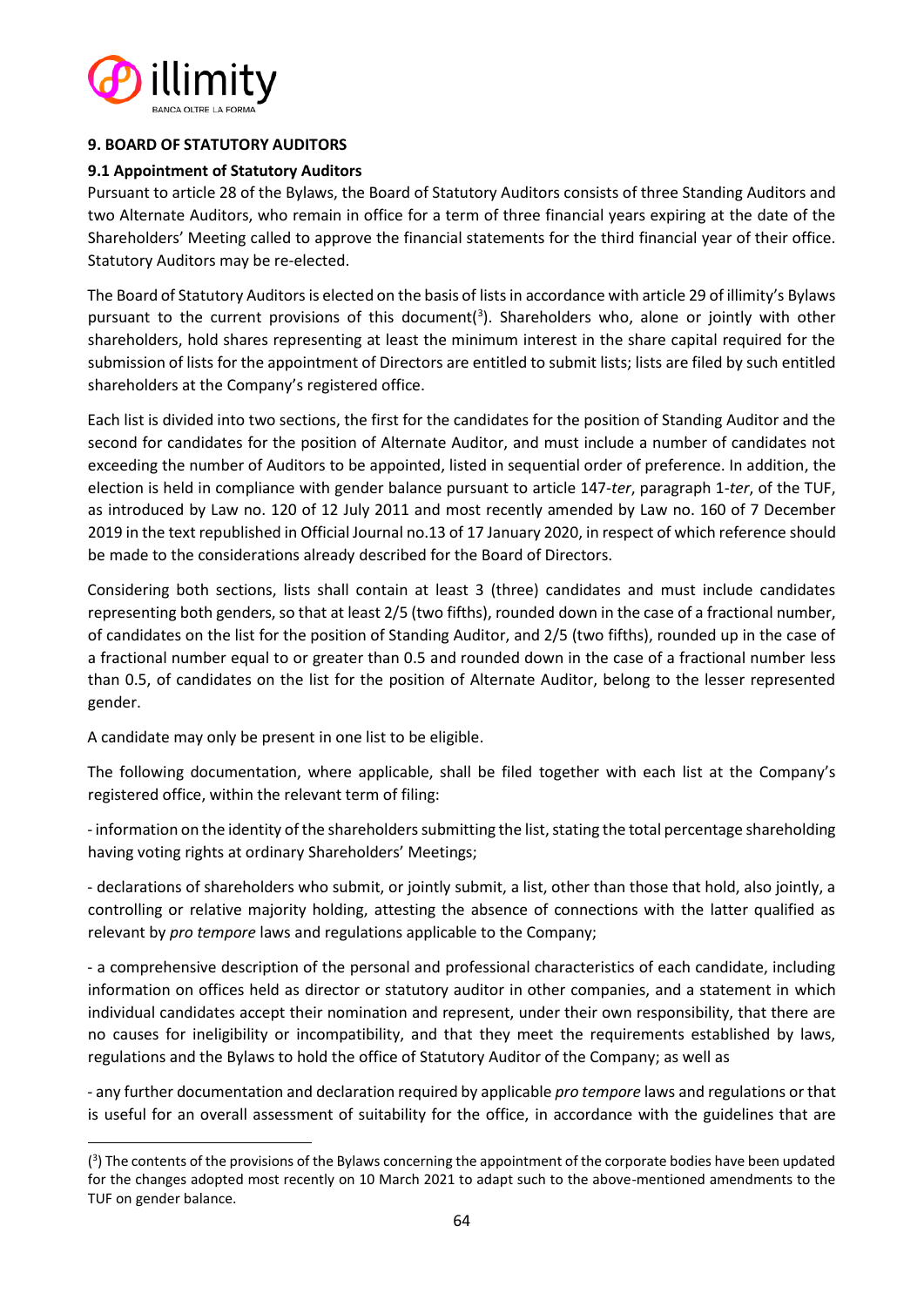## 9. BOARD OF STATUTORY AUDITORS

### 9.1 Appointment of Statutory Auditors

Pursuant to article 28 of the Bylaws, the Board of Statutory Auditors consists of three Standing Auditors and two Alternate Auditors, who remain in office for a term of three financial years expiring at the date of the Shareholders' Meeting called to approve the financial statements for the third financial year of their office. Statutory Auditors may be re-elected.

The Board of Statutory Auditors is elected on the basis of lists in accordance with article 29 of illimity's Bylaws pursuant to the current provisions of this document(3). Shareholders who, alone or jointly with other shareholders, hold shares representing at least the minimum interest in the share capital required for the submission of lists for the appointment of Directors are entitled to submit lists; lists are filed by such entitled shareholders at the Company's registered office.

Each list is divided into two sections, the first for the candidates for the position of Standing Auditor and the second for candidates for the position of Alternate Auditor, and must include a number of candidates not exceeding the number of Auditors to be appointed, listed in sequential order of preference. In addition, the election is held in compliance with gender balance pursuant to article 147-*ter*, paragraph 1-*ter*, of the TUF, as introduced by Law no. 120 of 12 July 2011 and most recently amended by Law no. 160 of 7 December 2019 in the text republished in Official Journal no.13 of 17 January 2020, in respect of which reference should be made to the considerations already described for the Board of Directors.

Considering both sections, lists shall contain at least 3 (three) candidates and must include candidates representing both genders, so that at least 2/5 (two fifths), rounded down in the case of a fractional number, of candidates on the list for the position of Standing Auditor, and 2/5 (two fifths), rounded up in the case of a fractional number equal to or greater than 0.5 and rounded down in the case of a fractional number less than 0.5, of candidates on the list for the position of Alternate Auditor, belong to the lesser represented gender.

A candidate may only be present in one list to be eligible.

The following documentation, where applicable, shall be filed together with each list at the Company's registered office, within the relevant term of filing:

- information on the identity of the shareholders submitting the list, stating the total percentage shareholding having voting rights at ordinary Shareholders' Meetings;

- declarations of shareholders who submit, or jointly submit, a list, other than those that hold, also jointly, a controlling or relative majority holding, attesting the absence of connections with the latter qualified as relevant by *pro tempore* laws and regulations applicable to the Company;

- a comprehensive description of the personal and professional characteristics of each candidate, including information on offices held as director or statutory auditor in other companies, and a statement in which individual candidates accept their nomination and represent, under their own responsibility, that there are no causes for ineligibility or incompatibility, and that they meet the requirements established by laws, regulations and the Bylaws to hold the office of Statutory Auditor of the Company; as well as

- any further documentation and declaration required by applicable *pro tempore* laws and regulations or that is useful for an overall assessment of suitability for the office, in accordance with the guidelines that are

(3) The contents of the provisions of the Bylaws concerning the appointment of the corporate bodies have been updated for the changes adopted most recently on 10 March 2021 to adapt such to the above-mentioned amendments to the TUF on gender balance.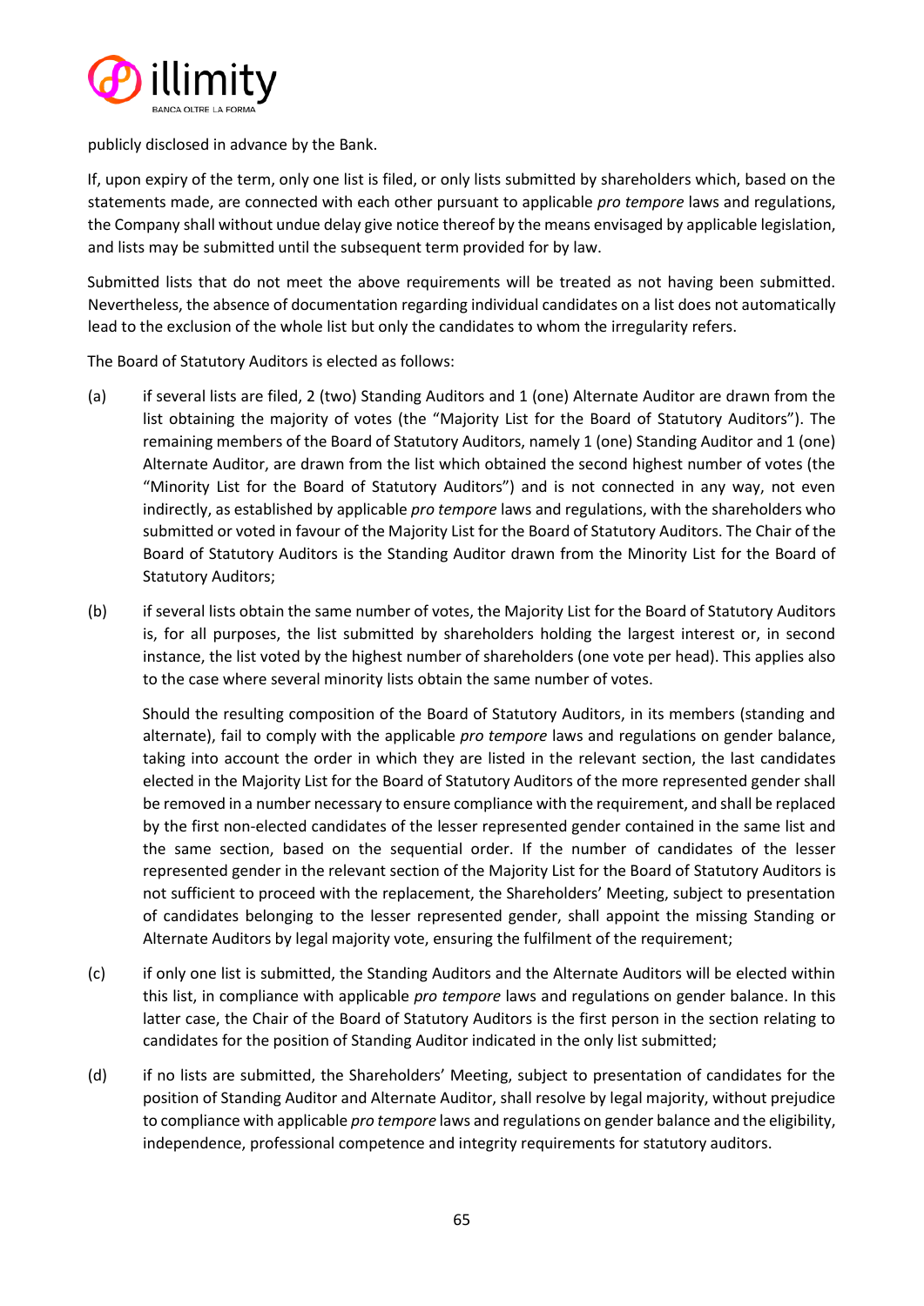publicly disclosed in advance by the Bank.

If, upon expiry of the term, only one list is filed, or only lists submitted by shareholders which, based on the statements made, are connected with each other pursuant to applicable *pro tempore* laws and regulations, the Company shall without undue delay give notice thereof by the means envisaged by applicable legislation, and lists may be submitted until the subsequent term provided for by law.

Submitted lists that do not meet the above requirements will be treated as not having been submitted. Nevertheless, the absence of documentation regarding individual candidates on a list does not automatically lead to the exclusion of the whole list but only the candidates to whom the irregularity refers.

The Board of Statutory Auditors is elected as follows:

(a) if several lists are filed, 2 (two) Standing Auditors and 1 (one) Alternate Auditor are drawn from the list obtaining the majority of votes (the "Majority List for the Board of Statutory Auditors"). The remaining members of the Board of Statutory Auditors, namely 1 (one) Standing Auditor and 1 (one) Alternate Auditor, are drawn from the list which obtained the second highest number of votes (the "Minority List for the Board of Statutory Auditors") and is not connected in any way, not even indirectly, as established by applicable *pro tempore* laws and regulations, with the shareholders who submitted or voted in favour of the Majority List for the Board of Statutory Auditors. The Chair of the Board of Statutory Auditors is the Standing Auditor drawn from the Minority List for the Board of Statutory Auditors;

(b) if several lists obtain the same number of votes, the Majority List for the Board of Statutory Auditors is, for all purposes, the list submitted by shareholders holding the largest interest or, in second instance, the list voted by the highest number of shareholders (one vote per head). This applies also to the case where several minority lists obtain the same number of votes.

    Should the resulting composition of the Board of Statutory Auditors, in its members (standing and alternate), fail to comply with the applicable *pro tempore* laws and regulations on gender balance, taking into account the order in which they are listed in the relevant section, the last candidates elected in the Majority List for the Board of Statutory Auditors of the more represented gender shall be removed in a number necessary to ensure compliance with the requirement, and shall be replaced by the first non-elected candidates of the lesser represented gender contained in the same list and the same section, based on the sequential order. If the number of candidates of the lesser represented gender in the relevant section of the Majority List for the Board of Statutory Auditors is not sufficient to proceed with the replacement, the Shareholders' Meeting, subject to presentation of candidates belonging to the lesser represented gender, shall appoint the missing Standing or Alternate Auditors by legal majority vote, ensuring the fulfilment of the requirement;

(c) if only one list is submitted, the Standing Auditors and the Alternate Auditors will be elected within this list, in compliance with applicable *pro tempore* laws and regulations on gender balance. In this latter case, the Chair of the Board of Statutory Auditors is the first person in the section relating to candidates for the position of Standing Auditor indicated in the only list submitted;

(d) if no lists are submitted, the Shareholders' Meeting, subject to presentation of candidates for the position of Standing Auditor and Alternate Auditor, shall resolve by legal majority, without prejudice to compliance with applicable *pro tempore* laws and regulations on gender balance and the eligibility, independence, professional competence and integrity requirements for statutory auditors.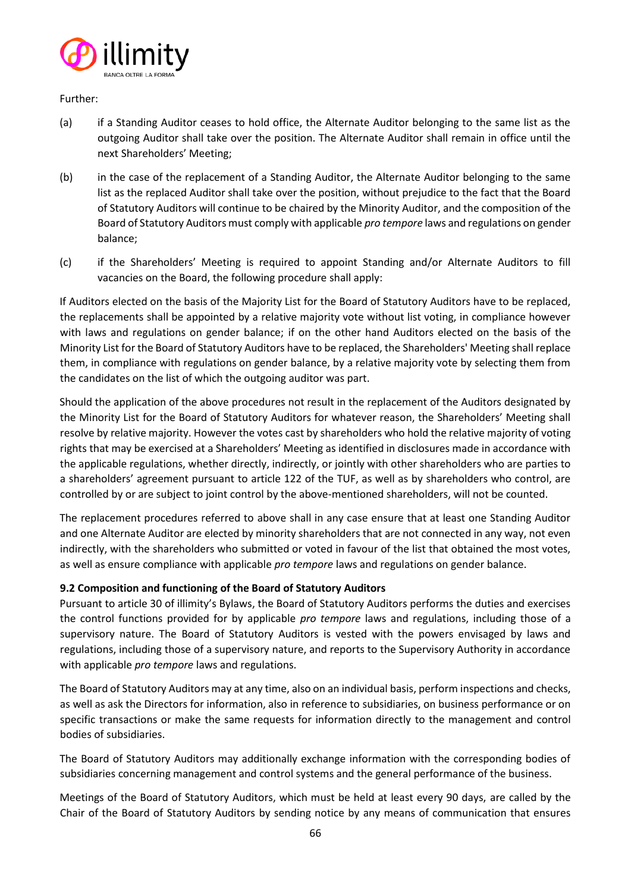Further:

(a) if a Standing Auditor ceases to hold office, the Alternate Auditor belonging to the same list as the outgoing Auditor shall take over the position. The Alternate Auditor shall remain in office until the next Shareholders' Meeting;

(b) in the case of the replacement of a Standing Auditor, the Alternate Auditor belonging to the same list as the replaced Auditor shall take over the position, without prejudice to the fact that the Board of Statutory Auditors will continue to be chaired by the Minority Auditor, and the composition of the Board of Statutory Auditors must comply with applicable *pro tempore* laws and regulations on gender balance;

(c) if the Shareholders' Meeting is required to appoint Standing and/or Alternate Auditors to fill vacancies on the Board, the following procedure shall apply:

If Auditors elected on the basis of the Majority List for the Board of Statutory Auditors have to be replaced, the replacements shall be appointed by a relative majority vote without list voting, in compliance however with laws and regulations on gender balance; if on the other hand Auditors elected on the basis of the Minority List for the Board of Statutory Auditors have to be replaced, the Shareholders' Meeting shall replace them, in compliance with regulations on gender balance, by a relative majority vote by selecting them from the candidates on the list of which the outgoing auditor was part.

Should the application of the above procedures not result in the replacement of the Auditors designated by the Minority List for the Board of Statutory Auditors for whatever reason, the Shareholders' Meeting shall resolve by relative majority. However the votes cast by shareholders who hold the relative majority of voting rights that may be exercised at a Shareholders' Meeting as identified in disclosures made in accordance with the applicable regulations, whether directly, indirectly, or jointly with other shareholders who are parties to a shareholders' agreement pursuant to article 122 of the TUF, as well as by shareholders who control, are controlled by or are subject to joint control by the above-mentioned shareholders, will not be counted.

The replacement procedures referred to above shall in any case ensure that at least one Standing Auditor and one Alternate Auditor are elected by minority shareholders that are not connected in any way, not even indirectly, with the shareholders who submitted or voted in favour of the list that obtained the most votes, as well as ensure compliance with applicable *pro tempore* laws and regulations on gender balance.

**9.2 Composition and functioning of the Board of Statutory Auditors**

Pursuant to article 30 of illimity's Bylaws, the Board of Statutory Auditors performs the duties and exercises the control functions provided for by applicable *pro tempore* laws and regulations, including those of a supervisory nature. The Board of Statutory Auditors is vested with the powers envisaged by laws and regulations, including those of a supervisory nature, and reports to the Supervisory Authority in accordance with applicable *pro tempore* laws and regulations.

The Board of Statutory Auditors may at any time, also on an individual basis, perform inspections and checks, as well as ask the Directors for information, also in reference to subsidiaries, on business performance or on specific transactions or make the same requests for information directly to the management and control bodies of subsidiaries.

The Board of Statutory Auditors may additionally exchange information with the corresponding bodies of subsidiaries concerning management and control systems and the general performance of the business.

Meetings of the Board of Statutory Auditors, which must be held at least every 90 days, are called by the Chair of the Board of Statutory Auditors by sending notice by any means of communication that ensures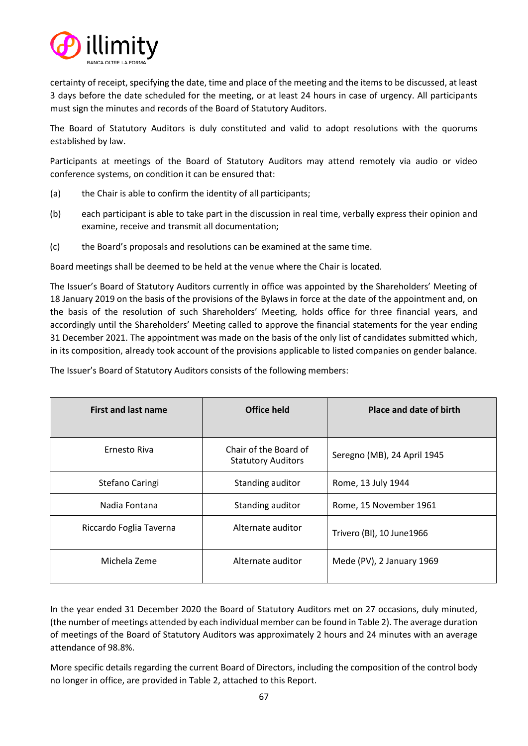certainty of receipt, specifying the date, time and place of the meeting and the items to be discussed, at least 3 days before the date scheduled for the meeting, or at least 24 hours in case of urgency. All participants must sign the minutes and records of the Board of Statutory Auditors.

The Board of Statutory Auditors is duly constituted and valid to adopt resolutions with the quorums established by law.

Participants at meetings of the Board of Statutory Auditors may attend remotely via audio or video conference systems, on condition it can be ensured that:

(a) the Chair is able to confirm the identity of all participants;

(b) each participant is able to take part in the discussion in real time, verbally express their opinion and examine, receive and transmit all documentation;

(c) the Board's proposals and resolutions can be examined at the same time.

Board meetings shall be deemed to be held at the venue where the Chair is located.

The Issuer's Board of Statutory Auditors currently in office was appointed by the Shareholders' Meeting of 18 January 2019 on the basis of the provisions of the Bylaws in force at the date of the appointment and, on the basis of the resolution of such Shareholders' Meeting, holds office for three financial years, and accordingly until the Shareholders' Meeting called to approve the financial statements for the year ending 31 December 2021. The appointment was made on the basis of the only list of candidates submitted which, in its composition, already took account of the provisions applicable to listed companies on gender balance.

The Issuer's Board of Statutory Auditors consists of the following members:

| First and last name | Office held | Place and date of birth |
|---|---|---|
| Ernesto Riva | Chair of the Board of Statutory Auditors | Seregno (MB), 24 April 1945 |
| Stefano Caringi | Standing auditor | Rome, 13 July 1944 |
| Nadia Fontana | Standing auditor | Rome, 15 November 1961 |
| Riccardo Foglia Taverna | Alternate auditor | Trivero (BI), 10 June1966 |
| Michela Zeme | Alternate auditor | Mede (PV), 2 January 1969 |

In the year ended 31 December 2020 the Board of Statutory Auditors met on 27 occasions, duly minuted, (the number of meetings attended by each individual member can be found in Table 2). The average duration of meetings of the Board of Statutory Auditors was approximately 2 hours and 24 minutes with an average attendance of 98.8%.

More specific details regarding the current Board of Directors, including the composition of the control body no longer in office, are provided in Table 2, attached to this Report.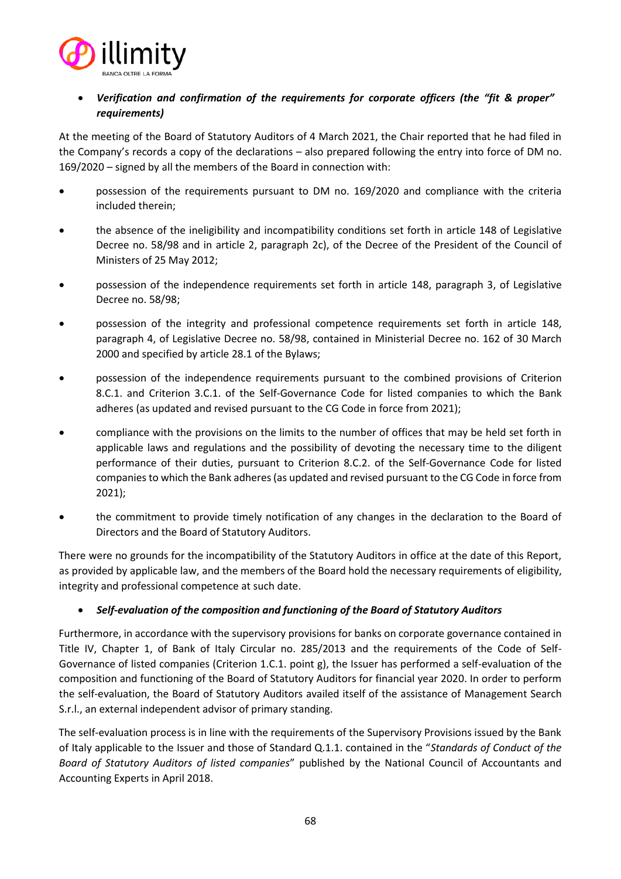- ***Verification and confirmation of the requirements for corporate officers (the "fit & proper" requirements)***

At the meeting of the Board of Statutory Auditors of 4 March 2021, the Chair reported that he had filed in the Company's records a copy of the declarations – also prepared following the entry into force of DM no. 169/2020 – signed by all the members of the Board in connection with:

- possession of the requirements pursuant to DM no. 169/2020 and compliance with the criteria included therein;
- the absence of the ineligibility and incompatibility conditions set forth in article 148 of Legislative Decree no. 58/98 and in article 2, paragraph 2c), of the Decree of the President of the Council of Ministers of 25 May 2012;
- possession of the independence requirements set forth in article 148, paragraph 3, of Legislative Decree no. 58/98;
- possession of the integrity and professional competence requirements set forth in article 148, paragraph 4, of Legislative Decree no. 58/98, contained in Ministerial Decree no. 162 of 30 March 2000 and specified by article 28.1 of the Bylaws;
- possession of the independence requirements pursuant to the combined provisions of Criterion 8.C.1. and Criterion 3.C.1. of the Self-Governance Code for listed companies to which the Bank adheres (as updated and revised pursuant to the CG Code in force from 2021);
- compliance with the provisions on the limits to the number of offices that may be held set forth in applicable laws and regulations and the possibility of devoting the necessary time to the diligent performance of their duties, pursuant to Criterion 8.C.2. of the Self-Governance Code for listed companies to which the Bank adheres (as updated and revised pursuant to the CG Code in force from 2021);
- the commitment to provide timely notification of any changes in the declaration to the Board of Directors and the Board of Statutory Auditors.

There were no grounds for the incompatibility of the Statutory Auditors in office at the date of this Report, as provided by applicable law, and the members of the Board hold the necessary requirements of eligibility, integrity and professional competence at such date.

- ***Self-evaluation of the composition and functioning of the Board of Statutory Auditors***

Furthermore, in accordance with the supervisory provisions for banks on corporate governance contained in Title IV, Chapter 1, of Bank of Italy Circular no. 285/2013 and the requirements of the Code of Self-Governance of listed companies (Criterion 1.C.1. point g), the Issuer has performed a self-evaluation of the composition and functioning of the Board of Statutory Auditors for financial year 2020. In order to perform the self-evaluation, the Board of Statutory Auditors availed itself of the assistance of Management Search S.r.l., an external independent advisor of primary standing.

The self-evaluation process is in line with the requirements of the Supervisory Provisions issued by the Bank of Italy applicable to the Issuer and those of Standard Q.1.1. contained in the "*Standards of Conduct of the Board of Statutory Auditors of listed companies*" published by the National Council of Accountants and Accounting Experts in April 2018.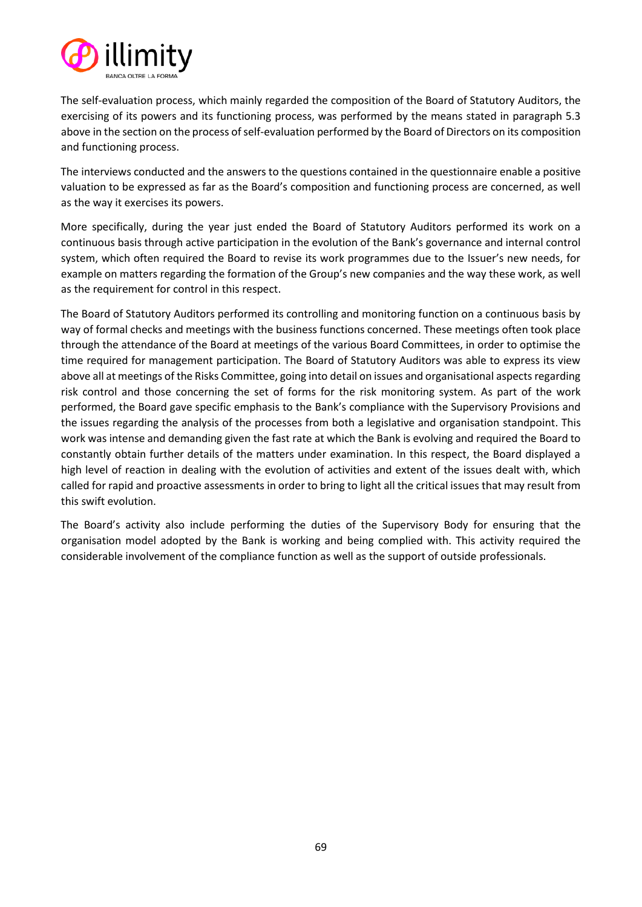The self-evaluation process, which mainly regarded the composition of the Board of Statutory Auditors, the exercising of its powers and its functioning process, was performed by the means stated in paragraph 5.3 above in the section on the process of self-evaluation performed by the Board of Directors on its composition and functioning process.

The interviews conducted and the answers to the questions contained in the questionnaire enable a positive valuation to be expressed as far as the Board's composition and functioning process are concerned, as well as the way it exercises its powers.

More specifically, during the year just ended the Board of Statutory Auditors performed its work on a continuous basis through active participation in the evolution of the Bank's governance and internal control system, which often required the Board to revise its work programmes due to the Issuer's new needs, for example on matters regarding the formation of the Group's new companies and the way these work, as well as the requirement for control in this respect.

The Board of Statutory Auditors performed its controlling and monitoring function on a continuous basis by way of formal checks and meetings with the business functions concerned. These meetings often took place through the attendance of the Board at meetings of the various Board Committees, in order to optimise the time required for management participation. The Board of Statutory Auditors was able to express its view above all at meetings of the Risks Committee, going into detail on issues and organisational aspects regarding risk control and those concerning the set of forms for the risk monitoring system. As part of the work performed, the Board gave specific emphasis to the Bank's compliance with the Supervisory Provisions and the issues regarding the analysis of the processes from both a legislative and organisation standpoint. This work was intense and demanding given the fast rate at which the Bank is evolving and required the Board to constantly obtain further details of the matters under examination. In this respect, the Board displayed a high level of reaction in dealing with the evolution of activities and extent of the issues dealt with, which called for rapid and proactive assessments in order to bring to light all the critical issues that may result from this swift evolution.

The Board's activity also include performing the duties of the Supervisory Body for ensuring that the organisation model adopted by the Bank is working and being complied with. This activity required the considerable involvement of the compliance function as well as the support of outside professionals.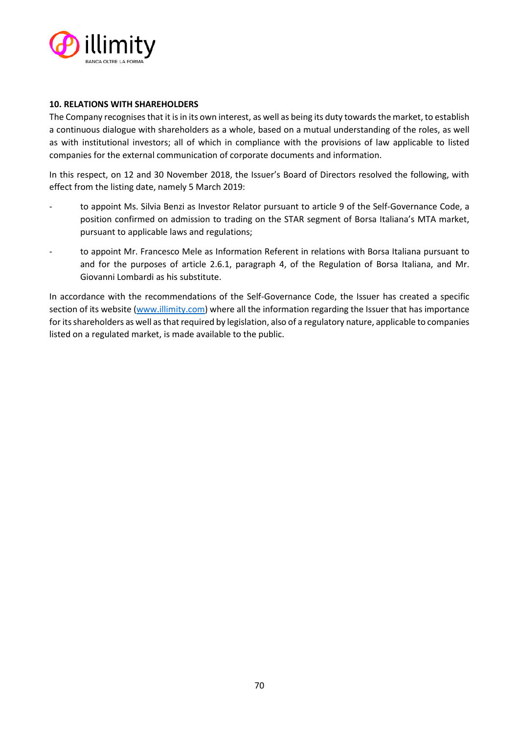## 10. RELATIONS WITH SHAREHOLDERS

The Company recognises that it is in its own interest, as well as being its duty towards the market, to establish a continuous dialogue with shareholders as a whole, based on a mutual understanding of the roles, as well as with institutional investors; all of which in compliance with the provisions of law applicable to listed companies for the external communication of corporate documents and information.

In this respect, on 12 and 30 November 2018, the Issuer's Board of Directors resolved the following, with effect from the listing date, namely 5 March 2019:

- to appoint Ms. Silvia Benzi as Investor Relator pursuant to article 9 of the Self-Governance Code, a position confirmed on admission to trading on the STAR segment of Borsa Italiana's MTA market, pursuant to applicable laws and regulations;
- to appoint Mr. Francesco Mele as Information Referent in relations with Borsa Italiana pursuant to and for the purposes of article 2.6.1, paragraph 4, of the Regulation of Borsa Italiana, and Mr. Giovanni Lombardi as his substitute.

In accordance with the recommendations of the Self-Governance Code, the Issuer has created a specific section of its website (www.illimity.com) where all the information regarding the Issuer that has importance for its shareholders as well as that required by legislation, also of a regulatory nature, applicable to companies listed on a regulated market, is made available to the public.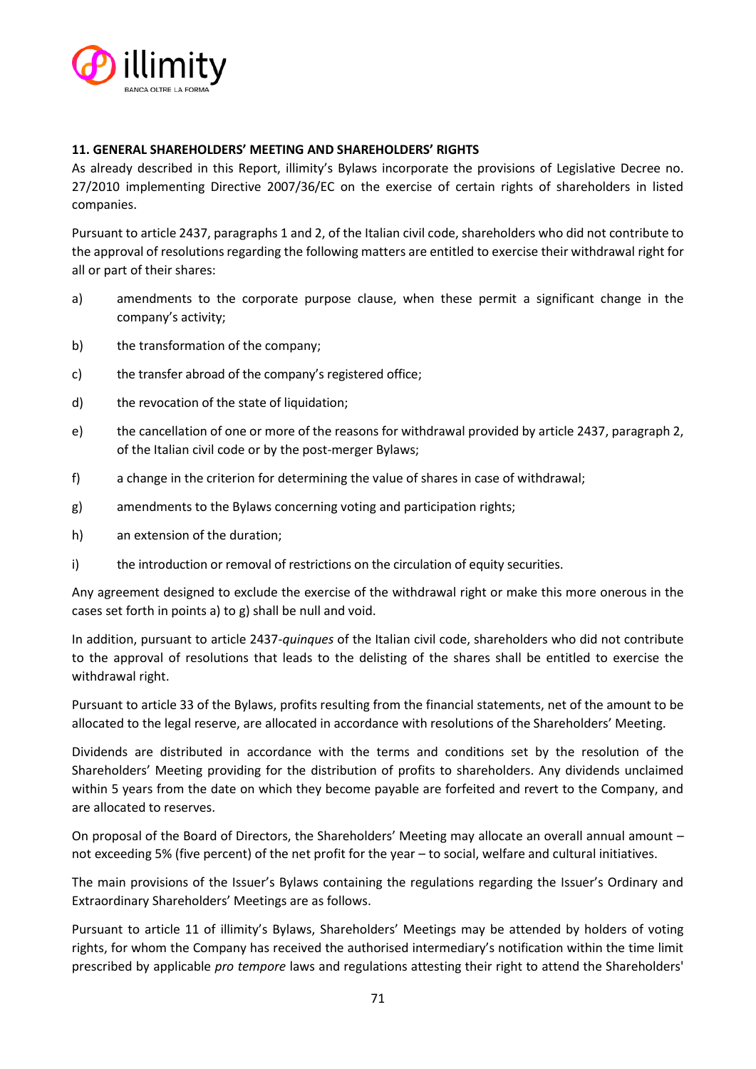## 11. GENERAL SHAREHOLDERS' MEETING AND SHAREHOLDERS' RIGHTS

As already described in this Report, illimity's Bylaws incorporate the provisions of Legislative Decree no. 27/2010 implementing Directive 2007/36/EC on the exercise of certain rights of shareholders in listed companies.

Pursuant to article 2437, paragraphs 1 and 2, of the Italian civil code, shareholders who did not contribute to the approval of resolutions regarding the following matters are entitled to exercise their withdrawal right for all or part of their shares:

a) amendments to the corporate purpose clause, when these permit a significant change in the company's activity;

b) the transformation of the company;

c) the transfer abroad of the company's registered office;

d) the revocation of the state of liquidation;

e) the cancellation of one or more of the reasons for withdrawal provided by article 2437, paragraph 2, of the Italian civil code or by the post-merger Bylaws;

f) a change in the criterion for determining the value of shares in case of withdrawal;

g) amendments to the Bylaws concerning voting and participation rights;

h) an extension of the duration;

i) the introduction or removal of restrictions on the circulation of equity securities.

Any agreement designed to exclude the exercise of the withdrawal right or make this more onerous in the cases set forth in points a) to g) shall be null and void.

In addition, pursuant to article 2437-*quinques* of the Italian civil code, shareholders who did not contribute to the approval of resolutions that leads to the delisting of the shares shall be entitled to exercise the withdrawal right.

Pursuant to article 33 of the Bylaws, profits resulting from the financial statements, net of the amount to be allocated to the legal reserve, are allocated in accordance with resolutions of the Shareholders' Meeting.

Dividends are distributed in accordance with the terms and conditions set by the resolution of the Shareholders' Meeting providing for the distribution of profits to shareholders. Any dividends unclaimed within 5 years from the date on which they become payable are forfeited and revert to the Company, and are allocated to reserves.

On proposal of the Board of Directors, the Shareholders' Meeting may allocate an overall annual amount – not exceeding 5% (five percent) of the net profit for the year – to social, welfare and cultural initiatives.

The main provisions of the Issuer's Bylaws containing the regulations regarding the Issuer's Ordinary and Extraordinary Shareholders' Meetings are as follows.

Pursuant to article 11 of illimity's Bylaws, Shareholders' Meetings may be attended by holders of voting rights, for whom the Company has received the authorised intermediary's notification within the time limit prescribed by applicable *pro tempore* laws and regulations attesting their right to attend the Shareholders'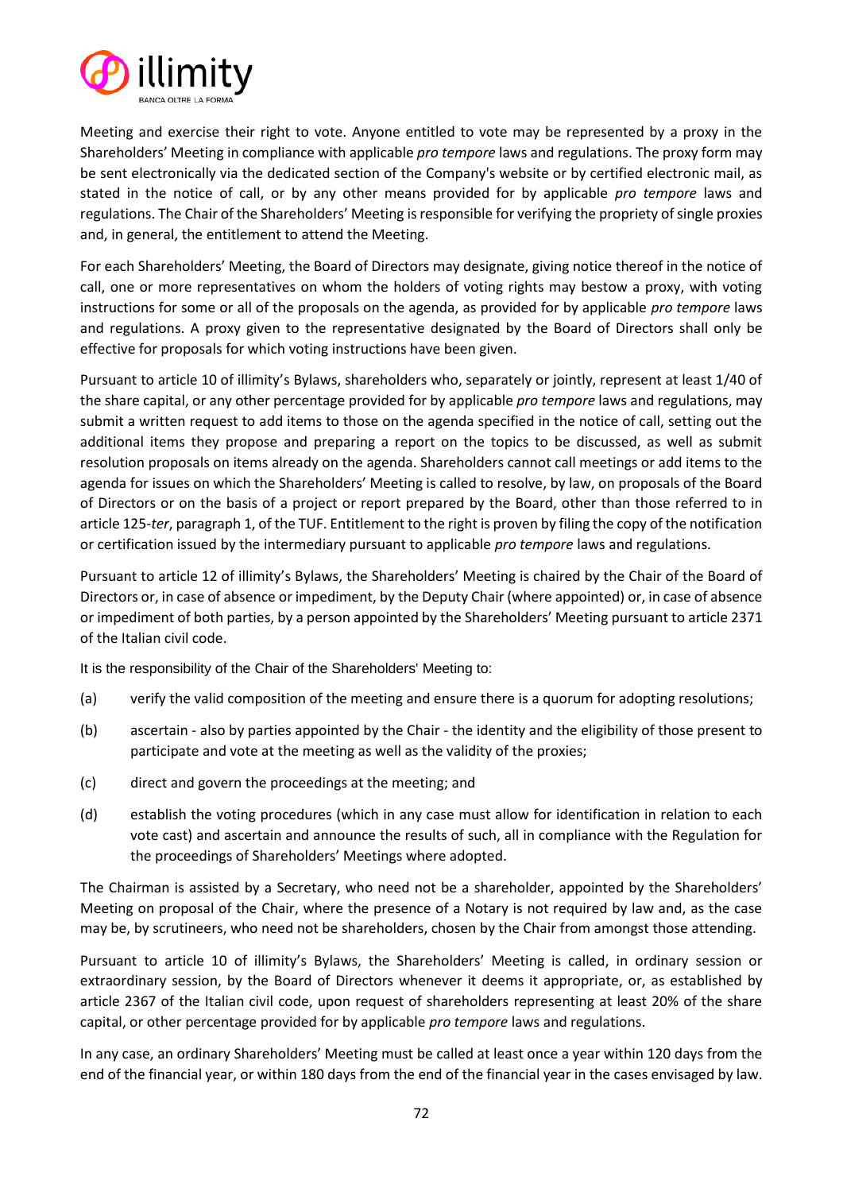Meeting and exercise their right to vote. Anyone entitled to vote may be represented by a proxy in the Shareholders' Meeting in compliance with applicable *pro tempore* laws and regulations. The proxy form may be sent electronically via the dedicated section of the Company's website or by certified electronic mail, as stated in the notice of call, or by any other means provided for by applicable *pro tempore* laws and regulations. The Chair of the Shareholders' Meeting is responsible for verifying the propriety of single proxies and, in general, the entitlement to attend the Meeting.

For each Shareholders' Meeting, the Board of Directors may designate, giving notice thereof in the notice of call, one or more representatives on whom the holders of voting rights may bestow a proxy, with voting instructions for some or all of the proposals on the agenda, as provided for by applicable *pro tempore* laws and regulations. A proxy given to the representative designated by the Board of Directors shall only be effective for proposals for which voting instructions have been given.

Pursuant to article 10 of illimity's Bylaws, shareholders who, separately or jointly, represent at least 1/40 of the share capital, or any other percentage provided for by applicable *pro tempore* laws and regulations, may submit a written request to add items to those on the agenda specified in the notice of call, setting out the additional items they propose and preparing a report on the topics to be discussed, as well as submit resolution proposals on items already on the agenda. Shareholders cannot call meetings or add items to the agenda for issues on which the Shareholders' Meeting is called to resolve, by law, on proposals of the Board of Directors or on the basis of a project or report prepared by the Board, other than those referred to in article 125-*ter*, paragraph 1, of the TUF. Entitlement to the right is proven by filing the copy of the notification or certification issued by the intermediary pursuant to applicable *pro tempore* laws and regulations.

Pursuant to article 12 of illimity's Bylaws, the Shareholders' Meeting is chaired by the Chair of the Board of Directors or, in case of absence or impediment, by the Deputy Chair (where appointed) or, in case of absence or impediment of both parties, by a person appointed by the Shareholders' Meeting pursuant to article 2371 of the Italian civil code.

It is the responsibility of the Chair of the Shareholders' Meeting to:

(a) verify the valid composition of the meeting and ensure there is a quorum for adopting resolutions;

(b) ascertain - also by parties appointed by the Chair - the identity and the eligibility of those present to participate and vote at the meeting as well as the validity of the proxies;

(c) direct and govern the proceedings at the meeting; and

(d) establish the voting procedures (which in any case must allow for identification in relation to each vote cast) and ascertain and announce the results of such, all in compliance with the Regulation for the proceedings of Shareholders' Meetings where adopted.

The Chairman is assisted by a Secretary, who need not be a shareholder, appointed by the Shareholders' Meeting on proposal of the Chair, where the presence of a Notary is not required by law and, as the case may be, by scrutineers, who need not be shareholders, chosen by the Chair from amongst those attending.

Pursuant to article 10 of illimity's Bylaws, the Shareholders' Meeting is called, in ordinary session or extraordinary session, by the Board of Directors whenever it deems it appropriate, or, as established by article 2367 of the Italian civil code, upon request of shareholders representing at least 20% of the share capital, or other percentage provided for by applicable *pro tempore* laws and regulations.

In any case, an ordinary Shareholders' Meeting must be called at least once a year within 120 days from the end of the financial year, or within 180 days from the end of the financial year in the cases envisaged by law.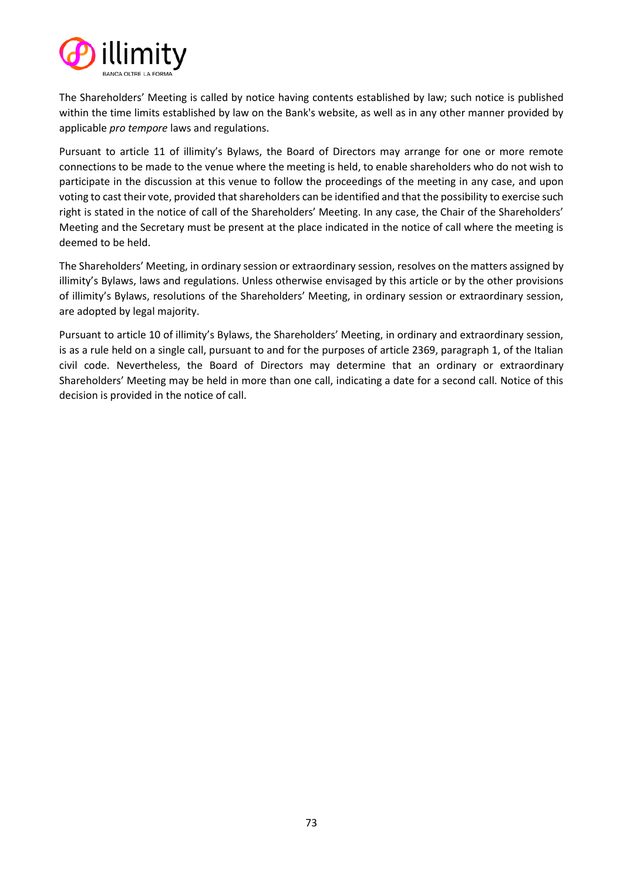The Shareholders' Meeting is called by notice having contents established by law; such notice is published within the time limits established by law on the Bank's website, as well as in any other manner provided by applicable *pro tempore* laws and regulations.

Pursuant to article 11 of illimity's Bylaws, the Board of Directors may arrange for one or more remote connections to be made to the venue where the meeting is held, to enable shareholders who do not wish to participate in the discussion at this venue to follow the proceedings of the meeting in any case, and upon voting to cast their vote, provided that shareholders can be identified and that the possibility to exercise such right is stated in the notice of call of the Shareholders' Meeting. In any case, the Chair of the Shareholders' Meeting and the Secretary must be present at the place indicated in the notice of call where the meeting is deemed to be held.

The Shareholders' Meeting, in ordinary session or extraordinary session, resolves on the matters assigned by illimity's Bylaws, laws and regulations. Unless otherwise envisaged by this article or by the other provisions of illimity's Bylaws, resolutions of the Shareholders' Meeting, in ordinary session or extraordinary session, are adopted by legal majority.

Pursuant to article 10 of illimity's Bylaws, the Shareholders' Meeting, in ordinary and extraordinary session, is as a rule held on a single call, pursuant to and for the purposes of article 2369, paragraph 1, of the Italian civil code. Nevertheless, the Board of Directors may determine that an ordinary or extraordinary Shareholders' Meeting may be held in more than one call, indicating a date for a second call. Notice of this decision is provided in the notice of call.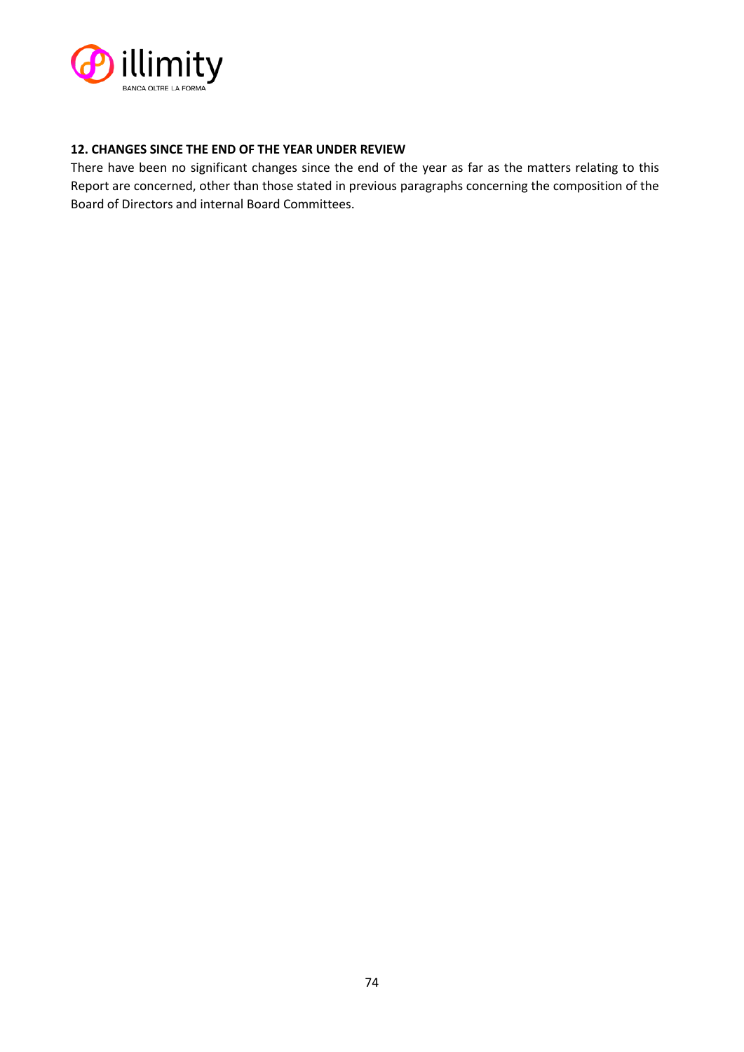## 12. CHANGES SINCE THE END OF THE YEAR UNDER REVIEW

There have been no significant changes since the end of the year as far as the matters relating to this Report are concerned, other than those stated in previous paragraphs concerning the composition of the Board of Directors and internal Board Committees.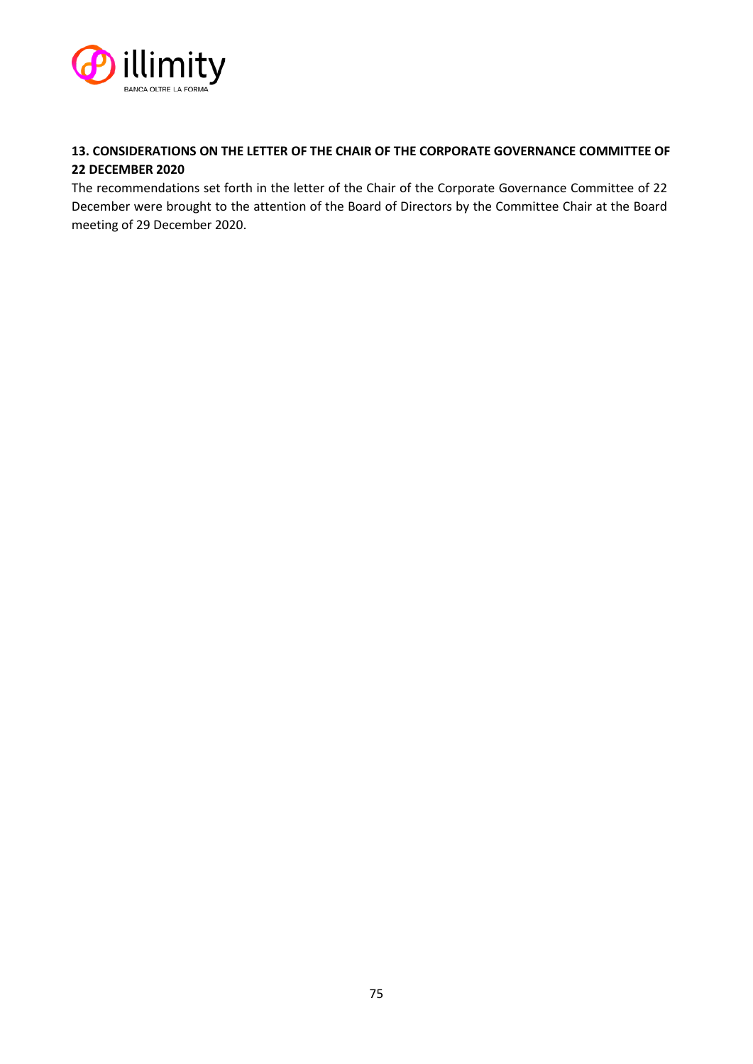## 13. CONSIDERATIONS ON THE LETTER OF THE CHAIR OF THE CORPORATE GOVERNANCE COMMITTEE OF 22 DECEMBER 2020

The recommendations set forth in the letter of the Chair of the Corporate Governance Committee of 22 December were brought to the attention of the Board of Directors by the Committee Chair at the Board meeting of 29 December 2020.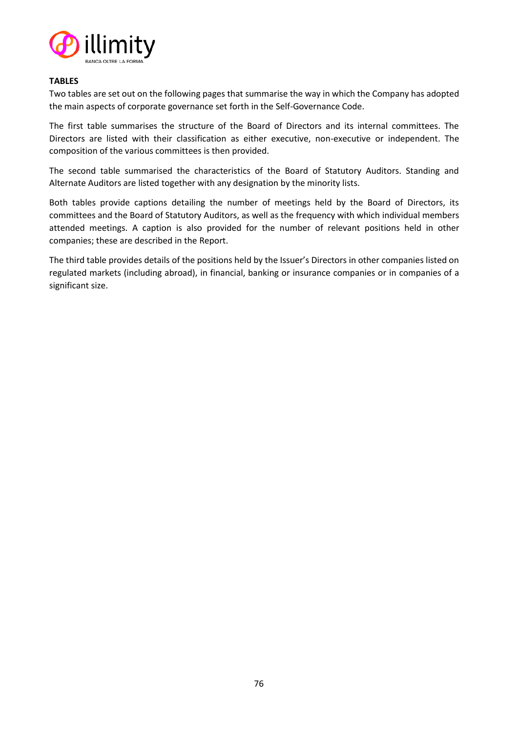**TABLES**

Two tables are set out on the following pages that summarise the way in which the Company has adopted the main aspects of corporate governance set forth in the Self-Governance Code.

The first table summarises the structure of the Board of Directors and its internal committees. The Directors are listed with their classification as either executive, non-executive or independent. The composition of the various committees is then provided.

The second table summarised the characteristics of the Board of Statutory Auditors. Standing and Alternate Auditors are listed together with any designation by the minority lists.

Both tables provide captions detailing the number of meetings held by the Board of Directors, its committees and the Board of Statutory Auditors, as well as the frequency with which individual members attended meetings. A caption is also provided for the number of relevant positions held in other companies; these are described in the Report.

The third table provides details of the positions held by the Issuer's Directors in other companies listed on regulated markets (including abroad), in financial, banking or insurance companies or in companies of a significant size.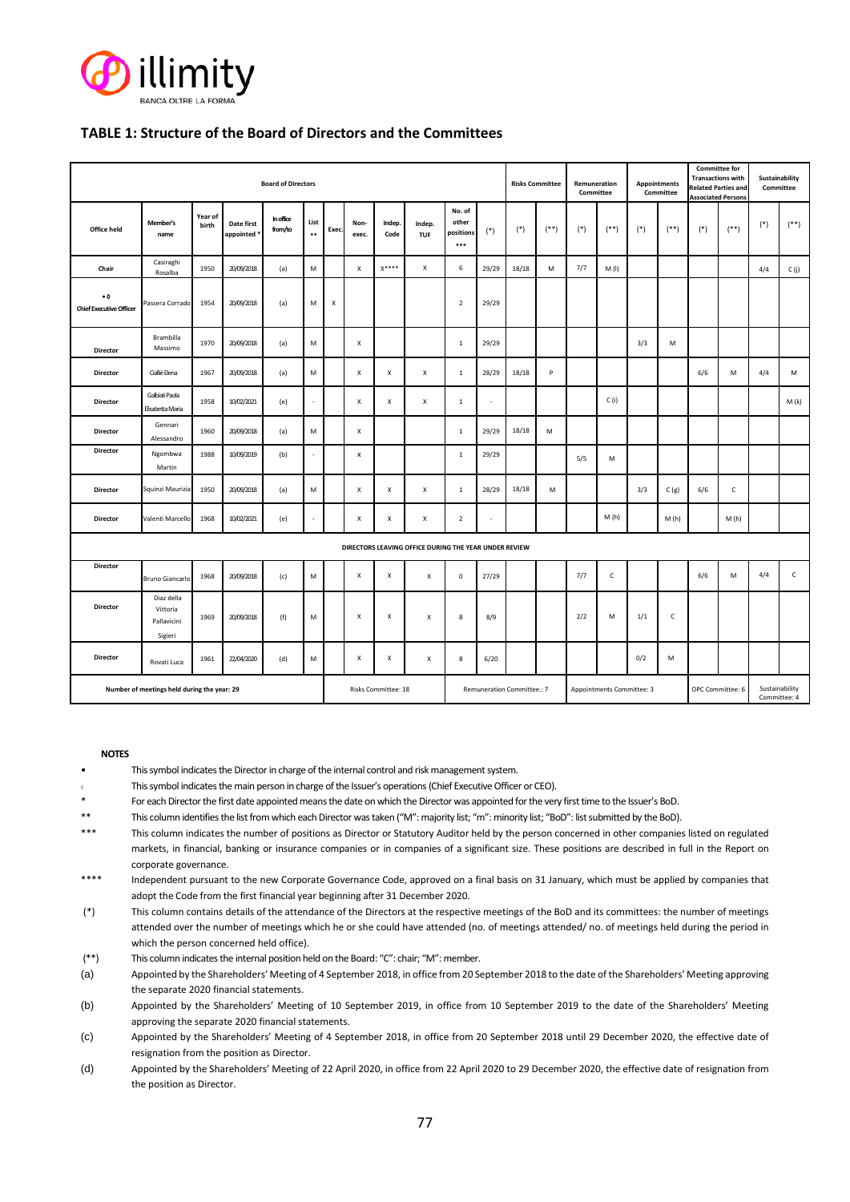## TABLE 1: Structure of the Board of Directors and the Committees

| Board of Directors | | | | | | | | | | | | Risks Committee | | Remuneration Committee | | Appointments Committee | | Committee for Transactions with Related Parties and Associated Persons | | Sustainability Committee | |
|---|---|---|---|---|---|---|---|---|---|---|---|---|---|---|---|---|---|---|---|---|---|
| Office held | Member's name | Year of birth | Date first appointed * | In office from/to | List ** | Exec. | Non-exec. | Indep. Code | Indep. TUF | No. of other positions *** | (*) | (*) | (**) | (*) | (**) | (*) | (**) | (*) | (**) | (*) | (**) |
| Chair | Casiraghi Rosalba | 1950 | 20/09/2018 | (a) | M | | X | X**** | X | 6 | 29/29 | 18/18 | M | 7/7 | M (l) | | | | | 4/4 | C (j) |
| • ◊ Chief Executive Officer | Passera Corrado | 1954 | 20/09/2018 | (a) | M | X | | | | 2 | 29/29 | | | | | | | | | | |
| Director | Brambilla Massimo | 1970 | 20/09/2018 | (a) | M | | X | | | 1 | 29/29 | | | | | 3/3 | M | | | | |
| Director | Gallè Elena | 1967 | 20/09/2018 | (a) | M | | X | X | X | 1 | 28/29 | 18/18 | P | | | | | 6/6 | M | 4/4 | M |
| Director | Galbiati Paola Elisabetta Maria | 1958 | 10/02/2021 | (e) | - | | X | X | X | 1 | - | | | | C (i) | | | | | | M (k) |
| Director | Gennari Alessandro | 1960 | 20/09/2018 | (a) | M | | X | | | 1 | 29/29 | 18/18 | M | | | | | | | | |
| Director | Ngombwa Martin | 1988 | 10/09/2019 | (b) | - | | X | | | 1 | 29/29 | | | 5/5 | M | | | | | | |
| Director | Squinzi Maurizia | 1950 | 20/09/2018 | (a) | M | | X | X | X | 1 | 28/29 | 18/18 | M | | | 3/3 | C (g) | 6/6 | C | | |
| Director | Valenti Marcello | 1968 | 10/02/2021 | (e) | - | | X | X | X | 2 | - | | | | M (h) | | M (h) | | M (h) | | |
| DIRECTORS LEAVING OFFICE DURING THE YEAR UNDER REVIEW | | | | | | | | | | | | | | | | | | | | | |
| Director | Bruno Giancarlo | 1968 | 20/09/2018 | (c) | M | | X | X | X | 0 | 27/29 | | | 7/7 | C | | | 6/6 | M | 4/4 | C |
| Director | Diaz della Vittoria Pallavicini Sigieri | 1969 | 20/09/2018 | (f) | M | | X | X | X | 8 | 8/9 | | | 2/2 | M | 1/1 | C | | | | |
| Director | Rovati Luca | 1961 | 22/04/2020 | (d) | M | | X | X | X | 8 | 6/20 | | | | | 0/2 | M | | | | |
| Number of meetings held during the year: 29 | | | | | | | Risks Committee: 18 | | | Remuneration Committee.: 7 | | | | Appointments Committee: 3 | | | | OPC Committee: 6 | | Sustainability Committee: 4 | |

**NOTES**

- • This symbol indicates the Director in charge of the internal control and risk management system.
- ◊ This symbol indicates the main person in charge of the Issuer's operations (Chief Executive Officer or CEO).
- \* For each Director the first date appointed means the date on which the Director was appointed for the very first time to the Issuer's BoD.
- \*\* This column identifies the list from which each Director was taken ("M": majority list; "m": minority list; "BoD": list submitted by the BoD).
- \*\*\* This column indicates the number of positions as Director or Statutory Auditor held by the person concerned in other companies listed on regulated markets, in financial, banking or insurance companies or in companies of a significant size. These positions are described in full in the Report on corporate governance.
- \*\*\*\* Independent pursuant to the new Corporate Governance Code, approved on a final basis on 31 January, which must be applied by companies that adopt the Code from the first financial year beginning after 31 December 2020.
- (\*) This column contains details of the attendance of the Directors at the respective meetings of the BoD and its committees: the number of meetings attended over the number of meetings which he or she could have attended (no. of meetings attended/ no. of meetings held during the period in which the person concerned held office).
- (\*\*) This column indicates the internal position held on the Board: "C": chair; "M": member.
- (a) Appointed by the Shareholders' Meeting of 4 September 2018, in office from 20 September 2018 to the date of the Shareholders' Meeting approving the separate 2020 financial statements.
- (b) Appointed by the Shareholders' Meeting of 10 September 2019, in office from 10 September 2019 to the date of the Shareholders' Meeting approving the separate 2020 financial statements.
- (c) Appointed by the Shareholders' Meeting of 4 September 2018, in office from 20 September 2018 until 29 December 2020, the effective date of resignation from the position as Director.
- (d) Appointed by the Shareholders' Meeting of 22 April 2020, in office from 22 April 2020 to 29 December 2020, the effective date of resignation from the position as Director.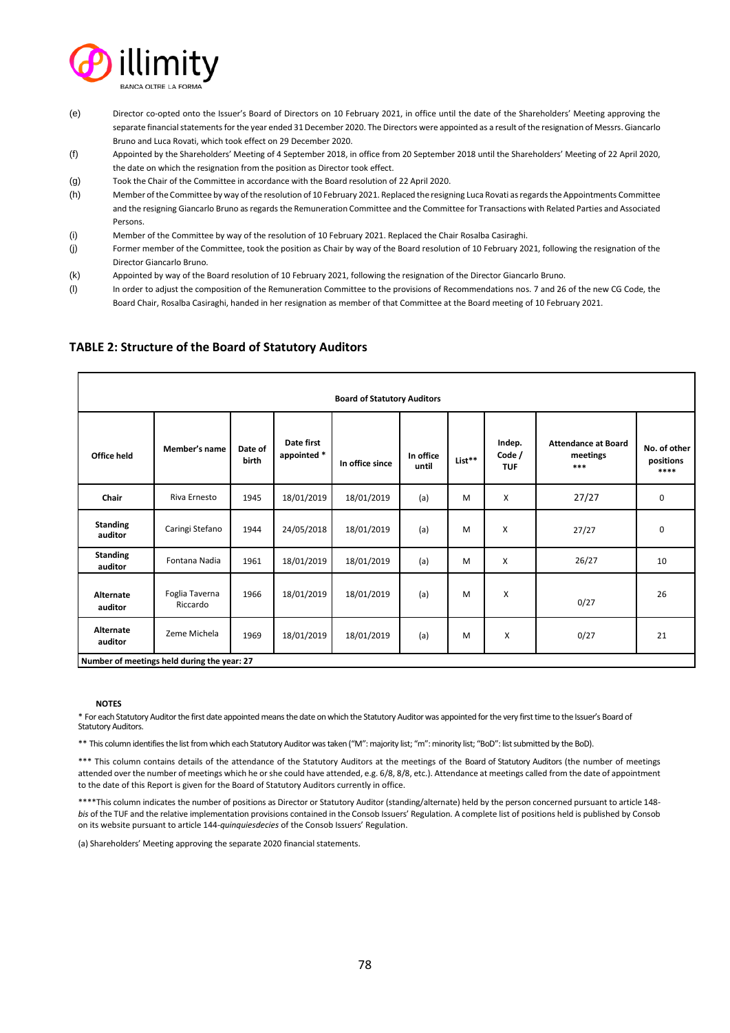(e) Director co-opted onto the Issuer's Board of Directors on 10 February 2021, in office until the date of the Shareholders' Meeting approving the separate financial statements for the year ended 31 December 2020. The Directors were appointed as a result of the resignation of Messrs. Giancarlo Bruno and Luca Rovati, which took effect on 29 December 2020.

(f) Appointed by the Shareholders' Meeting of 4 September 2018, in office from 20 September 2018 until the Shareholders' Meeting of 22 April 2020, the date on which the resignation from the position as Director took effect.

(g) Took the Chair of the Committee in accordance with the Board resolution of 22 April 2020.

(h) Member of the Committee by way of the resolution of 10 February 2021. Replaced the resigning Luca Rovati as regards the Appointments Committee and the resigning Giancarlo Bruno as regards the Remuneration Committee and the Committee for Transactions with Related Parties and Associated Persons.

(i) Member of the Committee by way of the resolution of 10 February 2021. Replaced the Chair Rosalba Casiraghi.

(j) Former member of the Committee, took the position as Chair by way of the Board resolution of 10 February 2021, following the resignation of the Director Giancarlo Bruno.

(k) Appointed by way of the Board resolution of 10 February 2021, following the resignation of the Director Giancarlo Bruno.

(l) In order to adjust the composition of the Remuneration Committee to the provisions of Recommendations nos. 7 and 26 of the new CG Code, the Board Chair, Rosalba Casiraghi, handed in her resignation as member of that Committee at the Board meeting of 10 February 2021.

## TABLE 2: Structure of the Board of Statutory Auditors

| Board of Statutory Auditors | | | | | | | | | |
|---|---|---|---|---|---|---|---|---|---|
| **Office held** | **Member's name** | **Date of birth** | **Date first appointed \*** | **In office since** | **In office until** | **List\*\*** | **Indep. Code / TUF** | **Attendance at Board meetings \*\*\*** | **No. of other positions \*\*\*\*** |
| **Chair** | Riva Ernesto | 1945 | 18/01/2019 | 18/01/2019 | (a) | M | X | 27/27 | 0 |
| **Standing auditor** | Caringi Stefano | 1944 | 24/05/2018 | 18/01/2019 | (a) | M | X | 27/27 | 0 |
| **Standing auditor** | Fontana Nadia | 1961 | 18/01/2019 | 18/01/2019 | (a) | M | X | 26/27 | 10 |
| **Alternate auditor** | Foglia Taverna Riccardo | 1966 | 18/01/2019 | 18/01/2019 | (a) | M | X | 0/27 | 26 |
| **Alternate auditor** | Zeme Michela | 1969 | 18/01/2019 | 18/01/2019 | (a) | M | X | 0/27 | 21 |
| **Number of meetings held during the year: 27** | | | | | | | | | |

**NOTES**

\* For each Statutory Auditor the first date appointed means the date on which the Statutory Auditor was appointed for the very first time to the Issuer's Board of Statutory Auditors.

\*\* This column identifies the list from which each Statutory Auditor was taken ("M": majority list; "m": minority list; "BoD": list submitted by the BoD).

\*\*\* This column contains details of the attendance of the Statutory Auditors at the meetings of the Board of Statutory Auditors (the number of meetings attended over the number of meetings which he or she could have attended, e.g. 6/8, 8/8, etc.). Attendance at meetings called from the date of appointment to the date of this Report is given for the Board of Statutory Auditors currently in office.

\*\*\*\*This column indicates the number of positions as Director or Statutory Auditor (standing/alternate) held by the person concerned pursuant to article 148-*bis* of the TUF and the relative implementation provisions contained in the Consob Issuers' Regulation. A complete list of positions held is published by Consob on its website pursuant to article 144-*quinquiesdecies* of the Consob Issuers' Regulation.

(a) Shareholders' Meeting approving the separate 2020 financial statements.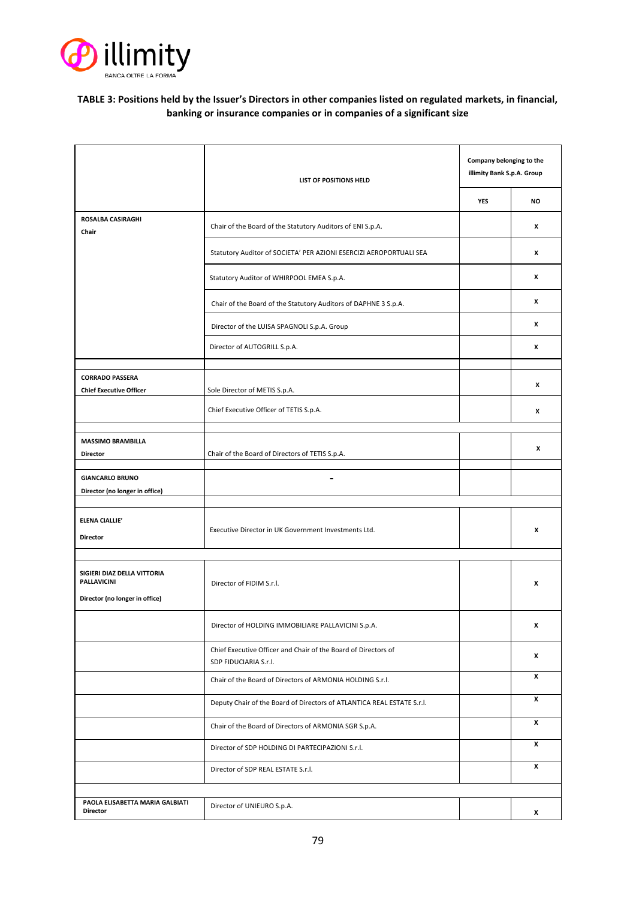### TABLE 3: Positions held by the Issuer's Directors in other companies listed on regulated markets, in financial, banking or insurance companies or in companies of a significant size

| | LIST OF POSITIONS HELD | Company belonging to the illimity Bank S.p.A. Group | |
|---|---|---|---|
| | | YES | NO |
| **ROSALBA CASIRAGHI** **Chair** | Chair of the Board of the Statutory Auditors of ENI S.p.A. | | X |
| | Statutory Auditor of SOCIETA' PER AZIONI ESERCIZI AEROPORTUALI SEA | | X |
| | Statutory Auditor of WHIRPOOL EMEA S.p.A. | | X |
| | Chair of the Board of the Statutory Auditors of DAPHNE 3 S.p.A. | | X |
| | Director of the LUISA SPAGNOLI S.p.A. Group | | X |
| | Director of AUTOGRILL S.p.A. | | X |
| | | | |
| **CORRADO PASSERA** **Chief Executive Officer** | Sole Director of METIS S.p.A. | | X |
| | Chief Executive Officer of TETIS S.p.A. | | X |
| | | | |
| **MASSIMO BRAMBILLA** **Director** | Chair of the Board of Directors of TETIS S.p.A. | | X |
| **GIANCARLO BRUNO** **Director (no longer in office)** | - | | |
| | | | |
| **ELENA CIALLIE'** **Director** | Executive Director in UK Government Investments Ltd. | | X |
| | | | |
| **SIGIERI DIAZ DELLA VITTORIA PALLAVICINI** **Director (no longer in office)** | Director of FIDIM S.r.l. | | X |
| | Director of HOLDING IMMOBILIARE PALLAVICINI S.p.A. | | X |
| | Chief Executive Officer and Chair of the Board of Directors of SDP FIDUCIARIA S.r.l. | | X |
| | Chair of the Board of Directors of ARMONIA HOLDING S.r.l. | | X |
| | Deputy Chair of the Board of Directors of ATLANTICA REAL ESTATE S.r.l. | | X |
| | Chair of the Board of Directors of ARMONIA SGR S.p.A. | | X |
| | Director of SDP HOLDING DI PARTECIPAZIONI S.r.l. | | X |
| | Director of SDP REAL ESTATE S.r.l. | | X |
| | | | |
| **PAOLA ELISABETTA MARIA GALBIATI** **Director** | Director of UNIEURO S.p.A. | | X |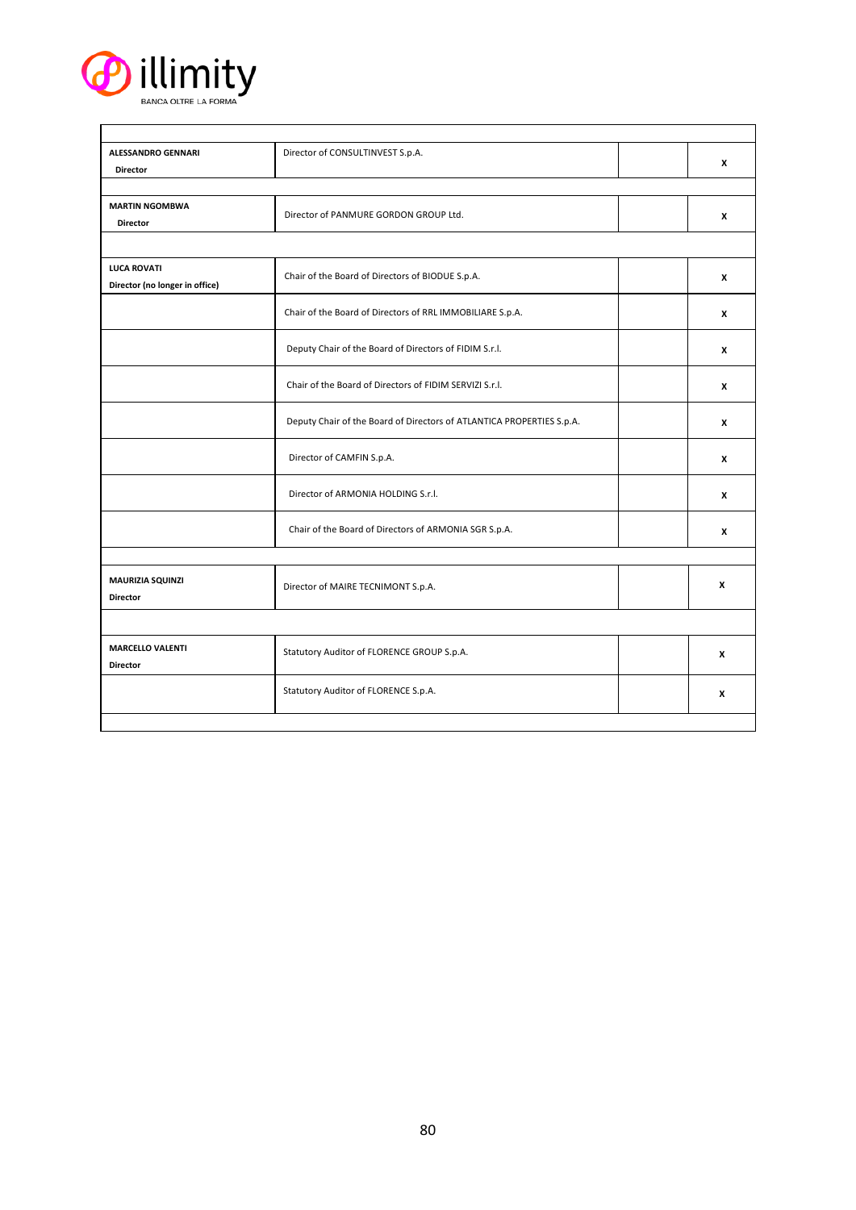| | | | |
|---|---|---|---|
| **ALESSANDRO GENNARI** **Director** | Director of CONSULTINVEST S.p.A. | | X |
| | | | |
| **MARTIN NGOMBWA** **Director** | Director of PANMURE GORDON GROUP Ltd. | | X |
| | | | |
| **LUCA ROVATI** **Director (no longer in office)** | Chair of the Board of Directors of BIODUE S.p.A. | | X |
| | Chair of the Board of Directors of RRL IMMOBILIARE S.p.A. | | X |
| | Deputy Chair of the Board of Directors of FIDIM S.r.l. | | X |
| | Chair of the Board of Directors of FIDIM SERVIZI S.r.l. | | X |
| | Deputy Chair of the Board of Directors of ATLANTICA PROPERTIES S.p.A. | | X |
| | Director of CAMFIN S.p.A. | | X |
| | Director of ARMONIA HOLDING S.r.l. | | X |
| | Chair of the Board of Directors of ARMONIA SGR S.p.A. | | X |
| | | | |
| **MAURIZIA SQUINZI** **Director** | Director of MAIRE TECNIMONT S.p.A. | | X |
| | | | |
| **MARCELLO VALENTI** **Director** | Statutory Auditor of FLORENCE GROUP S.p.A. | | X |
| | Statutory Auditor of FLORENCE S.p.A. | | X |